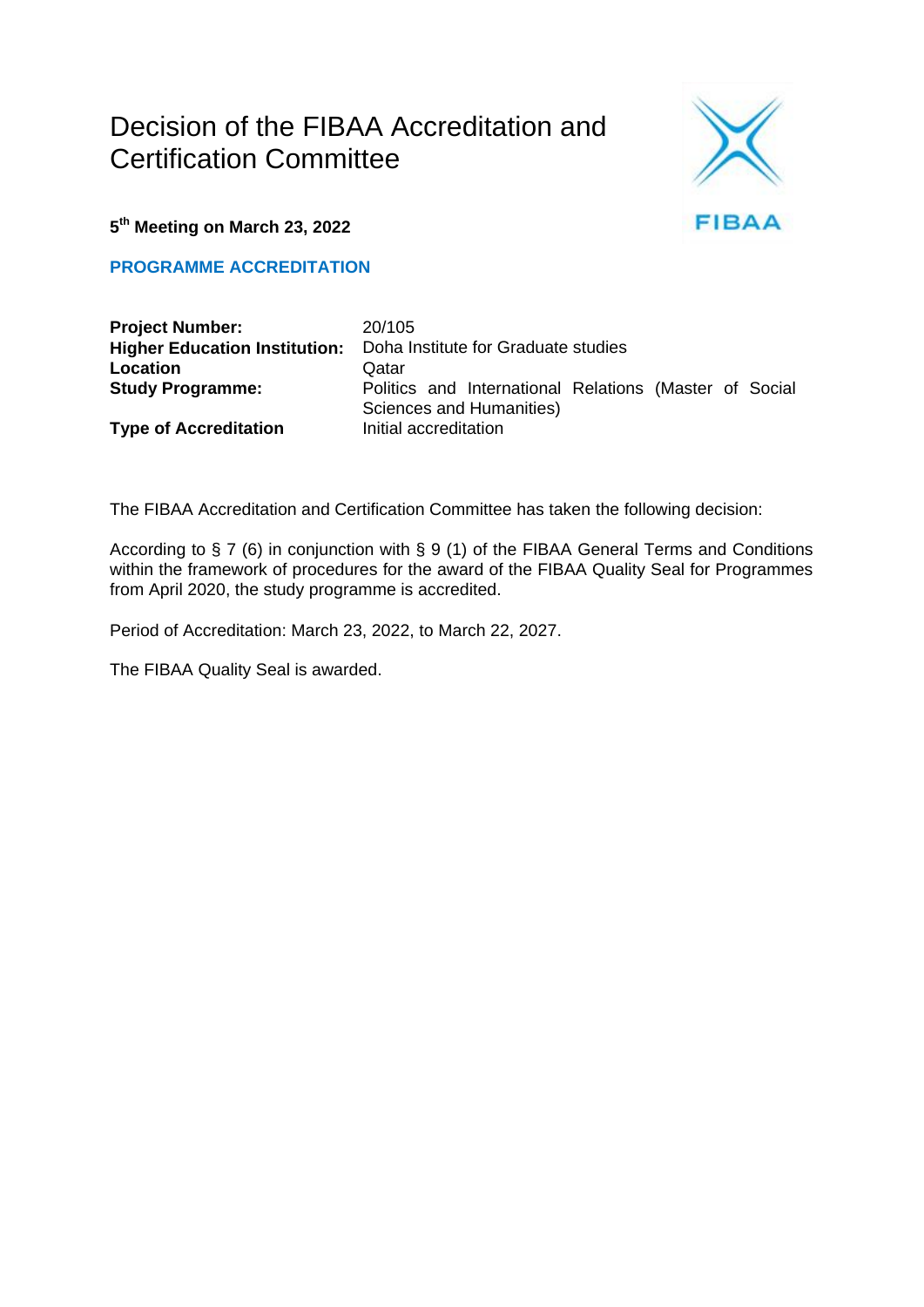# Decision of the FIBAA Accreditation and Certification Committee

**5th Meeting on March 23, 2022**

**PROGRAMME ACCREDITATION**

| | |
|---|---|
| **Project Number:** | 20/105 |
| **Higher Education Institution:** | Doha Institute for Graduate studies |
| **Location** | Qatar |
| **Study Programme:** | Politics and International Relations (Master of Social Sciences and Humanities) |
| **Type of Accreditation** | Initial accreditation |

The FIBAA Accreditation and Certification Committee has taken the following decision:

According to § 7 (6) in conjunction with § 9 (1) of the FIBAA General Terms and Conditions within the framework of procedures for the award of the FIBAA Quality Seal for Programmes from April 2020, the study programme is accredited.

Period of Accreditation: March 23, 2022, to March 22, 2027.

The FIBAA Quality Seal is awarded.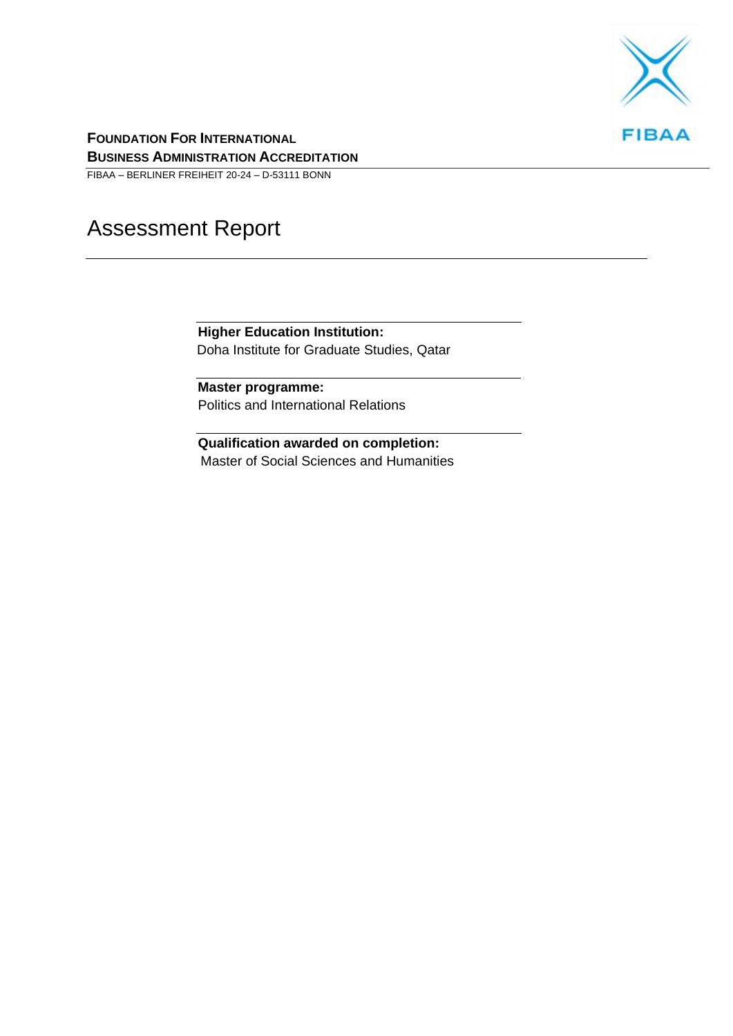**FOUNDATION FOR INTERNATIONAL BUSINESS ADMINISTRATION ACCREDITATION**

FIBAA – BERLINER FREIHEIT 20-24 – D-53111 BONN

# Assessment Report

**Higher Education Institution:**
Doha Institute for Graduate Studies, Qatar

**Master programme:**
Politics and International Relations

**Qualification awarded on completion:**
Master of Social Sciences and Humanities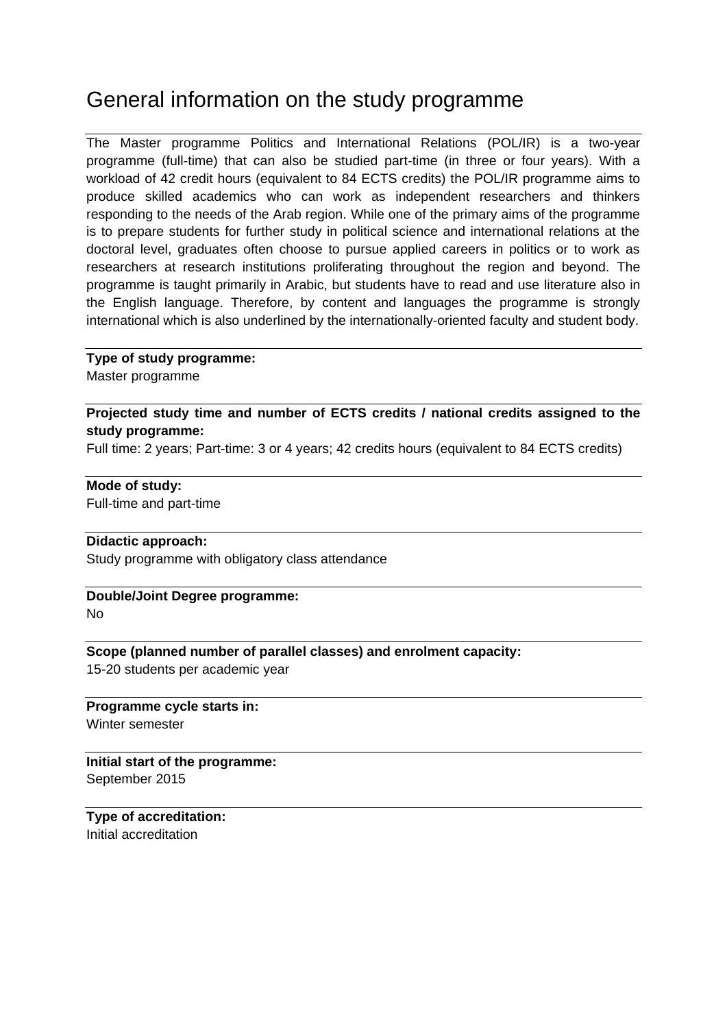# General information on the study programme

The Master programme Politics and International Relations (POL/IR) is a two-year programme (full-time) that can also be studied part-time (in three or four years). With a workload of 42 credit hours (equivalent to 84 ECTS credits) the POL/IR programme aims to produce skilled academics who can work as independent researchers and thinkers responding to the needs of the Arab region. While one of the primary aims of the programme is to prepare students for further study in political science and international relations at the doctoral level, graduates often choose to pursue applied careers in politics or to work as researchers at research institutions proliferating throughout the region and beyond. The programme is taught primarily in Arabic, but students have to read and use literature also in the English language. Therefore, by content and languages the programme is strongly international which is also underlined by the internationally-oriented faculty and student body.

**Type of study programme:**
Master programme

**Projected study time and number of ECTS credits / national credits assigned to the study programme:**
Full time: 2 years; Part-time: 3 or 4 years; 42 credits hours (equivalent to 84 ECTS credits)

**Mode of study:**
Full-time and part-time

**Didactic approach:**
Study programme with obligatory class attendance

**Double/Joint Degree programme:**
No

**Scope (planned number of parallel classes) and enrolment capacity:**
15-20 students per academic year

**Programme cycle starts in:**
Winter semester

**Initial start of the programme:**
September 2015

**Type of accreditation:**
Initial accreditation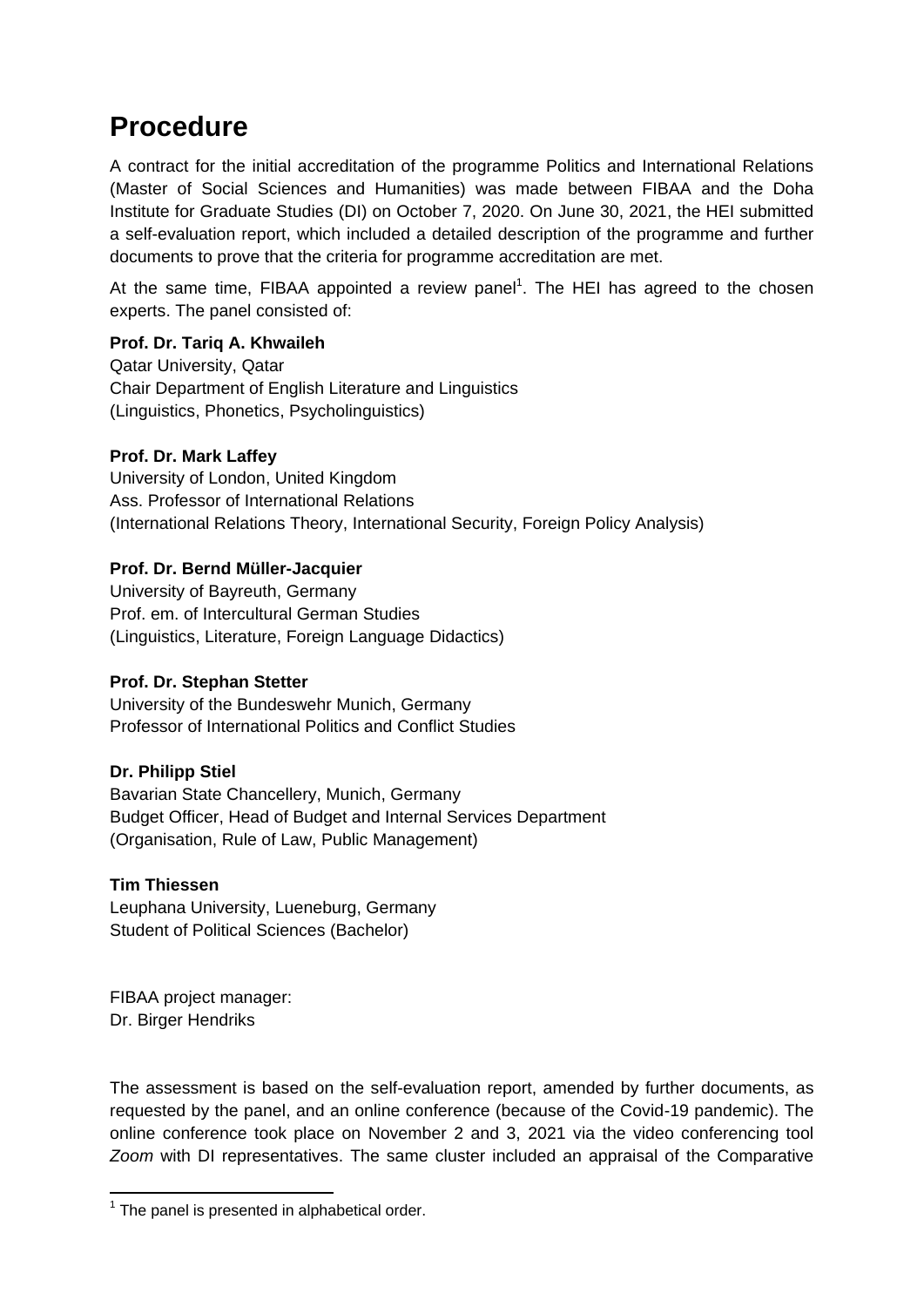# Procedure

A contract for the initial accreditation of the programme Politics and International Relations (Master of Social Sciences and Humanities) was made between FIBAA and the Doha Institute for Graduate Studies (DI) on October 7, 2020. On June 30, 2021, the HEI submitted a self-evaluation report, which included a detailed description of the programme and further documents to prove that the criteria for programme accreditation are met.

At the same time, FIBAA appointed a review panel[1]. The HEI has agreed to the chosen experts. The panel consisted of:

**Prof. Dr. Tariq A. Khwaileh**
Qatar University, Qatar
Chair Department of English Literature and Linguistics
(Linguistics, Phonetics, Psycholinguistics)

**Prof. Dr. Mark Laffey**
University of London, United Kingdom
Ass. Professor of International Relations
(International Relations Theory, International Security, Foreign Policy Analysis)

**Prof. Dr. Bernd Müller-Jacquier**
University of Bayreuth, Germany
Prof. em. of Intercultural German Studies
(Linguistics, Literature, Foreign Language Didactics)

**Prof. Dr. Stephan Stetter**
University of the Bundeswehr Munich, Germany
Professor of International Politics and Conflict Studies

**Dr. Philipp Stiel**
Bavarian State Chancellery, Munich, Germany
Budget Officer, Head of Budget and Internal Services Department
(Organisation, Rule of Law, Public Management)

**Tim Thiessen**
Leuphana University, Lueneburg, Germany
Student of Political Sciences (Bachelor)

FIBAA project manager:
Dr. Birger Hendriks

The assessment is based on the self-evaluation report, amended by further documents, as requested by the panel, and an online conference (because of the Covid-19 pandemic). The online conference took place on November 2 and 3, 2021 via the video conferencing tool *Zoom* with DI representatives. The same cluster included an appraisal of the Comparative

[1] The panel is presented in alphabetical order.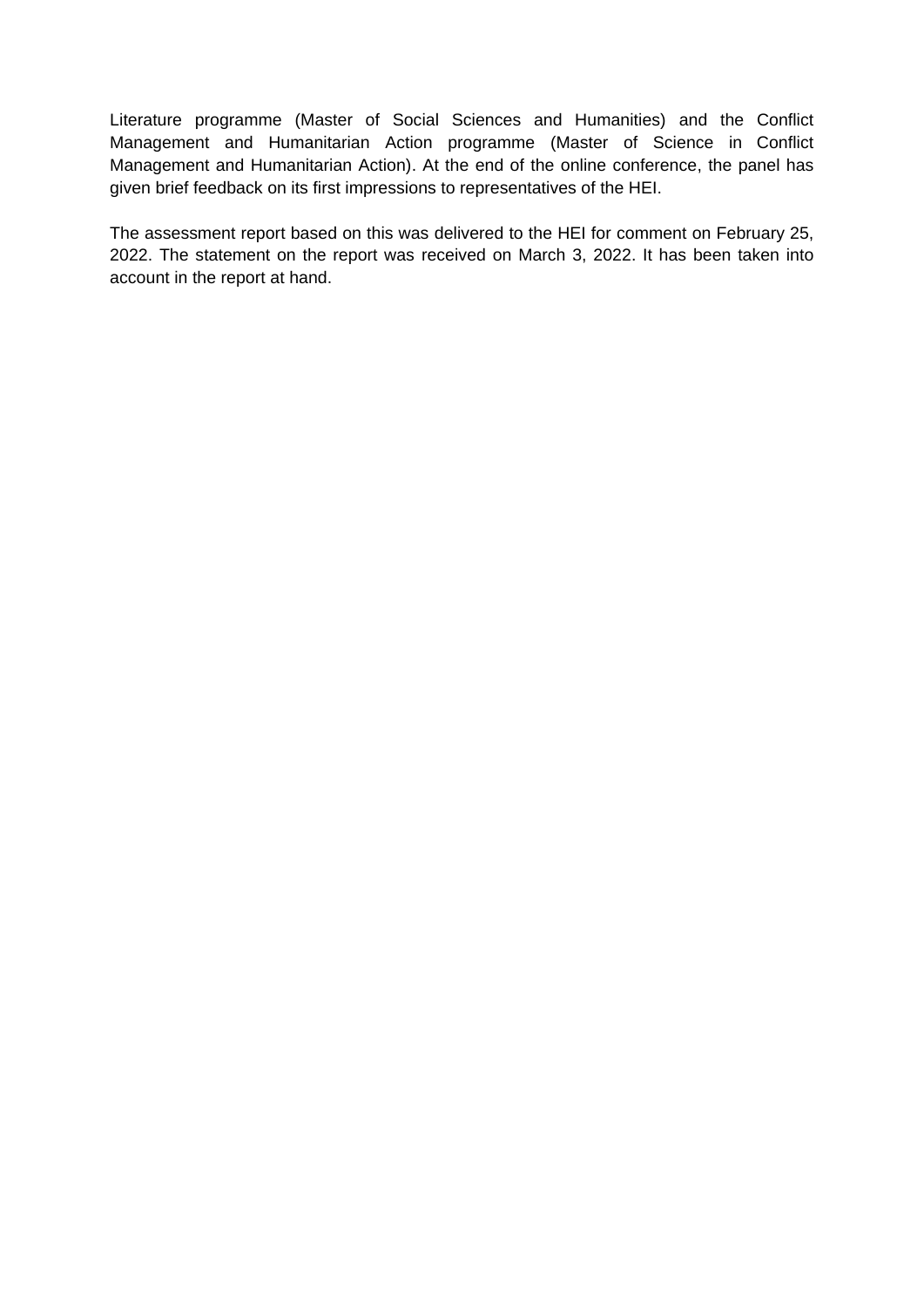Literature programme (Master of Social Sciences and Humanities) and the Conflict Management and Humanitarian Action programme (Master of Science in Conflict Management and Humanitarian Action). At the end of the online conference, the panel has given brief feedback on its first impressions to representatives of the HEI.

The assessment report based on this was delivered to the HEI for comment on February 25, 2022. The statement on the report was received on March 3, 2022. It has been taken into account in the report at hand.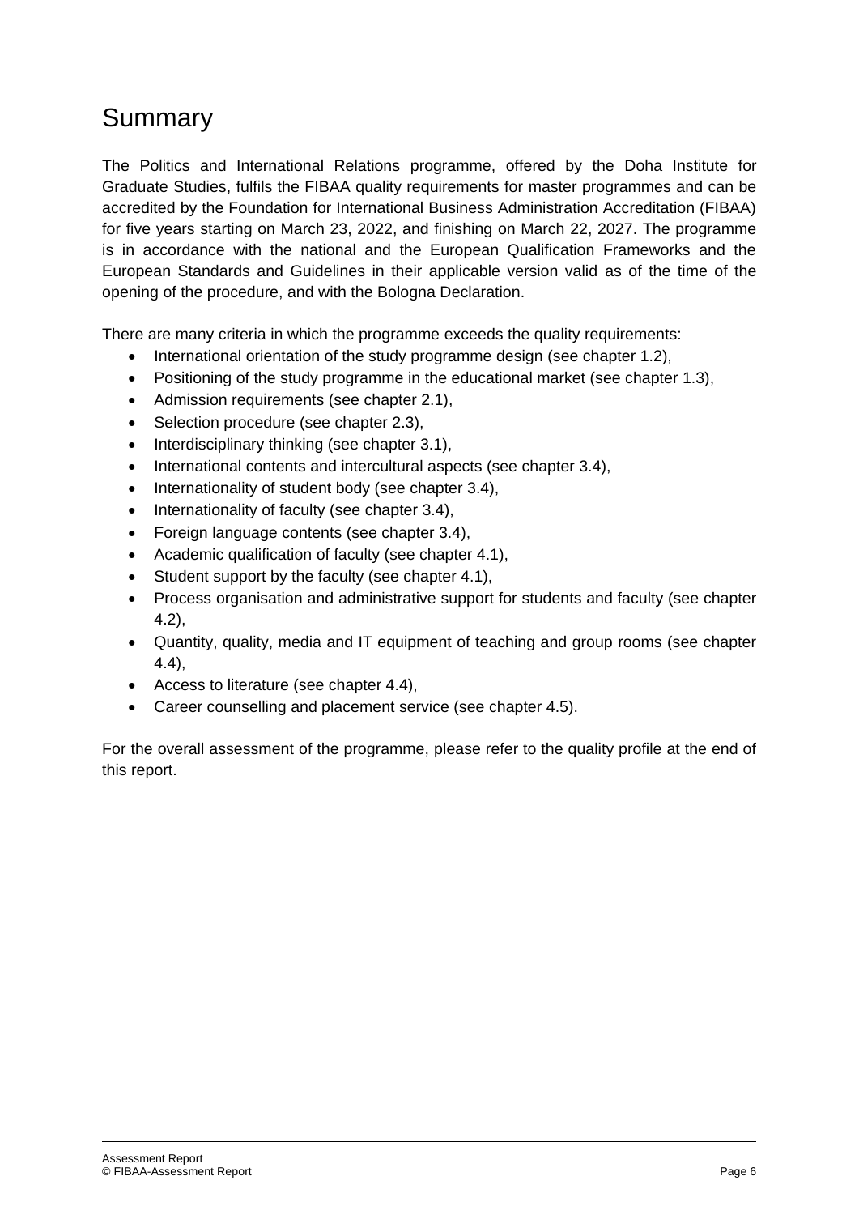# Summary

The Politics and International Relations programme, offered by the Doha Institute for Graduate Studies, fulfils the FIBAA quality requirements for master programmes and can be accredited by the Foundation for International Business Administration Accreditation (FIBAA) for five years starting on March 23, 2022, and finishing on March 22, 2027. The programme is in accordance with the national and the European Qualification Frameworks and the European Standards and Guidelines in their applicable version valid as of the time of the opening of the procedure, and with the Bologna Declaration.

There are many criteria in which the programme exceeds the quality requirements:

- International orientation of the study programme design (see chapter 1.2),
- Positioning of the study programme in the educational market (see chapter 1.3),
- Admission requirements (see chapter 2.1),
- Selection procedure (see chapter 2.3),
- Interdisciplinary thinking (see chapter 3.1),
- International contents and intercultural aspects (see chapter 3.4),
- Internationality of student body (see chapter 3.4),
- Internationality of faculty (see chapter 3.4),
- Foreign language contents (see chapter 3.4),
- Academic qualification of faculty (see chapter 4.1),
- Student support by the faculty (see chapter 4.1),
- Process organisation and administrative support for students and faculty (see chapter 4.2),
- Quantity, quality, media and IT equipment of teaching and group rooms (see chapter 4.4),
- Access to literature (see chapter 4.4),
- Career counselling and placement service (see chapter 4.5).

For the overall assessment of the programme, please refer to the quality profile at the end of this report.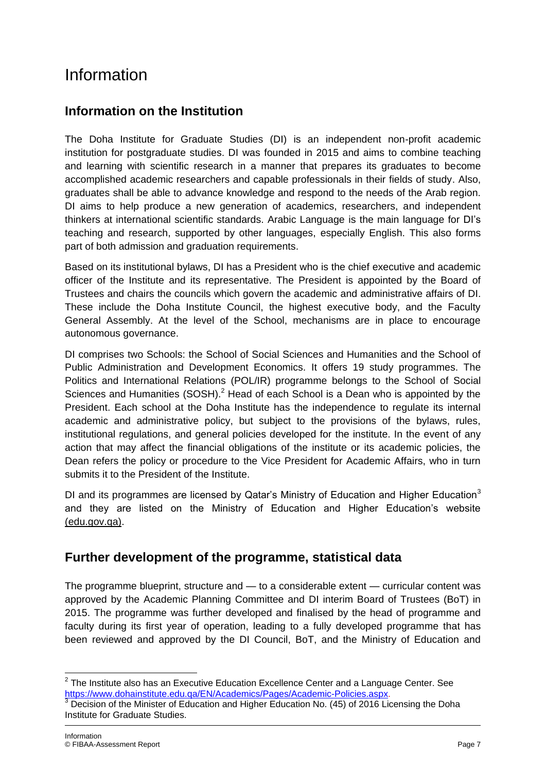# Information

## Information on the Institution

The Doha Institute for Graduate Studies (DI) is an independent non-profit academic institution for postgraduate studies. DI was founded in 2015 and aims to combine teaching and learning with scientific research in a manner that prepares its graduates to become accomplished academic researchers and capable professionals in their fields of study. Also, graduates shall be able to advance knowledge and respond to the needs of the Arab region. DI aims to help produce a new generation of academics, researchers, and independent thinkers at international scientific standards. Arabic Language is the main language for DI's teaching and research, supported by other languages, especially English. This also forms part of both admission and graduation requirements.

Based on its institutional bylaws, DI has a President who is the chief executive and academic officer of the Institute and its representative. The President is appointed by the Board of Trustees and chairs the councils which govern the academic and administrative affairs of DI. These include the Doha Institute Council, the highest executive body, and the Faculty General Assembly. At the level of the School, mechanisms are in place to encourage autonomous governance.

DI comprises two Schools: the School of Social Sciences and Humanities and the School of Public Administration and Development Economics. It offers 19 study programmes. The Politics and International Relations (POL/IR) programme belongs to the School of Social Sciences and Humanities (SOSH).[2] Head of each School is a Dean who is appointed by the President. Each school at the Doha Institute has the independence to regulate its internal academic and administrative policy, but subject to the provisions of the bylaws, rules, institutional regulations, and general policies developed for the institute. In the event of any action that may affect the financial obligations of the institute or its academic policies, the Dean refers the policy or procedure to the Vice President for Academic Affairs, who in turn submits it to the President of the Institute.

DI and its programmes are licensed by Qatar's Ministry of Education and Higher Education[3] and they are listed on the Ministry of Education and Higher Education's website (edu.gov.qa).

## Further development of the programme, statistical data

The programme blueprint, structure and — to a considerable extent — curricular content was approved by the Academic Planning Committee and DI interim Board of Trustees (BoT) in 2015. The programme was further developed and finalised by the head of programme and faculty during its first year of operation, leading to a fully developed programme that has been reviewed and approved by the DI Council, BoT, and the Ministry of Education and

---

[2] The Institute also has an Executive Education Excellence Center and a Language Center. See https://www.dohainstitute.edu.qa/EN/Academics/Pages/Academic-Policies.aspx.

[3] Decision of the Minister of Education and Higher Education No. (45) of 2016 Licensing the Doha Institute for Graduate Studies.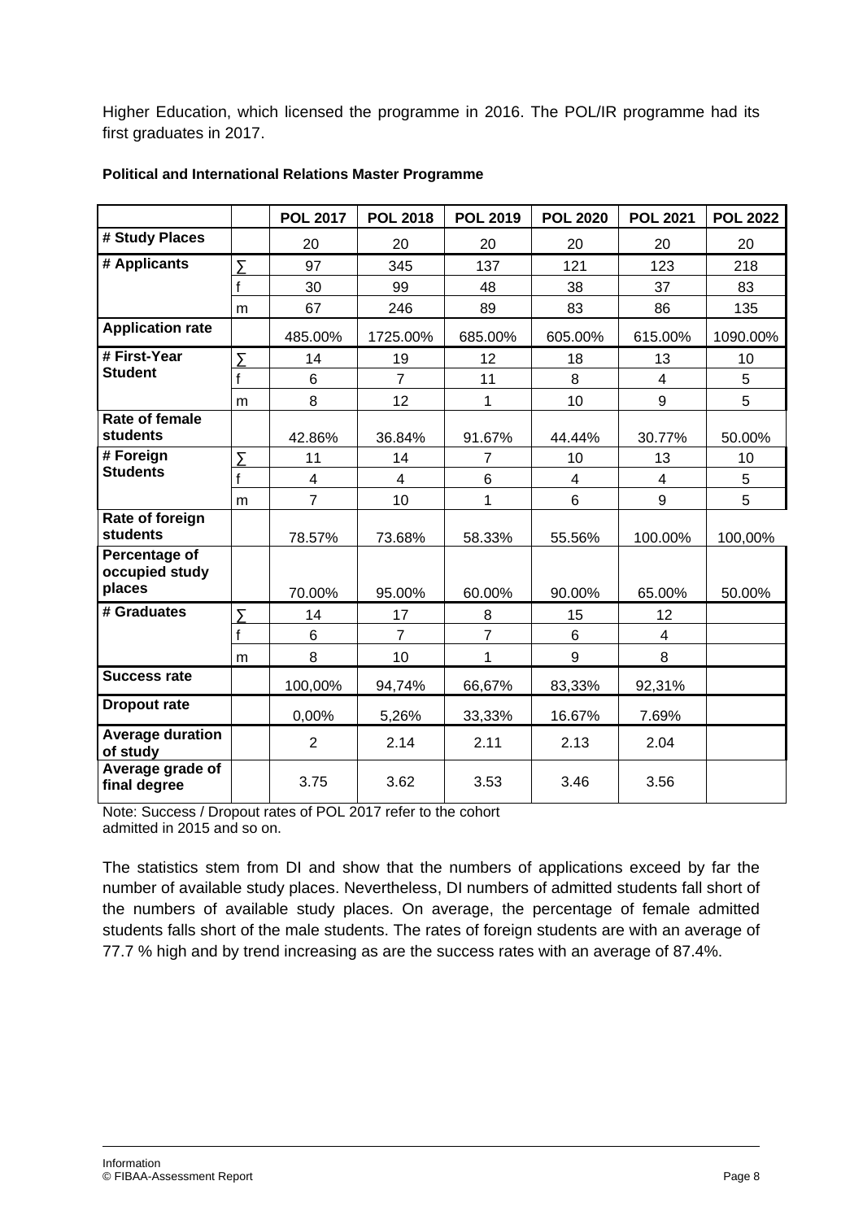Higher Education, which licensed the programme in 2016. The POL/IR programme had its first graduates in 2017.

**Political and International Relations Master Programme**

| | | POL 2017 | POL 2018 | POL 2019 | POL 2020 | POL 2021 | POL 2022 |
|---|---|---|---|---|---|---|---|
| **# Study Places** | | 20 | 20 | 20 | 20 | 20 | 20 |
| **# Applicants** | ∑ | 97 | 345 | 137 | 121 | 123 | 218 |
| | f | 30 | 99 | 48 | 38 | 37 | 83 |
| | m | 67 | 246 | 89 | 83 | 86 | 135 |
| **Application rate** | | 485.00% | 1725.00% | 685.00% | 605.00% | 615.00% | 1090.00% |
| **# First-Year Student** | ∑ | 14 | 19 | 12 | 18 | 13 | 10 |
| | f | 6 | 7 | 11 | 8 | 4 | 5 |
| | m | 8 | 12 | 1 | 10 | 9 | 5 |
| **Rate of female students** | | 42.86% | 36.84% | 91.67% | 44.44% | 30.77% | 50.00% |
| **# Foreign Students** | ∑ | 11 | 14 | 7 | 10 | 13 | 10 |
| | f | 4 | 4 | 6 | 4 | 4 | 5 |
| | m | 7 | 10 | 1 | 6 | 9 | 5 |
| **Rate of foreign students** | | 78.57% | 73.68% | 58.33% | 55.56% | 100.00% | 100,00% |
| **Percentage of occupied study places** | | 70.00% | 95.00% | 60.00% | 90.00% | 65.00% | 50.00% |
| **# Graduates** | ∑ | 14 | 17 | 8 | 15 | 12 | |
| | f | 6 | 7 | 7 | 6 | 4 | |
| | m | 8 | 10 | 1 | 9 | 8 | |
| **Success rate** | | 100,00% | 94,74% | 66,67% | 83,33% | 92,31% | |
| **Dropout rate** | | 0,00% | 5,26% | 33,33% | 16.67% | 7.69% | |
| **Average duration of study** | | 2 | 2.14 | 2.11 | 2.13 | 2.04 | |
| **Average grade of final degree** | | 3.75 | 3.62 | 3.53 | 3.46 | 3.56 | |

Note: Success / Dropout rates of POL 2017 refer to the cohort admitted in 2015 and so on.

The statistics stem from DI and show that the numbers of applications exceed by far the number of available study places. Nevertheless, DI numbers of admitted students fall short of the numbers of available study places. On average, the percentage of female admitted students falls short of the male students. The rates of foreign students are with an average of 77.7 % high and by trend increasing as are the success rates with an average of 87.4%.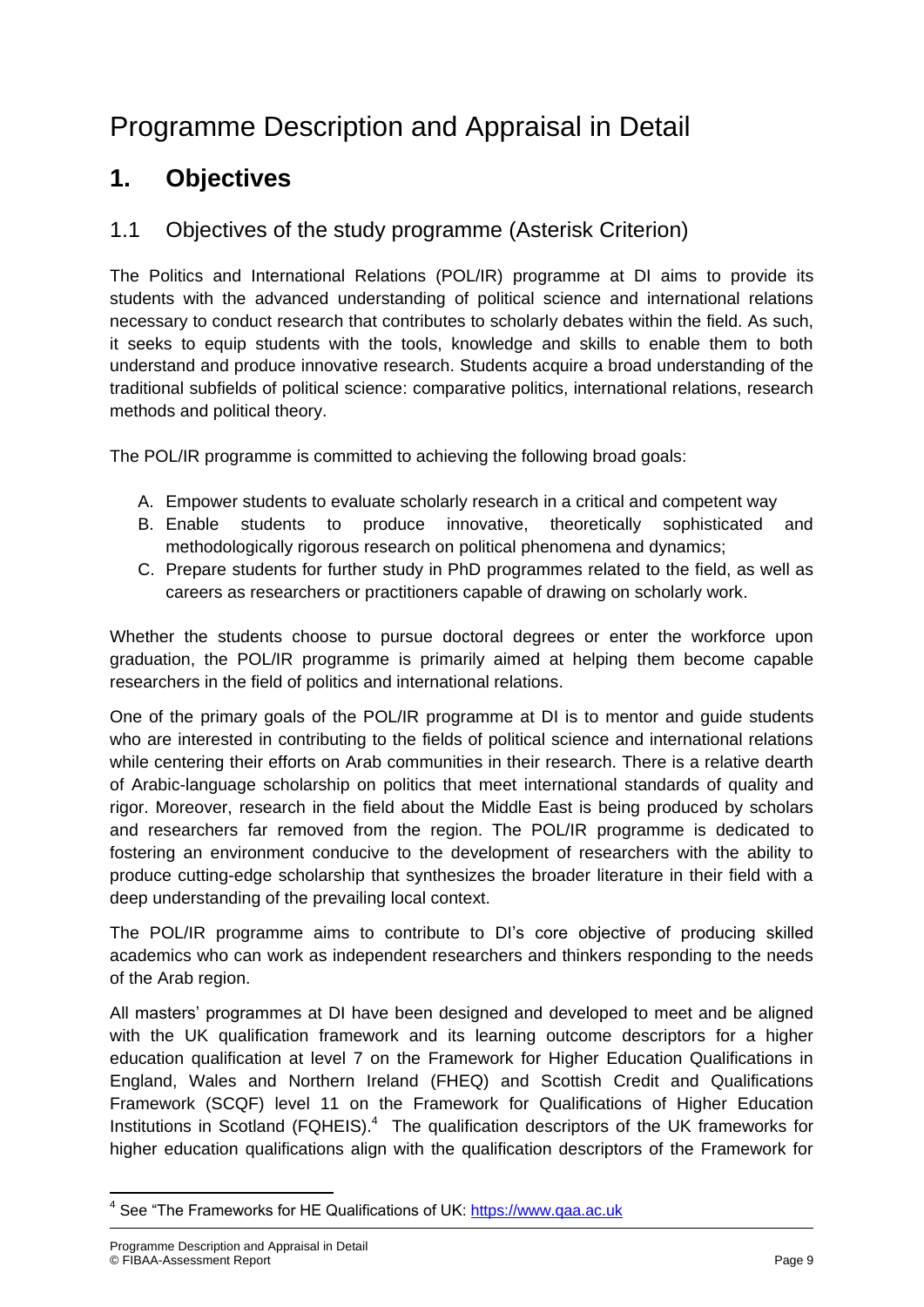# Programme Description and Appraisal in Detail

## 1. Objectives

### 1.1 Objectives of the study programme (Asterisk Criterion)

The Politics and International Relations (POL/IR) programme at DI aims to provide its students with the advanced understanding of political science and international relations necessary to conduct research that contributes to scholarly debates within the field. As such, it seeks to equip students with the tools, knowledge and skills to enable them to both understand and produce innovative research. Students acquire a broad understanding of the traditional subfields of political science: comparative politics, international relations, research methods and political theory.

The POL/IR programme is committed to achieving the following broad goals:

A. Empower students to evaluate scholarly research in a critical and competent way
B. Enable students to produce innovative, theoretically sophisticated and methodologically rigorous research on political phenomena and dynamics;
C. Prepare students for further study in PhD programmes related to the field, as well as careers as researchers or practitioners capable of drawing on scholarly work.

Whether the students choose to pursue doctoral degrees or enter the workforce upon graduation, the POL/IR programme is primarily aimed at helping them become capable researchers in the field of politics and international relations.

One of the primary goals of the POL/IR programme at DI is to mentor and guide students who are interested in contributing to the fields of political science and international relations while centering their efforts on Arab communities in their research. There is a relative dearth of Arabic-language scholarship on politics that meet international standards of quality and rigor. Moreover, research in the field about the Middle East is being produced by scholars and researchers far removed from the region. The POL/IR programme is dedicated to fostering an environment conducive to the development of researchers with the ability to produce cutting-edge scholarship that synthesizes the broader literature in their field with a deep understanding of the prevailing local context.

The POL/IR programme aims to contribute to DI's core objective of producing skilled academics who can work as independent researchers and thinkers responding to the needs of the Arab region.

All masters' programmes at DI have been designed and developed to meet and be aligned with the UK qualification framework and its learning outcome descriptors for a higher education qualification at level 7 on the Framework for Higher Education Qualifications in England, Wales and Northern Ireland (FHEQ) and Scottish Credit and Qualifications Framework (SCQF) level 11 on the Framework for Qualifications of Higher Education Institutions in Scotland (FQHEIS).[4] The qualification descriptors of the UK frameworks for higher education qualifications align with the qualification descriptors of the Framework for

[4] See "The Frameworks for HE Qualifications of UK: https://www.qaa.ac.uk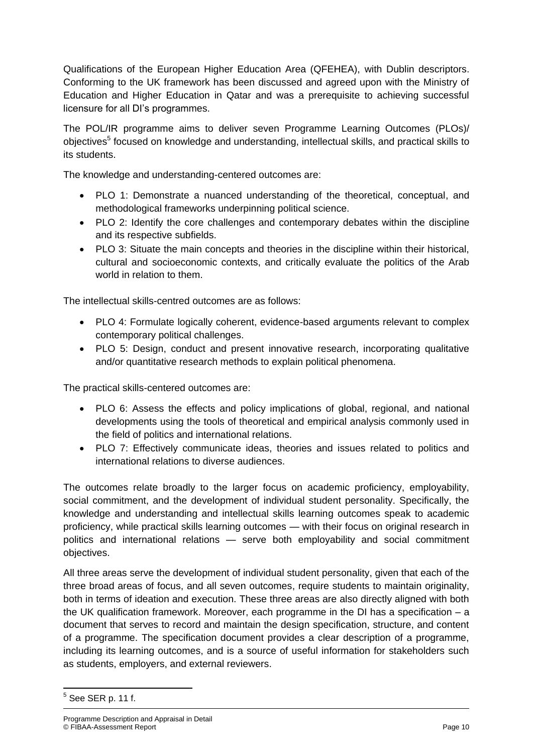Qualifications of the European Higher Education Area (QFEHEA), with Dublin descriptors. Conforming to the UK framework has been discussed and agreed upon with the Ministry of Education and Higher Education in Qatar and was a prerequisite to achieving successful licensure for all DI's programmes.

The POL/IR programme aims to deliver seven Programme Learning Outcomes (PLOs)/ objectives[5] focused on knowledge and understanding, intellectual skills, and practical skills to its students.

The knowledge and understanding-centered outcomes are:

- PLO 1: Demonstrate a nuanced understanding of the theoretical, conceptual, and methodological frameworks underpinning political science.
- PLO 2: Identify the core challenges and contemporary debates within the discipline and its respective subfields.
- PLO 3: Situate the main concepts and theories in the discipline within their historical, cultural and socioeconomic contexts, and critically evaluate the politics of the Arab world in relation to them.

The intellectual skills-centred outcomes are as follows:

- PLO 4: Formulate logically coherent, evidence-based arguments relevant to complex contemporary political challenges.
- PLO 5: Design, conduct and present innovative research, incorporating qualitative and/or quantitative research methods to explain political phenomena.

The practical skills-centered outcomes are:

- PLO 6: Assess the effects and policy implications of global, regional, and national developments using the tools of theoretical and empirical analysis commonly used in the field of politics and international relations.
- PLO 7: Effectively communicate ideas, theories and issues related to politics and international relations to diverse audiences.

The outcomes relate broadly to the larger focus on academic proficiency, employability, social commitment, and the development of individual student personality. Specifically, the knowledge and understanding and intellectual skills learning outcomes speak to academic proficiency, while practical skills learning outcomes — with their focus on original research in politics and international relations — serve both employability and social commitment objectives.

All three areas serve the development of individual student personality, given that each of the three broad areas of focus, and all seven outcomes, require students to maintain originality, both in terms of ideation and execution. These three areas are also directly aligned with both the UK qualification framework. Moreover, each programme in the DI has a specification – a document that serves to record and maintain the design specification, structure, and content of a programme. The specification document provides a clear description of a programme, including its learning outcomes, and is a source of useful information for stakeholders such as students, employers, and external reviewers.

[5] See SER p. 11 f.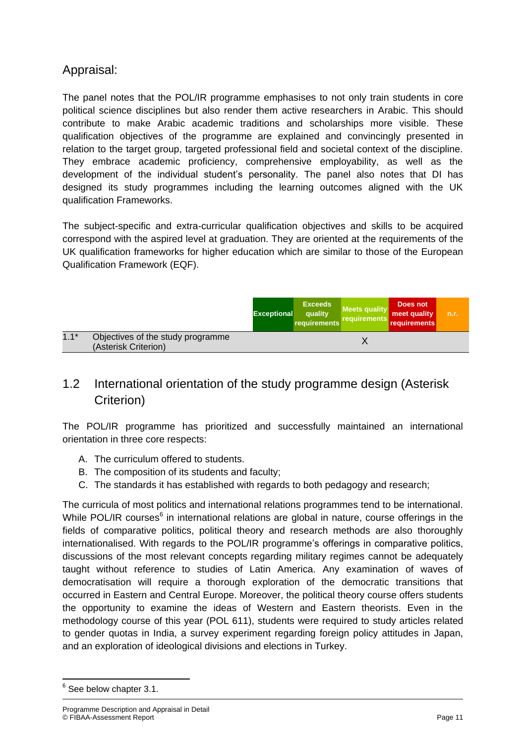## Appraisal:

The panel notes that the POL/IR programme emphasises to not only train students in core political science disciplines but also render them active researchers in Arabic. This should contribute to make Arabic academic traditions and scholarships more visible. These qualification objectives of the programme are explained and convincingly presented in relation to the target group, targeted professional field and societal context of the discipline. They embrace academic proficiency, comprehensive employability, as well as the development of the individual student's personality. The panel also notes that DI has designed its study programmes including the learning outcomes aligned with the UK qualification Frameworks.

The subject-specific and extra-curricular qualification objectives and skills to be acquired correspond with the aspired level at graduation. They are oriented at the requirements of the UK qualification frameworks for higher education which are similar to those of the European Qualification Framework (EQF).

| | | Exceptional | Exceeds quality requirements | Meets quality requirements | Does not meet quality requirements | n.r. |
|---|---|---|---|---|---|---|
| 1.1* | Objectives of the study programme (Asterisk Criterion) | | | X | | |

## 1.2 International orientation of the study programme design (Asterisk Criterion)

The POL/IR programme has prioritized and successfully maintained an international orientation in three core respects:

A. The curriculum offered to students.
B. The composition of its students and faculty;
C. The standards it has established with regards to both pedagogy and research;

The curricula of most politics and international relations programmes tend to be international. While POL/IR courses[6] in international relations are global in nature, course offerings in the fields of comparative politics, political theory and research methods are also thoroughly internationalised. With regards to the POL/IR programme's offerings in comparative politics, discussions of the most relevant concepts regarding military regimes cannot be adequately taught without reference to studies of Latin America. Any examination of waves of democratisation will require a thorough exploration of the democratic transitions that occurred in Eastern and Central Europe. Moreover, the political theory course offers students the opportunity to examine the ideas of Western and Eastern theorists. Even in the methodology course of this year (POL 611), students were required to study articles related to gender quotas in India, a survey experiment regarding foreign policy attitudes in Japan, and an exploration of ideological divisions and elections in Turkey.

[6] See below chapter 3.1.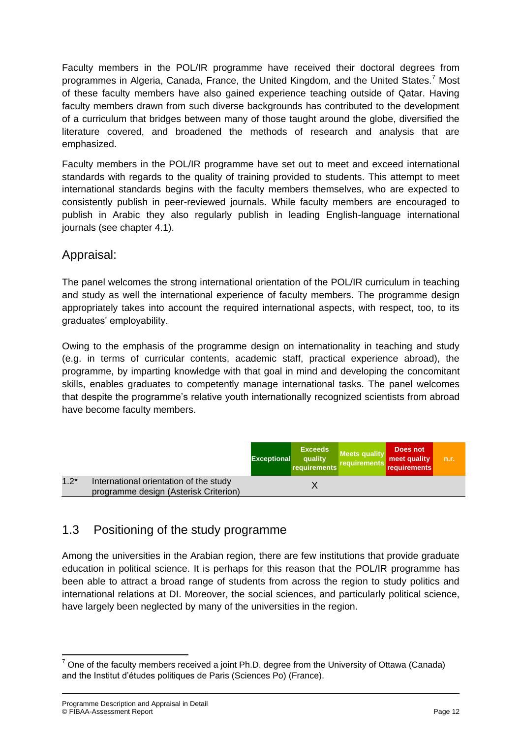Faculty members in the POL/IR programme have received their doctoral degrees from programmes in Algeria, Canada, France, the United Kingdom, and the United States.[7] Most of these faculty members have also gained experience teaching outside of Qatar. Having faculty members drawn from such diverse backgrounds has contributed to the development of a curriculum that bridges between many of those taught around the globe, diversified the literature covered, and broadened the methods of research and analysis that are emphasized.

Faculty members in the POL/IR programme have set out to meet and exceed international standards with regards to the quality of training provided to students. This attempt to meet international standards begins with the faculty members themselves, who are expected to consistently publish in peer-reviewed journals. While faculty members are encouraged to publish in Arabic they also regularly publish in leading English-language international journals (see chapter 4.1).

## Appraisal:

The panel welcomes the strong international orientation of the POL/IR curriculum in teaching and study as well the international experience of faculty members. The programme design appropriately takes into account the required international aspects, with respect, too, to its graduates' employability.

Owing to the emphasis of the programme design on internationality in teaching and study (e.g. in terms of curricular contents, academic staff, practical experience abroad), the programme, by imparting knowledge with that goal in mind and developing the concomitant skills, enables graduates to competently manage international tasks. The panel welcomes that despite the programme's relative youth internationally recognized scientists from abroad have become faculty members.

| | | Exceptional | Exceeds quality requirements | Meets quality requirements | Does not meet quality requirements | n.r. |
|---|---|---|---|---|---|---|
| 1.2* | International orientation of the study programme design (Asterisk Criterion) | | X | | | |

## 1.3 Positioning of the study programme

Among the universities in the Arabian region, there are few institutions that provide graduate education in political science. It is perhaps for this reason that the POL/IR programme has been able to attract a broad range of students from across the region to study politics and international relations at DI. Moreover, the social sciences, and particularly political science, have largely been neglected by many of the universities in the region.

[7] One of the faculty members received a joint Ph.D. degree from the University of Ottawa (Canada) and the Institut d'études politiques de Paris (Sciences Po) (France).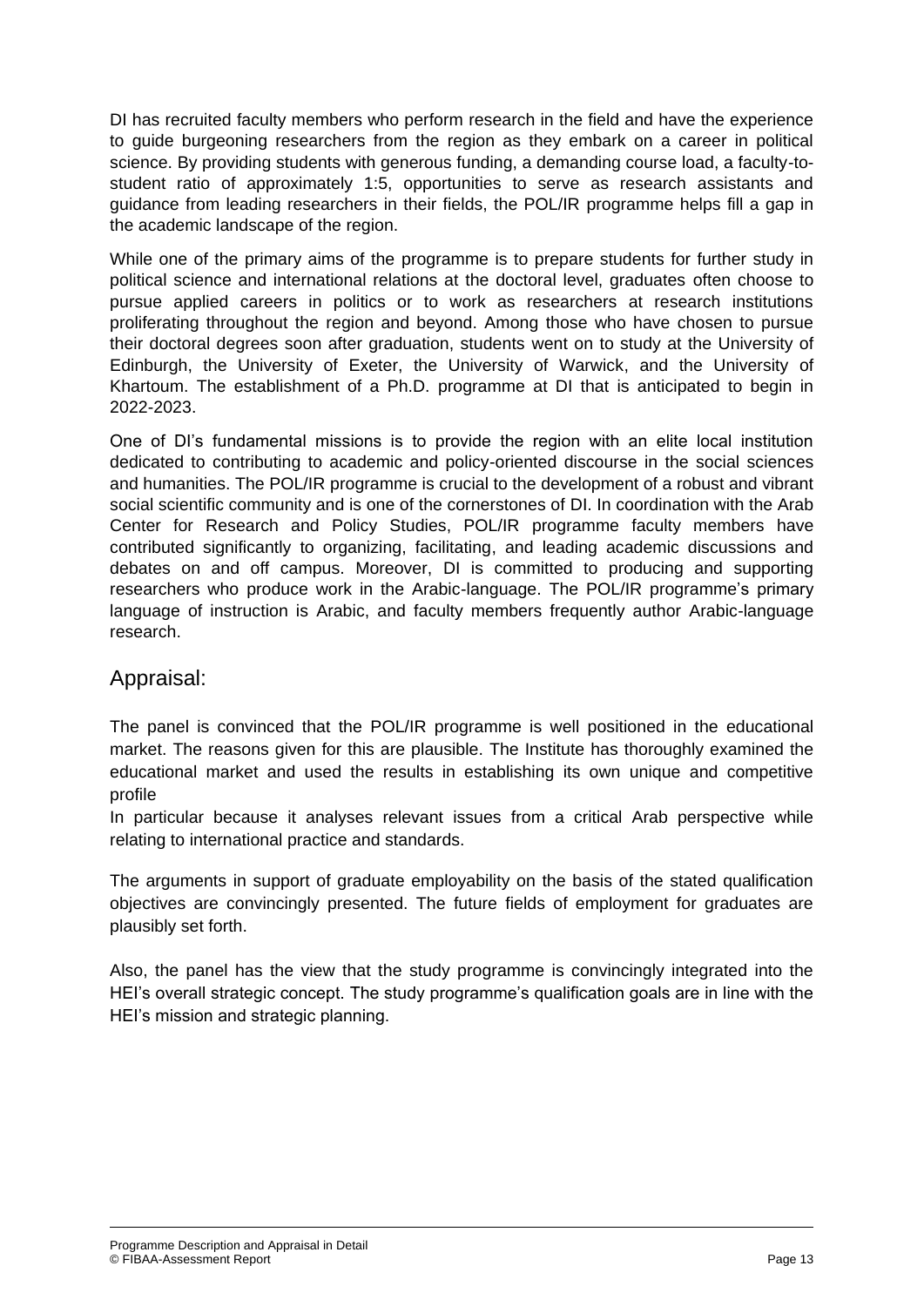DI has recruited faculty members who perform research in the field and have the experience to guide burgeoning researchers from the region as they embark on a career in political science. By providing students with generous funding, a demanding course load, a faculty-to-student ratio of approximately 1:5, opportunities to serve as research assistants and guidance from leading researchers in their fields, the POL/IR programme helps fill a gap in the academic landscape of the region.

While one of the primary aims of the programme is to prepare students for further study in political science and international relations at the doctoral level, graduates often choose to pursue applied careers in politics or to work as researchers at research institutions proliferating throughout the region and beyond. Among those who have chosen to pursue their doctoral degrees soon after graduation, students went on to study at the University of Edinburgh, the University of Exeter, the University of Warwick, and the University of Khartoum. The establishment of a Ph.D. programme at DI that is anticipated to begin in 2022-2023.

One of DI's fundamental missions is to provide the region with an elite local institution dedicated to contributing to academic and policy-oriented discourse in the social sciences and humanities. The POL/IR programme is crucial to the development of a robust and vibrant social scientific community and is one of the cornerstones of DI. In coordination with the Arab Center for Research and Policy Studies, POL/IR programme faculty members have contributed significantly to organizing, facilitating, and leading academic discussions and debates on and off campus. Moreover, DI is committed to producing and supporting researchers who produce work in the Arabic-language. The POL/IR programme's primary language of instruction is Arabic, and faculty members frequently author Arabic-language research.

## Appraisal:

The panel is convinced that the POL/IR programme is well positioned in the educational market. The reasons given for this are plausible. The Institute has thoroughly examined the educational market and used the results in establishing its own unique and competitive profile
In particular because it analyses relevant issues from a critical Arab perspective while relating to international practice and standards.

The arguments in support of graduate employability on the basis of the stated qualification objectives are convincingly presented. The future fields of employment for graduates are plausibly set forth.

Also, the panel has the view that the study programme is convincingly integrated into the HEI's overall strategic concept. The study programme's qualification goals are in line with the HEI's mission and strategic planning.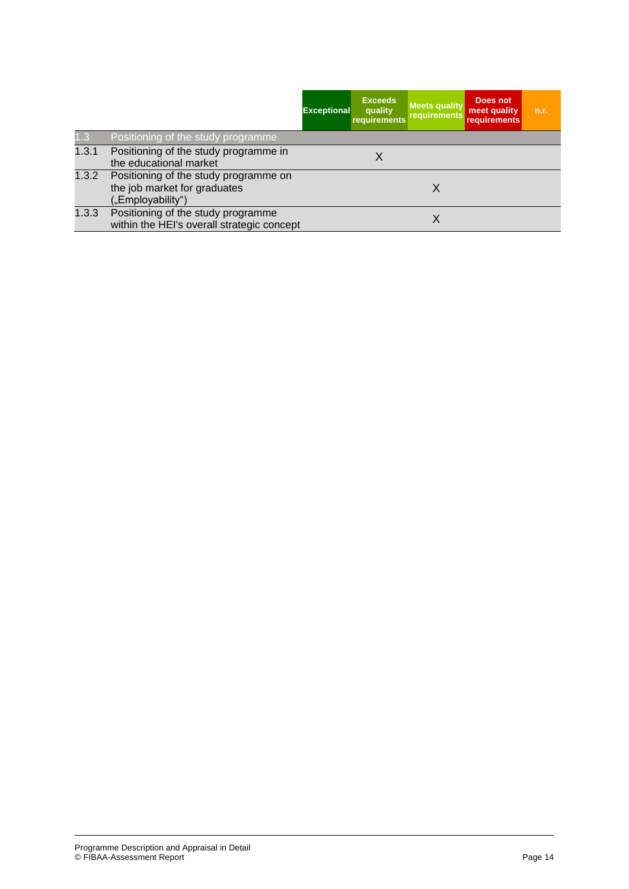| | | Exceptional | Exceeds quality requirements | Meets quality requirements | Does not meet quality requirements | n.r. |
|---|---|---|---|---|---|---|
| 1.3 | Positioning of the study programme | | | | | |
| 1.3.1 | Positioning of the study programme in the educational market | | X | | | |
| 1.3.2 | Positioning of the study programme on the job market for graduates („Employability“) | | | X | | |
| 1.3.3 | Positioning of the study programme within the HEI's overall strategic concept | | | X | | |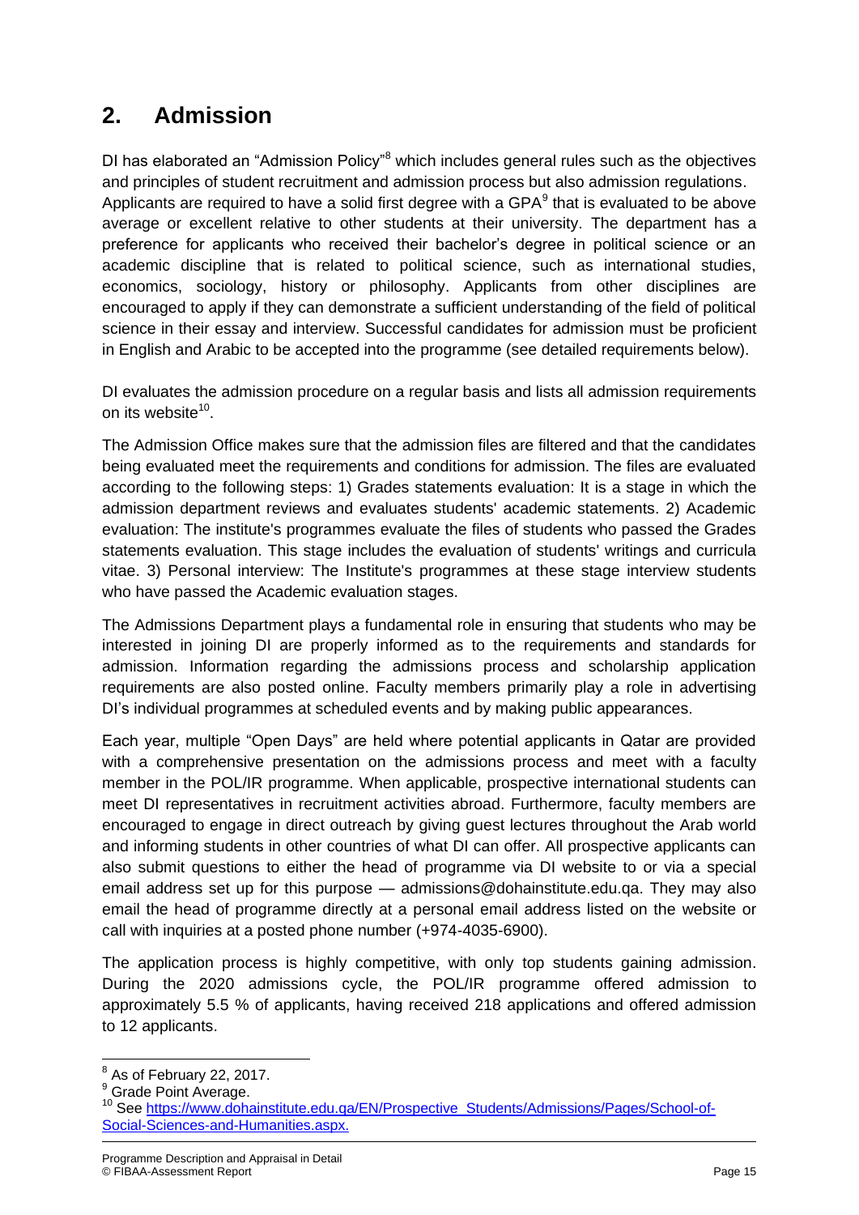## 2. Admission

DI has elaborated an "Admission Policy"[8] which includes general rules such as the objectives and principles of student recruitment and admission process but also admission regulations. Applicants are required to have a solid first degree with a GPA[9] that is evaluated to be above average or excellent relative to other students at their university. The department has a preference for applicants who received their bachelor's degree in political science or an academic discipline that is related to political science, such as international studies, economics, sociology, history or philosophy. Applicants from other disciplines are encouraged to apply if they can demonstrate a sufficient understanding of the field of political science in their essay and interview. Successful candidates for admission must be proficient in English and Arabic to be accepted into the programme (see detailed requirements below).

DI evaluates the admission procedure on a regular basis and lists all admission requirements on its website[10].

The Admission Office makes sure that the admission files are filtered and that the candidates being evaluated meet the requirements and conditions for admission. The files are evaluated according to the following steps: 1) Grades statements evaluation: It is a stage in which the admission department reviews and evaluates students' academic statements. 2) Academic evaluation: The institute's programmes evaluate the files of students who passed the Grades statements evaluation. This stage includes the evaluation of students' writings and curricula vitae. 3) Personal interview: The Institute's programmes at these stage interview students who have passed the Academic evaluation stages.

The Admissions Department plays a fundamental role in ensuring that students who may be interested in joining DI are properly informed as to the requirements and standards for admission. Information regarding the admissions process and scholarship application requirements are also posted online. Faculty members primarily play a role in advertising DI's individual programmes at scheduled events and by making public appearances.

Each year, multiple "Open Days" are held where potential applicants in Qatar are provided with a comprehensive presentation on the admissions process and meet with a faculty member in the POL/IR programme. When applicable, prospective international students can meet DI representatives in recruitment activities abroad. Furthermore, faculty members are encouraged to engage in direct outreach by giving guest lectures throughout the Arab world and informing students in other countries of what DI can offer. All prospective applicants can also submit questions to either the head of programme via DI website to or via a special email address set up for this purpose — admissions@dohainstitute.edu.qa. They may also email the head of programme directly at a personal email address listed on the website or call with inquiries at a posted phone number (+974-4035-6900).

The application process is highly competitive, with only top students gaining admission. During the 2020 admissions cycle, the POL/IR programme offered admission to approximately 5.5 % of applicants, having received 218 applications and offered admission to 12 applicants.

---

[8] As of February 22, 2017.

[9] Grade Point Average.

[10] See https://www.dohainstitute.edu.qa/EN/Prospective_Students/Admissions/Pages/School-of-Social-Sciences-and-Humanities.aspx.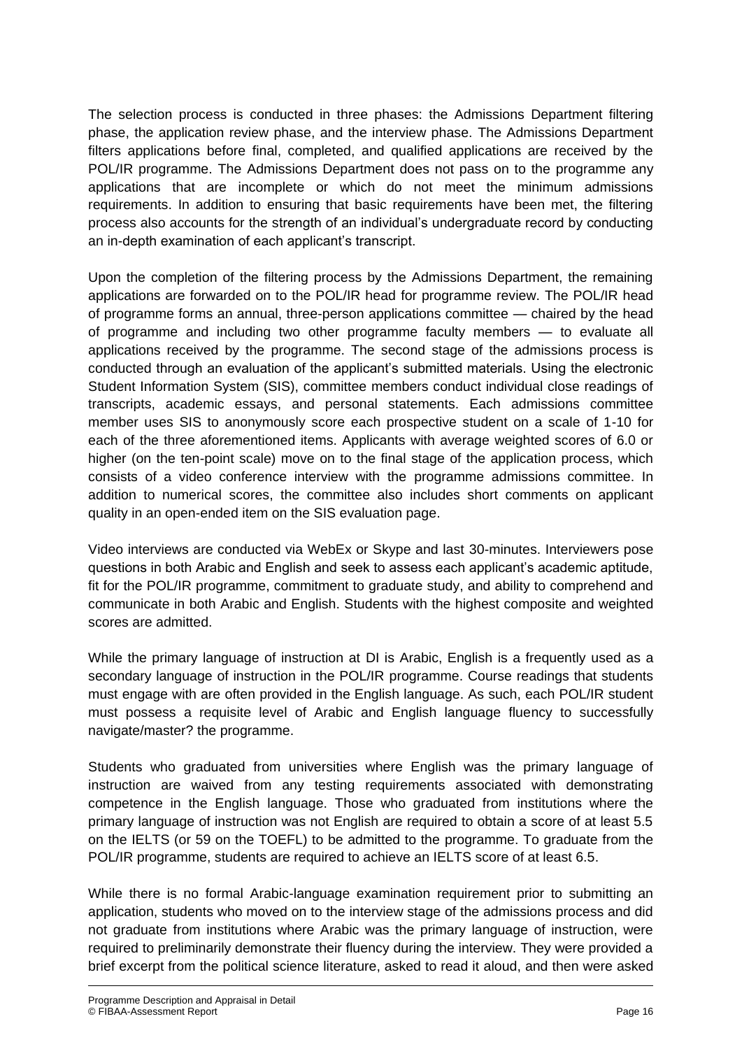The selection process is conducted in three phases: the Admissions Department filtering phase, the application review phase, and the interview phase. The Admissions Department filters applications before final, completed, and qualified applications are received by the POL/IR programme. The Admissions Department does not pass on to the programme any applications that are incomplete or which do not meet the minimum admissions requirements. In addition to ensuring that basic requirements have been met, the filtering process also accounts for the strength of an individual's undergraduate record by conducting an in-depth examination of each applicant's transcript.

Upon the completion of the filtering process by the Admissions Department, the remaining applications are forwarded on to the POL/IR head for programme review. The POL/IR head of programme forms an annual, three-person applications committee — chaired by the head of programme and including two other programme faculty members — to evaluate all applications received by the programme. The second stage of the admissions process is conducted through an evaluation of the applicant's submitted materials. Using the electronic Student Information System (SIS), committee members conduct individual close readings of transcripts, academic essays, and personal statements. Each admissions committee member uses SIS to anonymously score each prospective student on a scale of 1-10 for each of the three aforementioned items. Applicants with average weighted scores of 6.0 or higher (on the ten-point scale) move on to the final stage of the application process, which consists of a video conference interview with the programme admissions committee. In addition to numerical scores, the committee also includes short comments on applicant quality in an open-ended item on the SIS evaluation page.

Video interviews are conducted via WebEx or Skype and last 30-minutes. Interviewers pose questions in both Arabic and English and seek to assess each applicant's academic aptitude, fit for the POL/IR programme, commitment to graduate study, and ability to comprehend and communicate in both Arabic and English. Students with the highest composite and weighted scores are admitted.

While the primary language of instruction at DI is Arabic, English is a frequently used as a secondary language of instruction in the POL/IR programme. Course readings that students must engage with are often provided in the English language. As such, each POL/IR student must possess a requisite level of Arabic and English language fluency to successfully navigate/master? the programme.

Students who graduated from universities where English was the primary language of instruction are waived from any testing requirements associated with demonstrating competence in the English language. Those who graduated from institutions where the primary language of instruction was not English are required to obtain a score of at least 5.5 on the IELTS (or 59 on the TOEFL) to be admitted to the programme. To graduate from the POL/IR programme, students are required to achieve an IELTS score of at least 6.5.

While there is no formal Arabic-language examination requirement prior to submitting an application, students who moved on to the interview stage of the admissions process and did not graduate from institutions where Arabic was the primary language of instruction, were required to preliminarily demonstrate their fluency during the interview. They were provided a brief excerpt from the political science literature, asked to read it aloud, and then were asked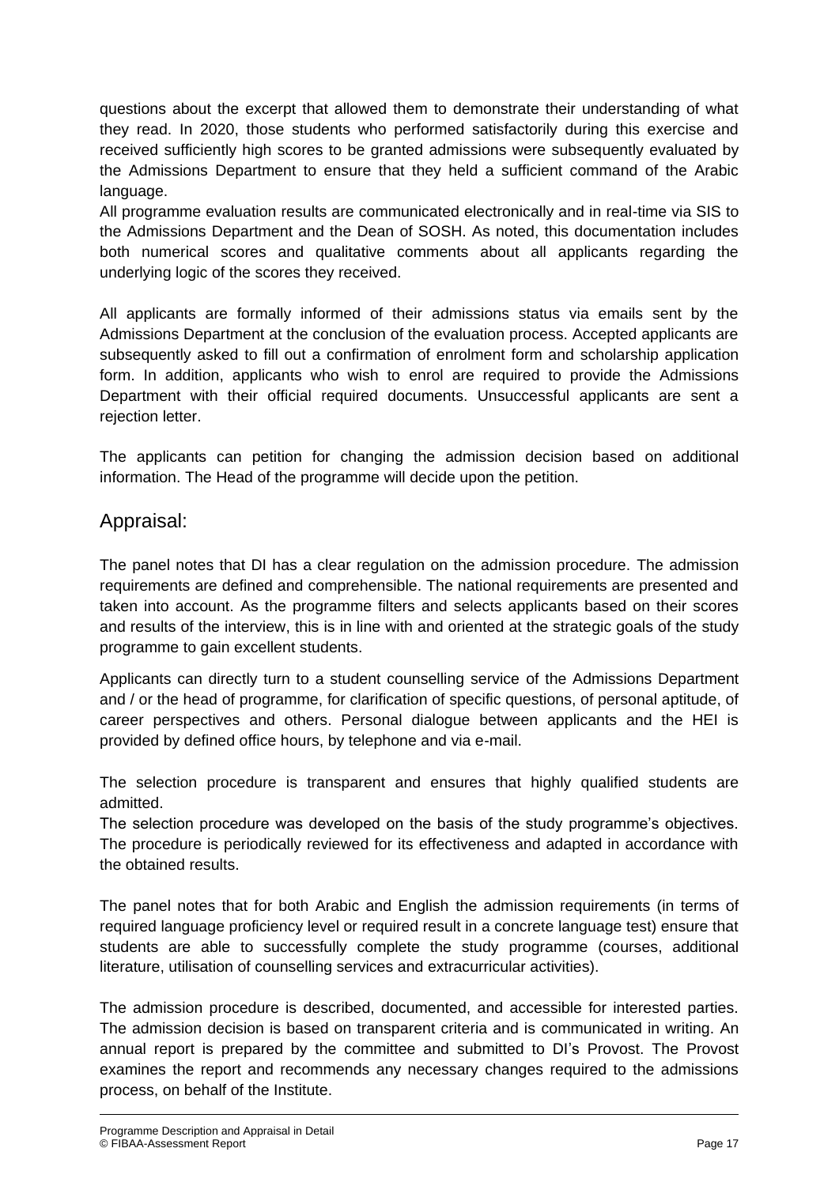questions about the excerpt that allowed them to demonstrate their understanding of what they read. In 2020, those students who performed satisfactorily during this exercise and received sufficiently high scores to be granted admissions were subsequently evaluated by the Admissions Department to ensure that they held a sufficient command of the Arabic language.

All programme evaluation results are communicated electronically and in real-time via SIS to the Admissions Department and the Dean of SOSH. As noted, this documentation includes both numerical scores and qualitative comments about all applicants regarding the underlying logic of the scores they received.

All applicants are formally informed of their admissions status via emails sent by the Admissions Department at the conclusion of the evaluation process. Accepted applicants are subsequently asked to fill out a confirmation of enrolment form and scholarship application form. In addition, applicants who wish to enrol are required to provide the Admissions Department with their official required documents. Unsuccessful applicants are sent a rejection letter.

The applicants can petition for changing the admission decision based on additional information. The Head of the programme will decide upon the petition.

## Appraisal:

The panel notes that DI has a clear regulation on the admission procedure. The admission requirements are defined and comprehensible. The national requirements are presented and taken into account. As the programme filters and selects applicants based on their scores and results of the interview, this is in line with and oriented at the strategic goals of the study programme to gain excellent students.

Applicants can directly turn to a student counselling service of the Admissions Department and / or the head of programme, for clarification of specific questions, of personal aptitude, of career perspectives and others. Personal dialogue between applicants and the HEI is provided by defined office hours, by telephone and via e-mail.

The selection procedure is transparent and ensures that highly qualified students are admitted.

The selection procedure was developed on the basis of the study programme's objectives. The procedure is periodically reviewed for its effectiveness and adapted in accordance with the obtained results.

The panel notes that for both Arabic and English the admission requirements (in terms of required language proficiency level or required result in a concrete language test) ensure that students are able to successfully complete the study programme (courses, additional literature, utilisation of counselling services and extracurricular activities).

The admission procedure is described, documented, and accessible for interested parties. The admission decision is based on transparent criteria and is communicated in writing. An annual report is prepared by the committee and submitted to DI's Provost. The Provost examines the report and recommends any necessary changes required to the admissions process, on behalf of the Institute.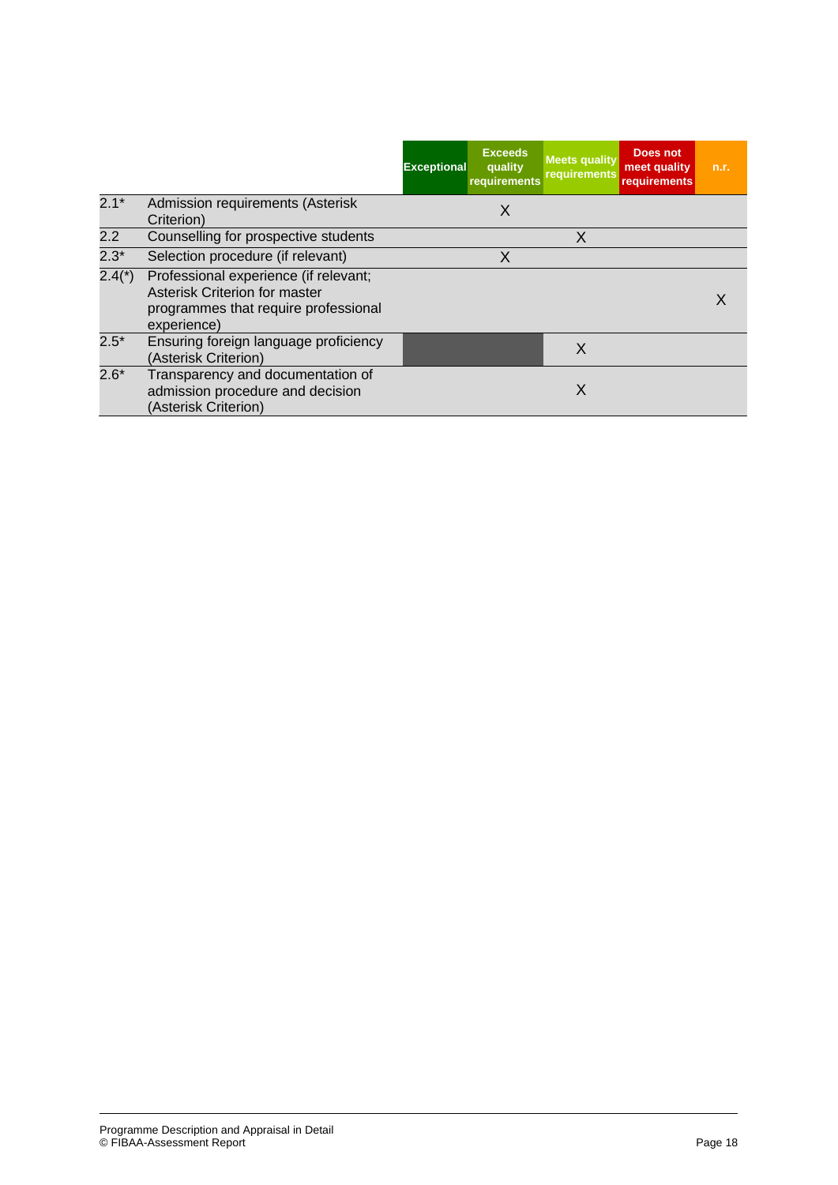| | | Exceptional | Exceeds quality requirements | Meets quality requirements | Does not meet quality requirements | n.r. |
|---|---|---|---|---|---|---|
| 2.1* | Admission requirements (Asterisk Criterion) | | X | | | |
| 2.2 | Counselling for prospective students | | | X | | |
| 2.3* | Selection procedure (if relevant) | | X | | | |
| 2.4(*) | Professional experience (if relevant; Asterisk Criterion for master programmes that require professional experience) | | | | | X |
| 2.5* | Ensuring foreign language proficiency (Asterisk Criterion) | | | X | | |
| 2.6* | Transparency and documentation of admission procedure and decision (Asterisk Criterion) | | | X | | |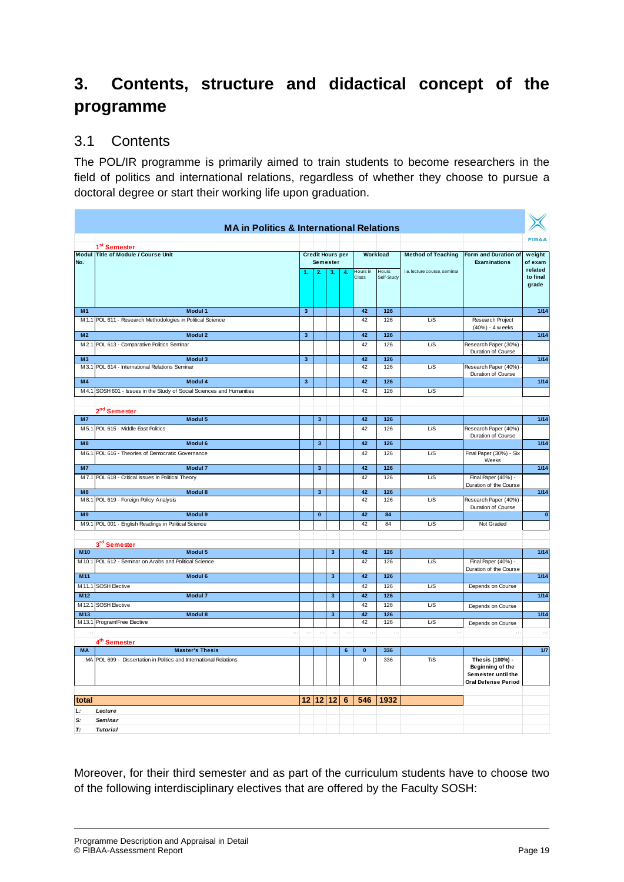# 3. Contents, structure and didactical concept of the programme

## 3.1 Contents

The POL/IR programme is primarily aimed to train students to become researchers in the field of politics and international relations, regardless of whether they choose to pursue a doctoral degree or start their working life upon graduation.

**MA in Politics & International Relations**

| Modul No. | Title of Module / Course Unit | Credit Hours per Semester | | | | Workload | | Method of Teaching | Form and Duration of Examinations | weight of exam related to final grade |
|---|---|---|---|---|---|---|---|---|---|---|
| | | 1. | 2. | 3. | 4. | Hours in Class | Hours Self-Study | i.e. lecture course, seminar | | |
| | **1st Semester** | | | | | | | | | |
| M1 | Modul 1 | 3 | | | | 42 | 126 | | | 1/14 |
| M1.1 | POL 611 - Research Methodologies in Political Science | | | | | 42 | 126 | L/S | Research Project (40%) - 4 weeks | |
| M2 | Modul 2 | 3 | | | | 42 | 126 | | | 1/14 |
| M2.1 | POL 613 - Comparative Politics Seminar | | | | | 42 | 126 | L/S | Research Paper (30%) - Duration of Course | |
| M3 | Modul 3 | 3 | | | | 42 | 126 | | | 1/14 |
| M3.1 | POL 614 - International Relations Seminar | | | | | 42 | 126 | L/S | Research Paper (40%) - Duration of Course | |
| M4 | Modul 4 | 3 | | | | 42 | 126 | | | 1/14 |
| M4.1 | SOSH 601 - Issues in the Study of Social Sciences and Humanities | | | | | 42 | 126 | L/S | | |
| | **2nd Semester** | | | | | | | | | |
| M7 | Modul 5 | | 3 | | | 42 | 126 | | | 1/14 |
| M5.1 | POL 615 - Middle East Politics | | | | | 42 | 126 | L/S | Research Paper (40%) Duration of Course | |
| M8 | Modul 6 | | 3 | | | 42 | 126 | | | 1/14 |
| M6.1 | POL 616 - Theories of Democratic Governance | | | | | 42 | 126 | L/S | Final Paper (30%) - Six Weeks | |
| M7 | Modul 7 | | 3 | | | 42 | 126 | | | 1/14 |
| M7.1 | POL 618 - Critical Issues in Political Theory | | | | | 42 | 126 | L/S | Final Paper (40%) - Duration of the Course | |
| M8 | Modul 8 | | 3 | | | 42 | 126 | | | 1/14 |
| M8.1 | POL 619 - Foreign Policy Analysis | | | | | 42 | 126 | L/S | Research Paper (40%) - Duration of Course | |
| M9 | Modul 9 | | 0 | | | 42 | 84 | | | 0 |
| M9.1 | POL 001 - English Readings in Political Science | | | | | 42 | 84 | L/S | Not Graded | |
| | **3rd Semester** | | | | | | | | | |
| M10 | Modul 5 | | | 3 | | 42 | 126 | | | 1/14 |
| M10.1 | POL 612 - Seminar on Arabs and Political Science | | | | | 42 | 126 | L/S | Final Paper (40%) - Duration of the Course | |
| M11 | Modul 6 | | | 3 | | 42 | 126 | | | 1/14 |
| M11.1 | SOSH Elective | | | | | 42 | 126 | L/S | Depends on Course | |
| M12 | Modul 7 | | | 3 | | 42 | 126 | | | 1/14 |
| M12.1 | SOSH Elective | | | | | 42 | 126 | L/S | Depends on Course | |
| M13 | Modul 8 | | | 3 | | 42 | 126 | | | 1/14 |
| M13.1 | Program/Free Elective | | | | | 42 | 126 | L/S | Depends on Course | |
| ... | ... | ... | ... | ... | ... | ... | ... | ... | ... | ... |
| | **4th Semester** | | | | | | | | | |
| MA | Master's Thesis | | | | 6 | 0 | 336 | | | 1/7 |
| MA | POL 699 - Dissertation in Politics and International Relations | | | | | 0 | 336 | T/S | Thesis (100%) - Beginning of the Semester until the Oral Defense Period | |
| **total** | | **12** | **12** | **12** | **6** | **546** | **1932** | | | |
| *L:* | *Lecture* | | | | | | | | | |
| *S:* | *Seminar* | | | | | | | | | |
| *T:* | *Tutorial* | | | | | | | | | |

Moreover, for their third semester and as part of the curriculum students have to choose two of the following interdisciplinary electives that are offered by the Faculty SOSH: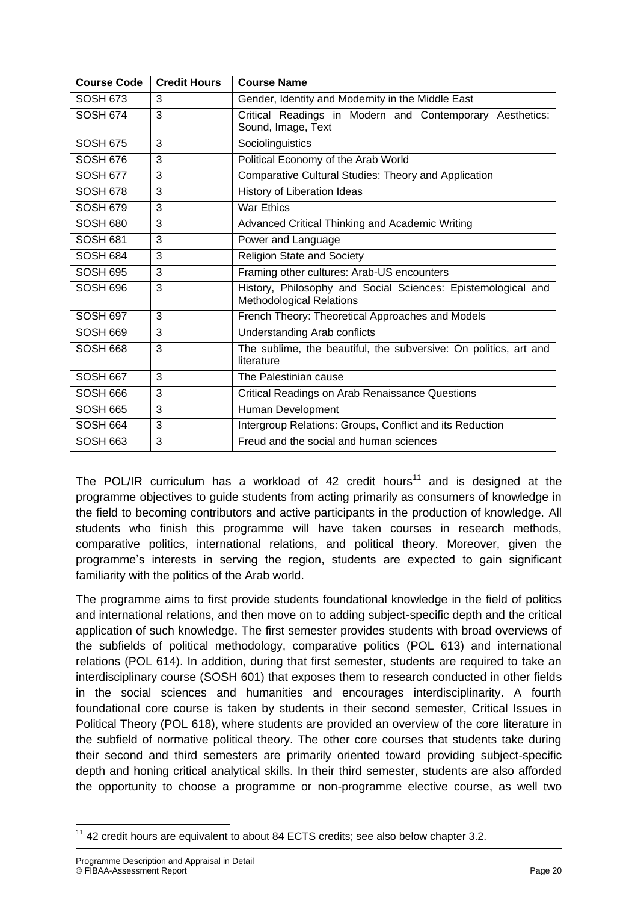| Course Code | Credit Hours | Course Name |
|---|---|---|
| SOSH 673 | 3 | Gender, Identity and Modernity in the Middle East |
| SOSH 674 | 3 | Critical Readings in Modern and Contemporary Aesthetics: Sound, Image, Text |
| SOSH 675 | 3 | Sociolinguistics |
| SOSH 676 | 3 | Political Economy of the Arab World |
| SOSH 677 | 3 | Comparative Cultural Studies: Theory and Application |
| SOSH 678 | 3 | History of Liberation Ideas |
| SOSH 679 | 3 | War Ethics |
| SOSH 680 | 3 | Advanced Critical Thinking and Academic Writing |
| SOSH 681 | 3 | Power and Language |
| SOSH 684 | 3 | Religion State and Society |
| SOSH 695 | 3 | Framing other cultures: Arab-US encounters |
| SOSH 696 | 3 | History, Philosophy and Social Sciences: Epistemological and Methodological Relations |
| SOSH 697 | 3 | French Theory: Theoretical Approaches and Models |
| SOSH 669 | 3 | Understanding Arab conflicts |
| SOSH 668 | 3 | The sublime, the beautiful, the subversive: On politics, art and literature |
| SOSH 667 | 3 | The Palestinian cause |
| SOSH 666 | 3 | Critical Readings on Arab Renaissance Questions |
| SOSH 665 | 3 | Human Development |
| SOSH 664 | 3 | Intergroup Relations: Groups, Conflict and its Reduction |
| SOSH 663 | 3 | Freud and the social and human sciences |

The POL/IR curriculum has a workload of 42 credit hours[11] and is designed at the programme objectives to guide students from acting primarily as consumers of knowledge in the field to becoming contributors and active participants in the production of knowledge. All students who finish this programme will have taken courses in research methods, comparative politics, international relations, and political theory. Moreover, given the programme's interests in serving the region, students are expected to gain significant familiarity with the politics of the Arab world.

The programme aims to first provide students foundational knowledge in the field of politics and international relations, and then move on to adding subject-specific depth and the critical application of such knowledge. The first semester provides students with broad overviews of the subfields of political methodology, comparative politics (POL 613) and international relations (POL 614). In addition, during that first semester, students are required to take an interdisciplinary course (SOSH 601) that exposes them to research conducted in other fields in the social sciences and humanities and encourages interdisciplinarity. A fourth foundational core course is taken by students in their second semester, Critical Issues in Political Theory (POL 618), where students are provided an overview of the core literature in the subfield of normative political theory. The other core courses that students take during their second and third semesters are primarily oriented toward providing subject-specific depth and honing critical analytical skills. In their third semester, students are also afforded the opportunity to choose a programme or non-programme elective course, as well two

[11] 42 credit hours are equivalent to about 84 ECTS credits; see also below chapter 3.2.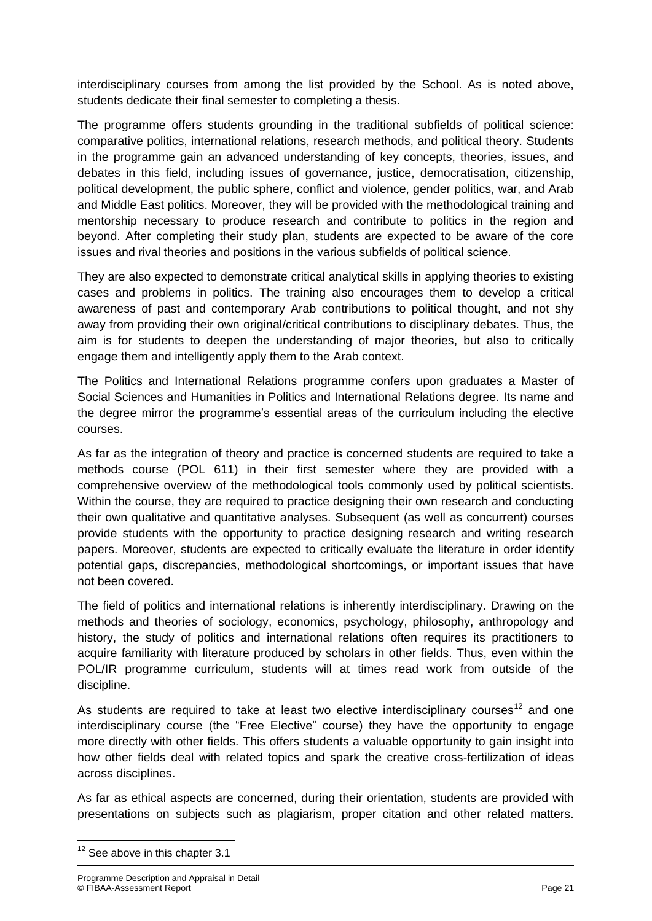interdisciplinary courses from among the list provided by the School. As is noted above, students dedicate their final semester to completing a thesis.

The programme offers students grounding in the traditional subfields of political science: comparative politics, international relations, research methods, and political theory. Students in the programme gain an advanced understanding of key concepts, theories, issues, and debates in this field, including issues of governance, justice, democratisation, citizenship, political development, the public sphere, conflict and violence, gender politics, war, and Arab and Middle East politics. Moreover, they will be provided with the methodological training and mentorship necessary to produce research and contribute to politics in the region and beyond. After completing their study plan, students are expected to be aware of the core issues and rival theories and positions in the various subfields of political science.

They are also expected to demonstrate critical analytical skills in applying theories to existing cases and problems in politics. The training also encourages them to develop a critical awareness of past and contemporary Arab contributions to political thought, and not shy away from providing their own original/critical contributions to disciplinary debates. Thus, the aim is for students to deepen the understanding of major theories, but also to critically engage them and intelligently apply them to the Arab context.

The Politics and International Relations programme confers upon graduates a Master of Social Sciences and Humanities in Politics and International Relations degree. Its name and the degree mirror the programme's essential areas of the curriculum including the elective courses.

As far as the integration of theory and practice is concerned students are required to take a methods course (POL 611) in their first semester where they are provided with a comprehensive overview of the methodological tools commonly used by political scientists. Within the course, they are required to practice designing their own research and conducting their own qualitative and quantitative analyses. Subsequent (as well as concurrent) courses provide students with the opportunity to practice designing research and writing research papers. Moreover, students are expected to critically evaluate the literature in order identify potential gaps, discrepancies, methodological shortcomings, or important issues that have not been covered.

The field of politics and international relations is inherently interdisciplinary. Drawing on the methods and theories of sociology, economics, psychology, philosophy, anthropology and history, the study of politics and international relations often requires its practitioners to acquire familiarity with literature produced by scholars in other fields. Thus, even within the POL/IR programme curriculum, students will at times read work from outside of the discipline.

As students are required to take at least two elective interdisciplinary courses[12] and one interdisciplinary course (the "Free Elective" course) they have the opportunity to engage more directly with other fields. This offers students a valuable opportunity to gain insight into how other fields deal with related topics and spark the creative cross-fertilization of ideas across disciplines.

As far as ethical aspects are concerned, during their orientation, students are provided with presentations on subjects such as plagiarism, proper citation and other related matters.

[12] See above in this chapter 3.1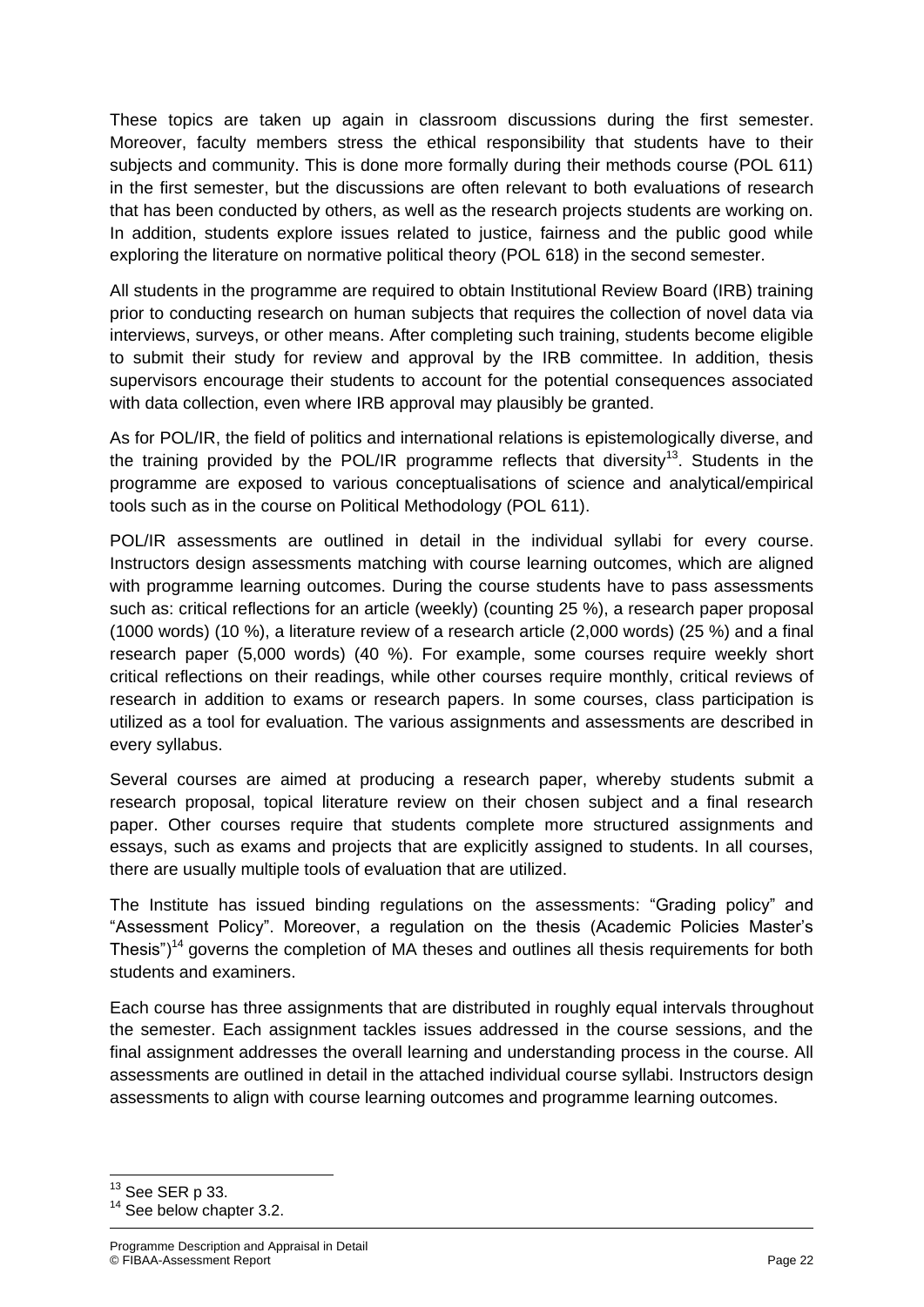These topics are taken up again in classroom discussions during the first semester. Moreover, faculty members stress the ethical responsibility that students have to their subjects and community. This is done more formally during their methods course (POL 611) in the first semester, but the discussions are often relevant to both evaluations of research that has been conducted by others, as well as the research projects students are working on. In addition, students explore issues related to justice, fairness and the public good while exploring the literature on normative political theory (POL 618) in the second semester.

All students in the programme are required to obtain Institutional Review Board (IRB) training prior to conducting research on human subjects that requires the collection of novel data via interviews, surveys, or other means. After completing such training, students become eligible to submit their study for review and approval by the IRB committee. In addition, thesis supervisors encourage their students to account for the potential consequences associated with data collection, even where IRB approval may plausibly be granted.

As for POL/IR, the field of politics and international relations is epistemologically diverse, and the training provided by the POL/IR programme reflects that diversity[13]. Students in the programme are exposed to various conceptualisations of science and analytical/empirical tools such as in the course on Political Methodology (POL 611).

POL/IR assessments are outlined in detail in the individual syllabi for every course. Instructors design assessments matching with course learning outcomes, which are aligned with programme learning outcomes. During the course students have to pass assessments such as: critical reflections for an article (weekly) (counting 25 %), a research paper proposal (1000 words) (10 %), a literature review of a research article (2,000 words) (25 %) and a final research paper (5,000 words) (40 %). For example, some courses require weekly short critical reflections on their readings, while other courses require monthly, critical reviews of research in addition to exams or research papers. In some courses, class participation is utilized as a tool for evaluation. The various assignments and assessments are described in every syllabus.

Several courses are aimed at producing a research paper, whereby students submit a research proposal, topical literature review on their chosen subject and a final research paper. Other courses require that students complete more structured assignments and essays, such as exams and projects that are explicitly assigned to students. In all courses, there are usually multiple tools of evaluation that are utilized.

The Institute has issued binding regulations on the assessments: "Grading policy" and "Assessment Policy". Moreover, a regulation on the thesis (Academic Policies Master's Thesis")[14] governs the completion of MA theses and outlines all thesis requirements for both students and examiners.

Each course has three assignments that are distributed in roughly equal intervals throughout the semester. Each assignment tackles issues addressed in the course sessions, and the final assignment addresses the overall learning and understanding process in the course. All assessments are outlined in detail in the attached individual course syllabi. Instructors design assessments to align with course learning outcomes and programme learning outcomes.

---

[13] See SER p 33.

[14] See below chapter 3.2.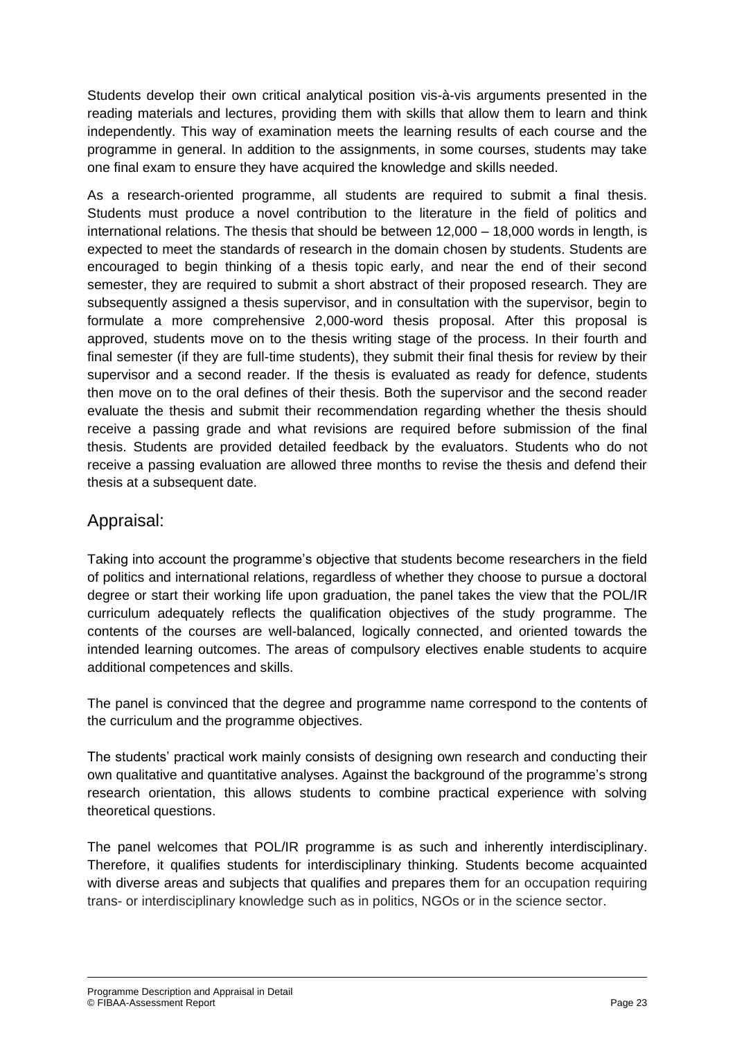Students develop their own critical analytical position vis-à-vis arguments presented in the reading materials and lectures, providing them with skills that allow them to learn and think independently. This way of examination meets the learning results of each course and the programme in general. In addition to the assignments, in some courses, students may take one final exam to ensure they have acquired the knowledge and skills needed.

As a research-oriented programme, all students are required to submit a final thesis. Students must produce a novel contribution to the literature in the field of politics and international relations. The thesis that should be between 12,000 – 18,000 words in length, is expected to meet the standards of research in the domain chosen by students. Students are encouraged to begin thinking of a thesis topic early, and near the end of their second semester, they are required to submit a short abstract of their proposed research. They are subsequently assigned a thesis supervisor, and in consultation with the supervisor, begin to formulate a more comprehensive 2,000-word thesis proposal. After this proposal is approved, students move on to the thesis writing stage of the process. In their fourth and final semester (if they are full-time students), they submit their final thesis for review by their supervisor and a second reader. If the thesis is evaluated as ready for defence, students then move on to the oral defines of their thesis. Both the supervisor and the second reader evaluate the thesis and submit their recommendation regarding whether the thesis should receive a passing grade and what revisions are required before submission of the final thesis. Students are provided detailed feedback by the evaluators. Students who do not receive a passing evaluation are allowed three months to revise the thesis and defend their thesis at a subsequent date.

## Appraisal:

Taking into account the programme's objective that students become researchers in the field of politics and international relations, regardless of whether they choose to pursue a doctoral degree or start their working life upon graduation, the panel takes the view that the POL/IR curriculum adequately reflects the qualification objectives of the study programme. The contents of the courses are well-balanced, logically connected, and oriented towards the intended learning outcomes. The areas of compulsory electives enable students to acquire additional competences and skills.

The panel is convinced that the degree and programme name correspond to the contents of the curriculum and the programme objectives.

The students' practical work mainly consists of designing own research and conducting their own qualitative and quantitative analyses. Against the background of the programme's strong research orientation, this allows students to combine practical experience with solving theoretical questions.

The panel welcomes that POL/IR programme is as such and inherently interdisciplinary. Therefore, it qualifies students for interdisciplinary thinking. Students become acquainted with diverse areas and subjects that qualifies and prepares them for an occupation requiring trans- or interdisciplinary knowledge such as in politics, NGOs or in the science sector.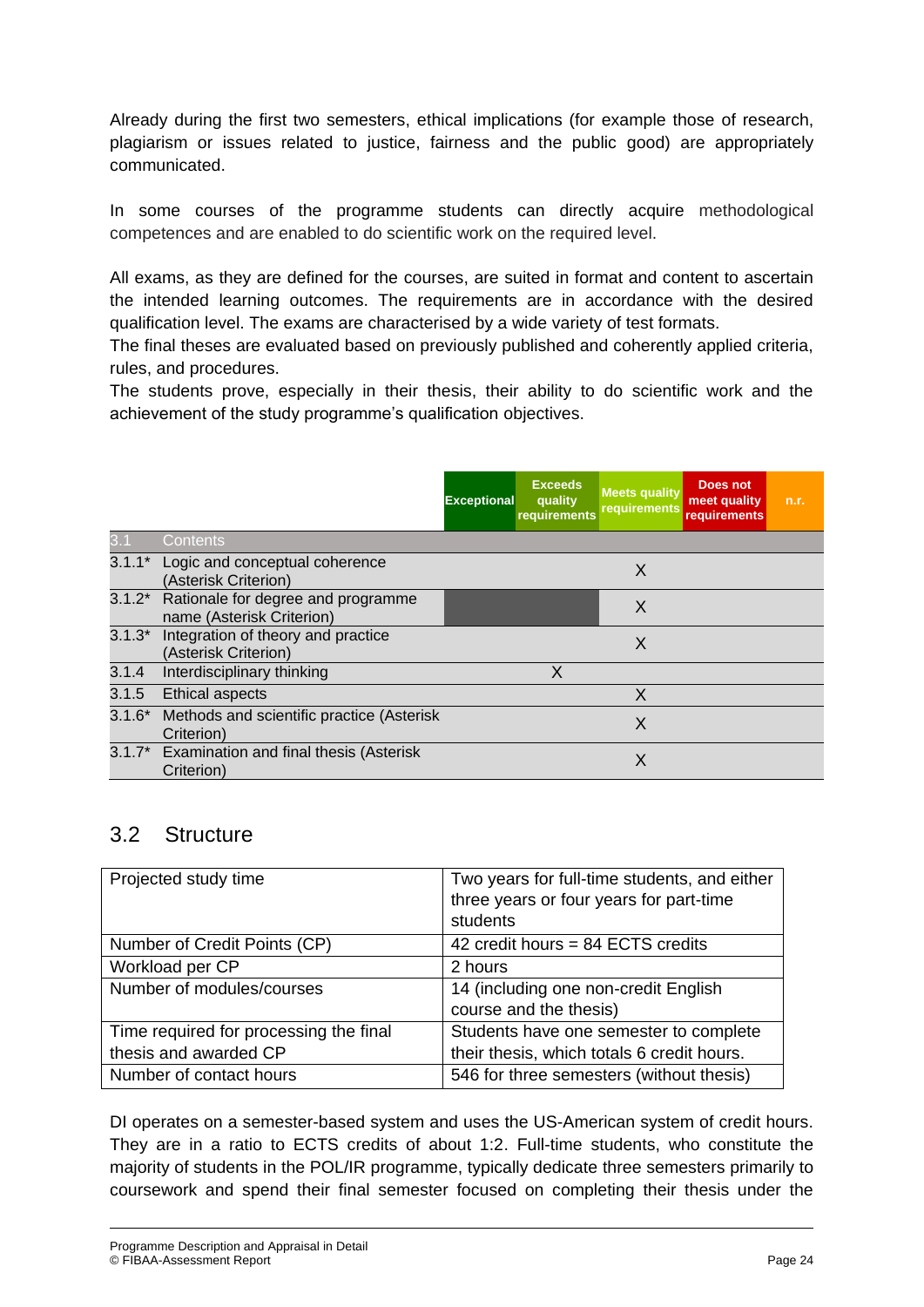Already during the first two semesters, ethical implications (for example those of research, plagiarism or issues related to justice, fairness and the public good) are appropriately communicated.

In some courses of the programme students can directly acquire methodological competences and are enabled to do scientific work on the required level.

All exams, as they are defined for the courses, are suited in format and content to ascertain the intended learning outcomes. The requirements are in accordance with the desired qualification level. The exams are characterised by a wide variety of test formats.
The final theses are evaluated based on previously published and coherently applied criteria, rules, and procedures.
The students prove, especially in their thesis, their ability to do scientific work and the achievement of the study programme's qualification objectives.

| | | Exceptional | Exceeds quality requirements | Meets quality requirements | Does not meet quality requirements | n.r. |
|---|---|---|---|---|---|---|
| 3.1 | Contents | | | | | |
| 3.1.1* | Logic and conceptual coherence (Asterisk Criterion) | | | X | | |
| 3.1.2* | Rationale for degree and programme name (Asterisk Criterion) | | | X | | |
| 3.1.3* | Integration of theory and practice (Asterisk Criterion) | | | X | | |
| 3.1.4 | Interdisciplinary thinking | | X | | | |
| 3.1.5 | Ethical aspects | | | X | | |
| 3.1.6* | Methods and scientific practice (Asterisk Criterion) | | | X | | |
| 3.1.7* | Examination and final thesis (Asterisk Criterion) | | | X | | |

## 3.2 Structure

| | |
|---|---|
| Projected study time | Two years for full-time students, and either three years or four years for part-time students |
| Number of Credit Points (CP) | 42 credit hours = 84 ECTS credits |
| Workload per CP | 2 hours |
| Number of modules/courses | 14 (including one non-credit English course and the thesis) |
| Time required for processing the final thesis and awarded CP | Students have one semester to complete their thesis, which totals 6 credit hours. |
| Number of contact hours | 546 for three semesters (without thesis) |

DI operates on a semester-based system and uses the US-American system of credit hours. They are in a ratio to ECTS credits of about 1:2. Full-time students, who constitute the majority of students in the POL/IR programme, typically dedicate three semesters primarily to coursework and spend their final semester focused on completing their thesis under the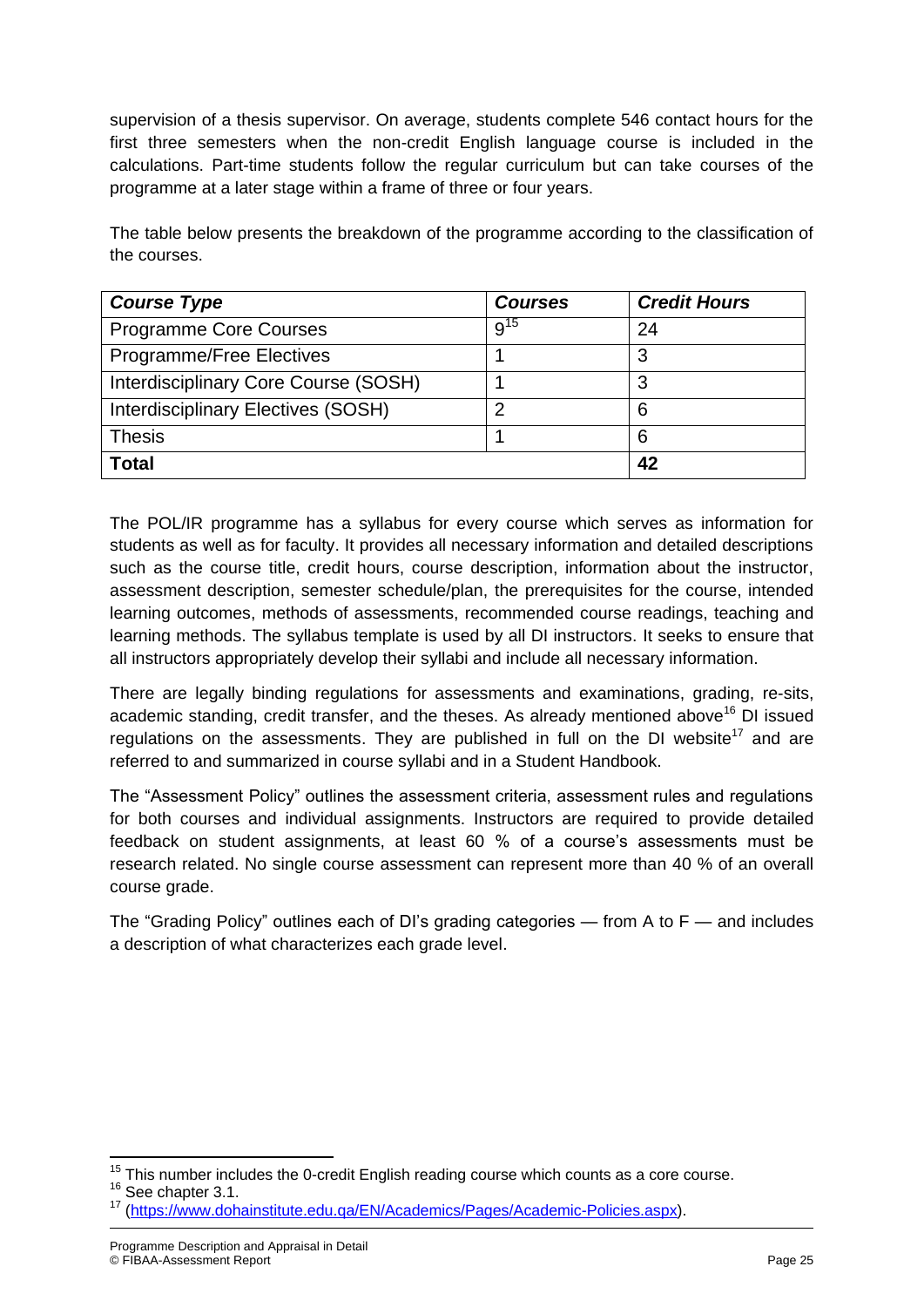supervision of a thesis supervisor. On average, students complete 546 contact hours for the first three semesters when the non-credit English language course is included in the calculations. Part-time students follow the regular curriculum but can take courses of the programme at a later stage within a frame of three or four years.

The table below presents the breakdown of the programme according to the classification of the courses.

| ***Course Type*** | ***Courses*** | ***Credit Hours*** |
|---|---|---|
| Programme Core Courses | 9[15] | 24 |
| Programme/Free Electives | 1 | 3 |
| Interdisciplinary Core Course (SOSH) | 1 | 3 |
| Interdisciplinary Electives (SOSH) | 2 | 6 |
| Thesis | 1 | 6 |
| **Total** | | **42** |

The POL/IR programme has a syllabus for every course which serves as information for students as well as for faculty. It provides all necessary information and detailed descriptions such as the course title, credit hours, course description, information about the instructor, assessment description, semester schedule/plan, the prerequisites for the course, intended learning outcomes, methods of assessments, recommended course readings, teaching and learning methods. The syllabus template is used by all DI instructors. It seeks to ensure that all instructors appropriately develop their syllabi and include all necessary information.

There are legally binding regulations for assessments and examinations, grading, re-sits, academic standing, credit transfer, and the theses. As already mentioned above[16] DI issued regulations on the assessments. They are published in full on the DI website[17] and are referred to and summarized in course syllabi and in a Student Handbook.

The "Assessment Policy" outlines the assessment criteria, assessment rules and regulations for both courses and individual assignments. Instructors are required to provide detailed feedback on student assignments, at least 60 % of a course's assessments must be research related. No single course assessment can represent more than 40 % of an overall course grade.

The "Grading Policy" outlines each of DI's grading categories — from A to F — and includes a description of what characterizes each grade level.

[15] This number includes the 0-credit English reading course which counts as a core course.

[16] See chapter 3.1.

[17] (https://www.dohainstitute.edu.qa/EN/Academics/Pages/Academic-Policies.aspx).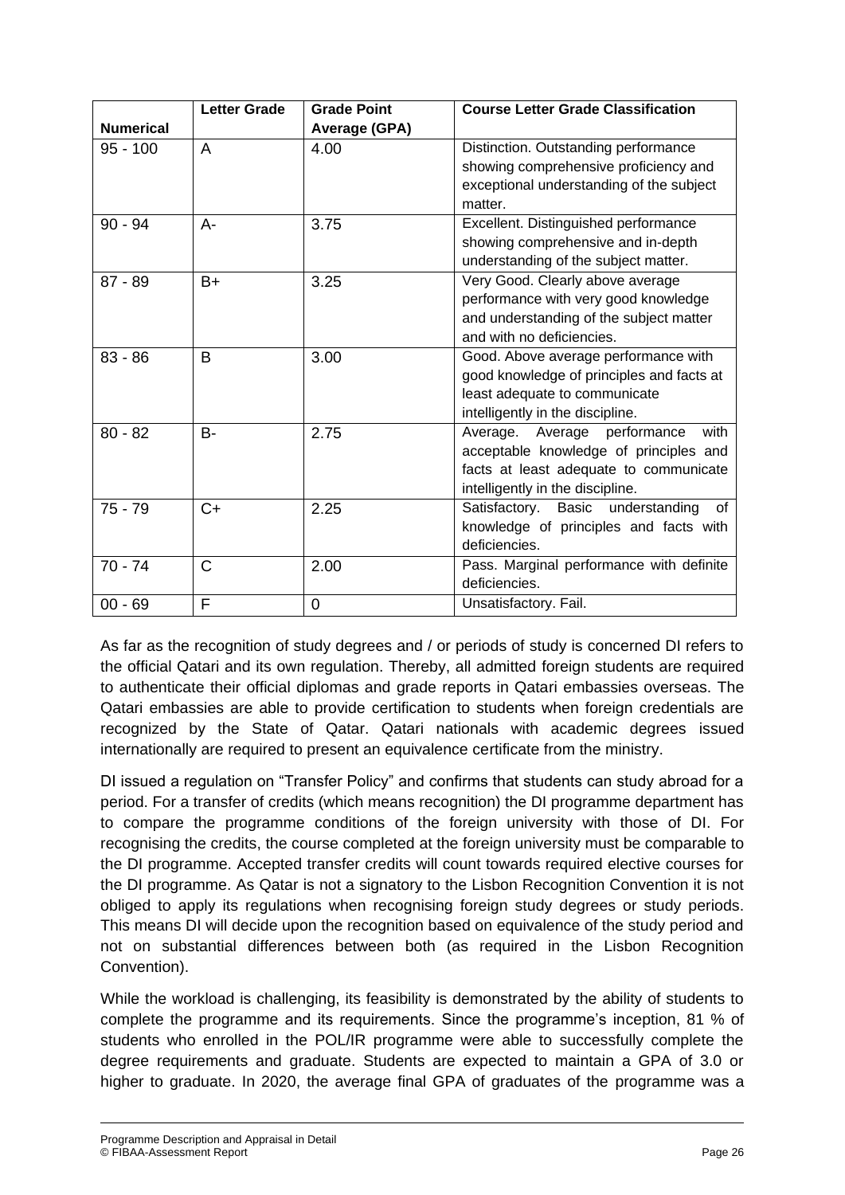| Numerical | Letter Grade | Grade Point Average (GPA) | Course Letter Grade Classification |
|---|---|---|---|
| 95 - 100 | A | 4.00 | Distinction. Outstanding performance showing comprehensive proficiency and exceptional understanding of the subject matter. |
| 90 - 94 | A- | 3.75 | Excellent. Distinguished performance showing comprehensive and in-depth understanding of the subject matter. |
| 87 - 89 | B+ | 3.25 | Very Good. Clearly above average performance with very good knowledge and understanding of the subject matter and with no deficiencies. |
| 83 - 86 | B | 3.00 | Good. Above average performance with good knowledge of principles and facts at least adequate to communicate intelligently in the discipline. |
| 80 - 82 | B- | 2.75 | Average. Average performance with acceptable knowledge of principles and facts at least adequate to communicate intelligently in the discipline. |
| 75 - 79 | C+ | 2.25 | Satisfactory. Basic understanding of knowledge of principles and facts with deficiencies. |
| 70 - 74 | C | 2.00 | Pass. Marginal performance with definite deficiencies. |
| 00 - 69 | F | 0 | Unsatisfactory. Fail. |

As far as the recognition of study degrees and / or periods of study is concerned DI refers to the official Qatari and its own regulation. Thereby, all admitted foreign students are required to authenticate their official diplomas and grade reports in Qatari embassies overseas. The Qatari embassies are able to provide certification to students when foreign credentials are recognized by the State of Qatar. Qatari nationals with academic degrees issued internationally are required to present an equivalence certificate from the ministry.

DI issued a regulation on "Transfer Policy" and confirms that students can study abroad for a period. For a transfer of credits (which means recognition) the DI programme department has to compare the programme conditions of the foreign university with those of DI. For recognising the credits, the course completed at the foreign university must be comparable to the DI programme. Accepted transfer credits will count towards required elective courses for the DI programme. As Qatar is not a signatory to the Lisbon Recognition Convention it is not obliged to apply its regulations when recognising foreign study degrees or study periods. This means DI will decide upon the recognition based on equivalence of the study period and not on substantial differences between both (as required in the Lisbon Recognition Convention).

While the workload is challenging, its feasibility is demonstrated by the ability of students to complete the programme and its requirements. Since the programme's inception, 81 % of students who enrolled in the POL/IR programme were able to successfully complete the degree requirements and graduate. Students are expected to maintain a GPA of 3.0 or higher to graduate. In 2020, the average final GPA of graduates of the programme was a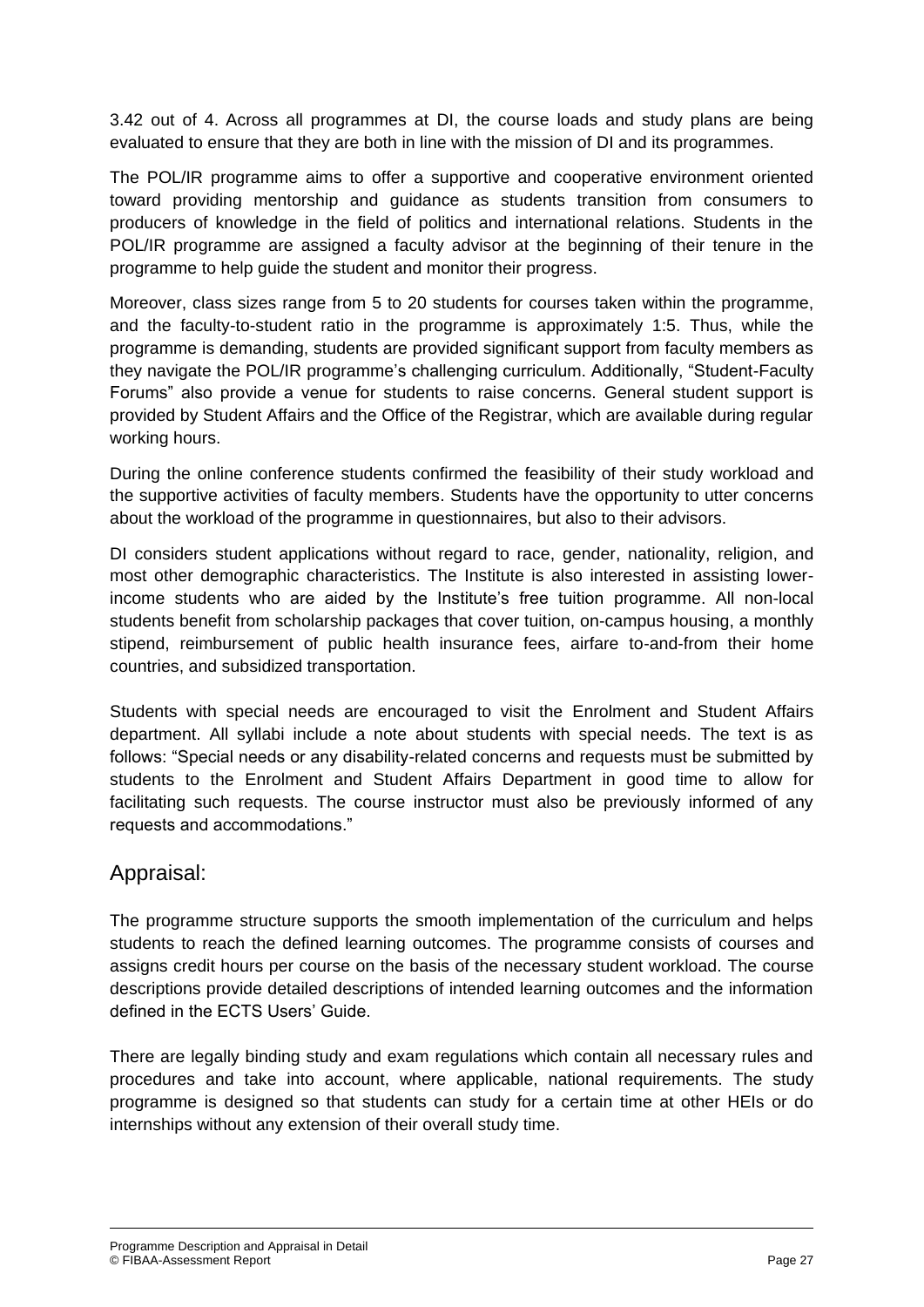3.42 out of 4. Across all programmes at DI, the course loads and study plans are being evaluated to ensure that they are both in line with the mission of DI and its programmes.

The POL/IR programme aims to offer a supportive and cooperative environment oriented toward providing mentorship and guidance as students transition from consumers to producers of knowledge in the field of politics and international relations. Students in the POL/IR programme are assigned a faculty advisor at the beginning of their tenure in the programme to help guide the student and monitor their progress.

Moreover, class sizes range from 5 to 20 students for courses taken within the programme, and the faculty-to-student ratio in the programme is approximately 1:5. Thus, while the programme is demanding, students are provided significant support from faculty members as they navigate the POL/IR programme's challenging curriculum. Additionally, "Student-Faculty Forums" also provide a venue for students to raise concerns. General student support is provided by Student Affairs and the Office of the Registrar, which are available during regular working hours.

During the online conference students confirmed the feasibility of their study workload and the supportive activities of faculty members. Students have the opportunity to utter concerns about the workload of the programme in questionnaires, but also to their advisors.

DI considers student applications without regard to race, gender, nationality, religion, and most other demographic characteristics. The Institute is also interested in assisting lower-income students who are aided by the Institute's free tuition programme. All non-local students benefit from scholarship packages that cover tuition, on-campus housing, a monthly stipend, reimbursement of public health insurance fees, airfare to-and-from their home countries, and subsidized transportation.

Students with special needs are encouraged to visit the Enrolment and Student Affairs department. All syllabi include a note about students with special needs. The text is as follows: "Special needs or any disability-related concerns and requests must be submitted by students to the Enrolment and Student Affairs Department in good time to allow for facilitating such requests. The course instructor must also be previously informed of any requests and accommodations."

## Appraisal:

The programme structure supports the smooth implementation of the curriculum and helps students to reach the defined learning outcomes. The programme consists of courses and assigns credit hours per course on the basis of the necessary student workload. The course descriptions provide detailed descriptions of intended learning outcomes and the information defined in the ECTS Users' Guide.

There are legally binding study and exam regulations which contain all necessary rules and procedures and take into account, where applicable, national requirements. The study programme is designed so that students can study for a certain time at other HEIs or do internships without any extension of their overall study time.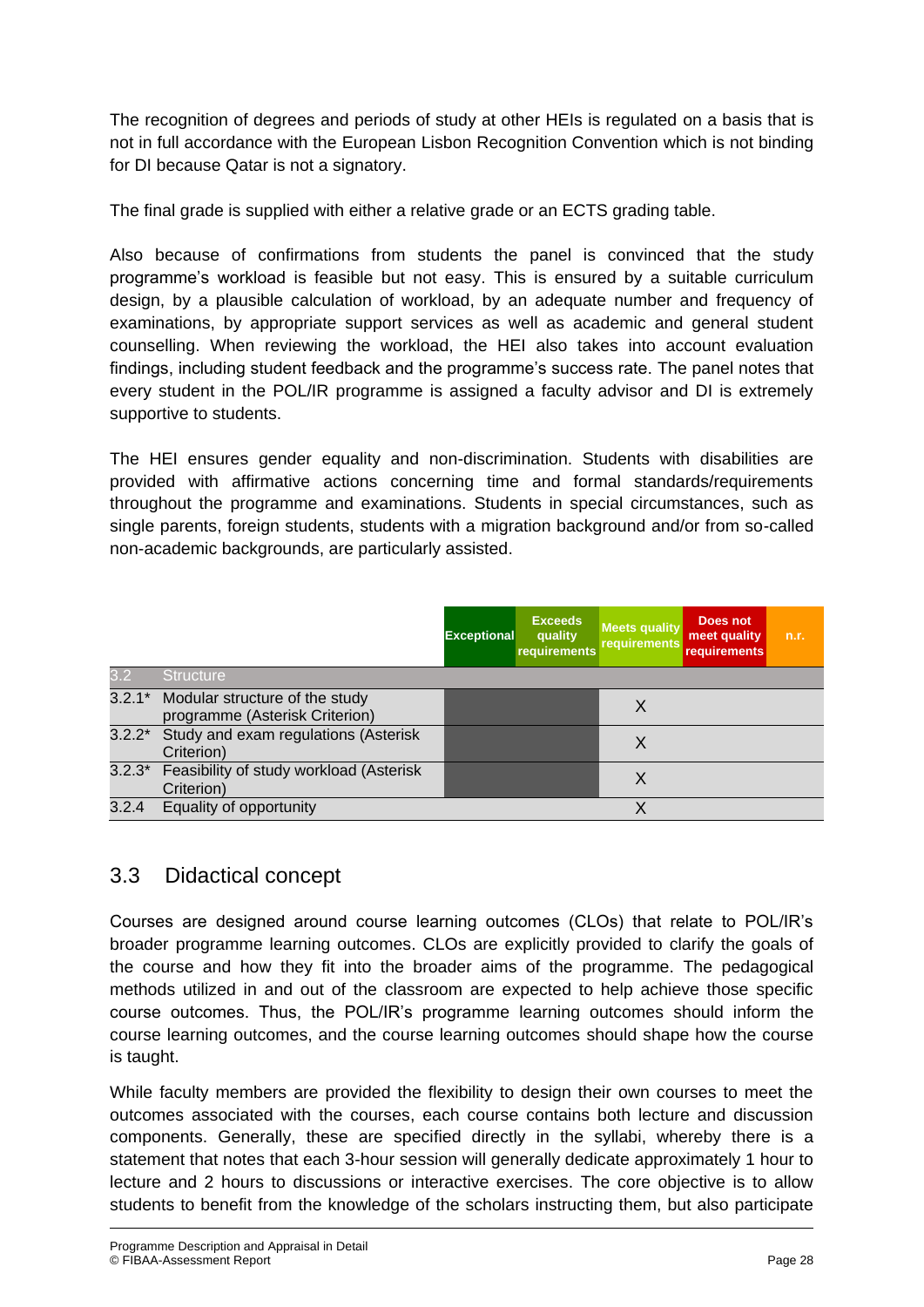The recognition of degrees and periods of study at other HEIs is regulated on a basis that is not in full accordance with the European Lisbon Recognition Convention which is not binding for DI because Qatar is not a signatory.

The final grade is supplied with either a relative grade or an ECTS grading table.

Also because of confirmations from students the panel is convinced that the study programme's workload is feasible but not easy. This is ensured by a suitable curriculum design, by a plausible calculation of workload, by an adequate number and frequency of examinations, by appropriate support services as well as academic and general student counselling. When reviewing the workload, the HEI also takes into account evaluation findings, including student feedback and the programme's success rate. The panel notes that every student in the POL/IR programme is assigned a faculty advisor and DI is extremely supportive to students.

The HEI ensures gender equality and non-discrimination. Students with disabilities are provided with affirmative actions concerning time and formal standards/requirements throughout the programme and examinations. Students in special circumstances, such as single parents, foreign students, students with a migration background and/or from so-called non-academic backgrounds, are particularly assisted.

| | | Exceptional | Exceeds quality requirements | Meets quality requirements | Does not meet quality requirements | n.r. |
|---|---|---|---|---|---|---|
| 3.2 | Structure | | | | | |
| 3.2.1* | Modular structure of the study programme (Asterisk Criterion) | | | X | | |
| 3.2.2* | Study and exam regulations (Asterisk Criterion) | | | X | | |
| 3.2.3* | Feasibility of study workload (Asterisk Criterion) | | | X | | |
| 3.2.4 | Equality of opportunity | | | X | | |

## 3.3 Didactical concept

Courses are designed around course learning outcomes (CLOs) that relate to POL/IR's broader programme learning outcomes. CLOs are explicitly provided to clarify the goals of the course and how they fit into the broader aims of the programme. The pedagogical methods utilized in and out of the classroom are expected to help achieve those specific course outcomes. Thus, the POL/IR's programme learning outcomes should inform the course learning outcomes, and the course learning outcomes should shape how the course is taught.

While faculty members are provided the flexibility to design their own courses to meet the outcomes associated with the courses, each course contains both lecture and discussion components. Generally, these are specified directly in the syllabi, whereby there is a statement that notes that each 3-hour session will generally dedicate approximately 1 hour to lecture and 2 hours to discussions or interactive exercises. The core objective is to allow students to benefit from the knowledge of the scholars instructing them, but also participate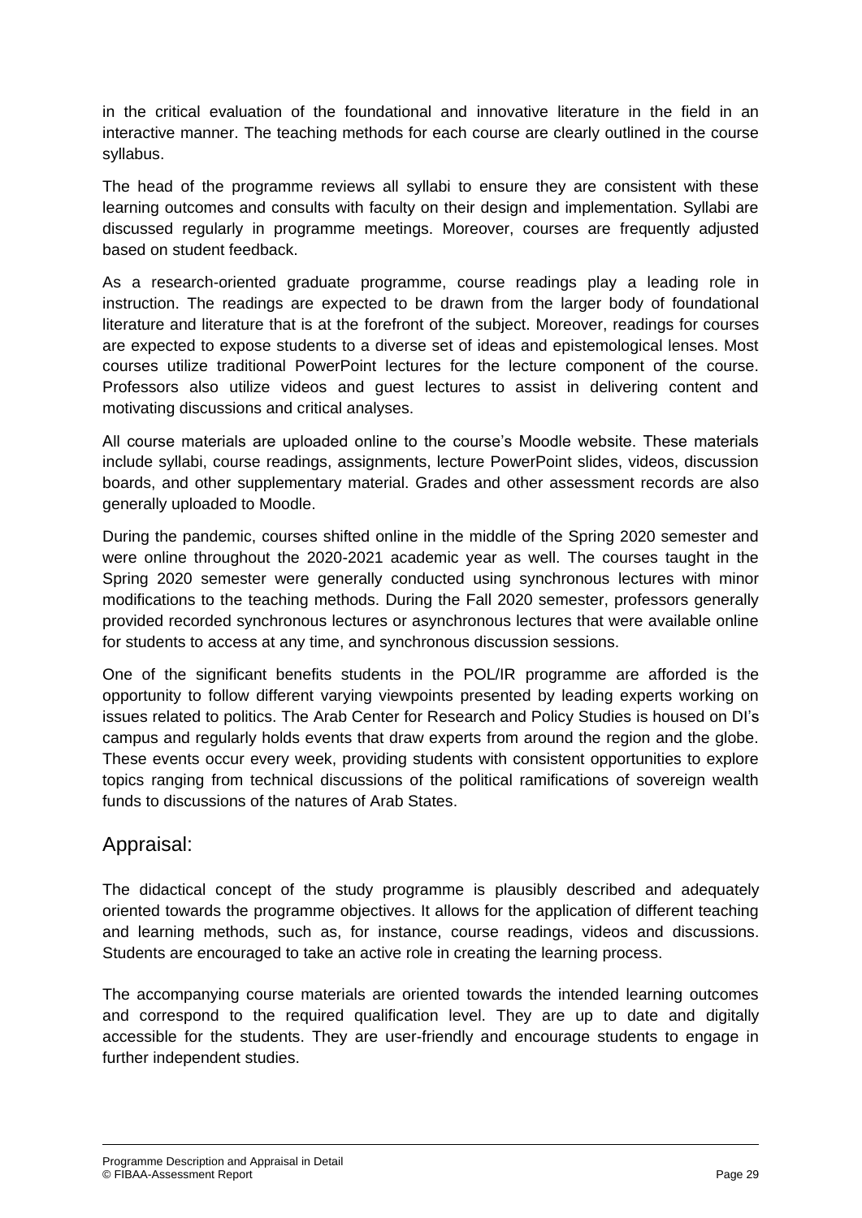in the critical evaluation of the foundational and innovative literature in the field in an interactive manner. The teaching methods for each course are clearly outlined in the course syllabus.

The head of the programme reviews all syllabi to ensure they are consistent with these learning outcomes and consults with faculty on their design and implementation. Syllabi are discussed regularly in programme meetings. Moreover, courses are frequently adjusted based on student feedback.

As a research-oriented graduate programme, course readings play a leading role in instruction. The readings are expected to be drawn from the larger body of foundational literature and literature that is at the forefront of the subject. Moreover, readings for courses are expected to expose students to a diverse set of ideas and epistemological lenses. Most courses utilize traditional PowerPoint lectures for the lecture component of the course. Professors also utilize videos and guest lectures to assist in delivering content and motivating discussions and critical analyses.

All course materials are uploaded online to the course's Moodle website. These materials include syllabi, course readings, assignments, lecture PowerPoint slides, videos, discussion boards, and other supplementary material. Grades and other assessment records are also generally uploaded to Moodle.

During the pandemic, courses shifted online in the middle of the Spring 2020 semester and were online throughout the 2020-2021 academic year as well. The courses taught in the Spring 2020 semester were generally conducted using synchronous lectures with minor modifications to the teaching methods. During the Fall 2020 semester, professors generally provided recorded synchronous lectures or asynchronous lectures that were available online for students to access at any time, and synchronous discussion sessions.

One of the significant benefits students in the POL/IR programme are afforded is the opportunity to follow different varying viewpoints presented by leading experts working on issues related to politics. The Arab Center for Research and Policy Studies is housed on DI's campus and regularly holds events that draw experts from around the region and the globe. These events occur every week, providing students with consistent opportunities to explore topics ranging from technical discussions of the political ramifications of sovereign wealth funds to discussions of the natures of Arab States.

## Appraisal:

The didactical concept of the study programme is plausibly described and adequately oriented towards the programme objectives. It allows for the application of different teaching and learning methods, such as, for instance, course readings, videos and discussions. Students are encouraged to take an active role in creating the learning process.

The accompanying course materials are oriented towards the intended learning outcomes and correspond to the required qualification level. They are up to date and digitally accessible for the students. They are user-friendly and encourage students to engage in further independent studies.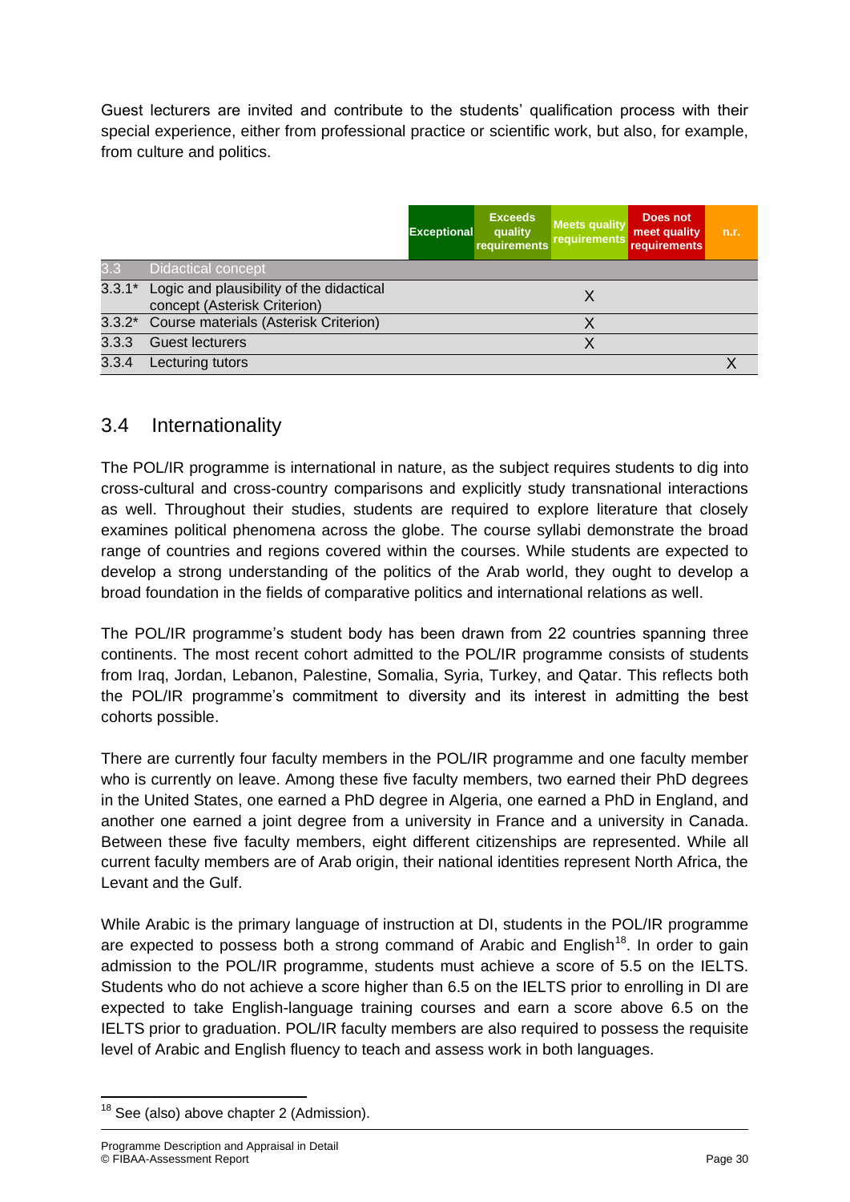Guest lecturers are invited and contribute to the students' qualification process with their special experience, either from professional practice or scientific work, but also, for example, from culture and politics.

| | | Exceptional | Exceeds quality requirements | Meets quality requirements | Does not meet quality requirements | n.r. |
|---|---|---|---|---|---|---|
| 3.3 | Didactical concept | | | | | |
| 3.3.1* | Logic and plausibility of the didactical concept (Asterisk Criterion) | | | X | | |
| 3.3.2* | Course materials (Asterisk Criterion) | | | X | | |
| 3.3.3 | Guest lecturers | | | X | | |
| 3.3.4 | Lecturing tutors | | | | | X |

## 3.4 Internationality

The POL/IR programme is international in nature, as the subject requires students to dig into cross-cultural and cross-country comparisons and explicitly study transnational interactions as well. Throughout their studies, students are required to explore literature that closely examines political phenomena across the globe. The course syllabi demonstrate the broad range of countries and regions covered within the courses. While students are expected to develop a strong understanding of the politics of the Arab world, they ought to develop a broad foundation in the fields of comparative politics and international relations as well.

The POL/IR programme's student body has been drawn from 22 countries spanning three continents. The most recent cohort admitted to the POL/IR programme consists of students from Iraq, Jordan, Lebanon, Palestine, Somalia, Syria, Turkey, and Qatar. This reflects both the POL/IR programme's commitment to diversity and its interest in admitting the best cohorts possible.

There are currently four faculty members in the POL/IR programme and one faculty member who is currently on leave. Among these five faculty members, two earned their PhD degrees in the United States, one earned a PhD degree in Algeria, one earned a PhD in England, and another one earned a joint degree from a university in France and a university in Canada. Between these five faculty members, eight different citizenships are represented. While all current faculty members are of Arab origin, their national identities represent North Africa, the Levant and the Gulf.

While Arabic is the primary language of instruction at DI, students in the POL/IR programme are expected to possess both a strong command of Arabic and English[18]. In order to gain admission to the POL/IR programme, students must achieve a score of 5.5 on the IELTS. Students who do not achieve a score higher than 6.5 on the IELTS prior to enrolling in DI are expected to take English-language training courses and earn a score above 6.5 on the IELTS prior to graduation. POL/IR faculty members are also required to possess the requisite level of Arabic and English fluency to teach and assess work in both languages.

---

[18] See (also) above chapter 2 (Admission).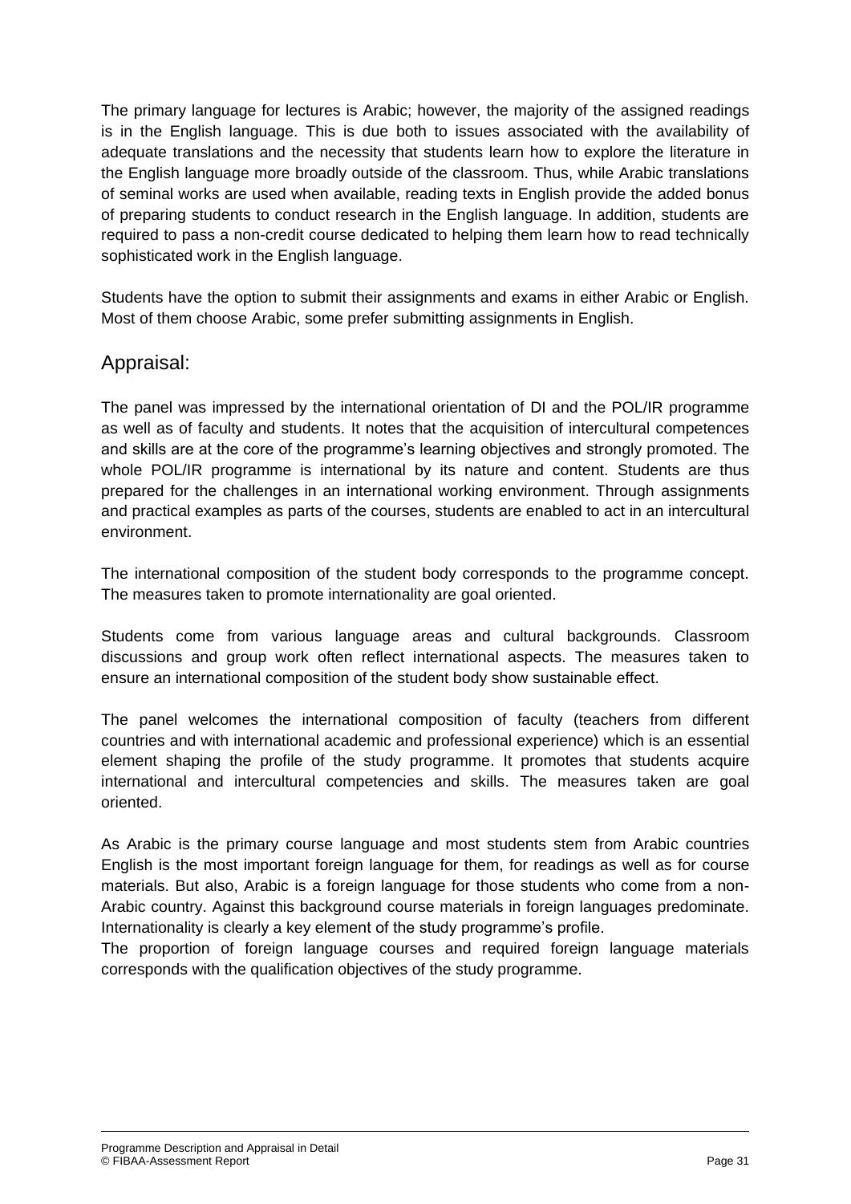The primary language for lectures is Arabic; however, the majority of the assigned readings is in the English language. This is due both to issues associated with the availability of adequate translations and the necessity that students learn how to explore the literature in the English language more broadly outside of the classroom. Thus, while Arabic translations of seminal works are used when available, reading texts in English provide the added bonus of preparing students to conduct research in the English language. In addition, students are required to pass a non-credit course dedicated to helping them learn how to read technically sophisticated work in the English language.

Students have the option to submit their assignments and exams in either Arabic or English. Most of them choose Arabic, some prefer submitting assignments in English.

## Appraisal:

The panel was impressed by the international orientation of DI and the POL/IR programme as well as of faculty and students. It notes that the acquisition of intercultural competences and skills are at the core of the programme's learning objectives and strongly promoted. The whole POL/IR programme is international by its nature and content. Students are thus prepared for the challenges in an international working environment. Through assignments and practical examples as parts of the courses, students are enabled to act in an intercultural environment.

The international composition of the student body corresponds to the programme concept. The measures taken to promote internationality are goal oriented.

Students come from various language areas and cultural backgrounds. Classroom discussions and group work often reflect international aspects. The measures taken to ensure an international composition of the student body show sustainable effect.

The panel welcomes the international composition of faculty (teachers from different countries and with international academic and professional experience) which is an essential element shaping the profile of the study programme. It promotes that students acquire international and intercultural competencies and skills. The measures taken are goal oriented.

As Arabic is the primary course language and most students stem from Arabic countries English is the most important foreign language for them, for readings as well as for course materials. But also, Arabic is a foreign language for those students who come from a non-Arabic country. Against this background course materials in foreign languages predominate. Internationality is clearly a key element of the study programme's profile.
The proportion of foreign language courses and required foreign language materials corresponds with the qualification objectives of the study programme.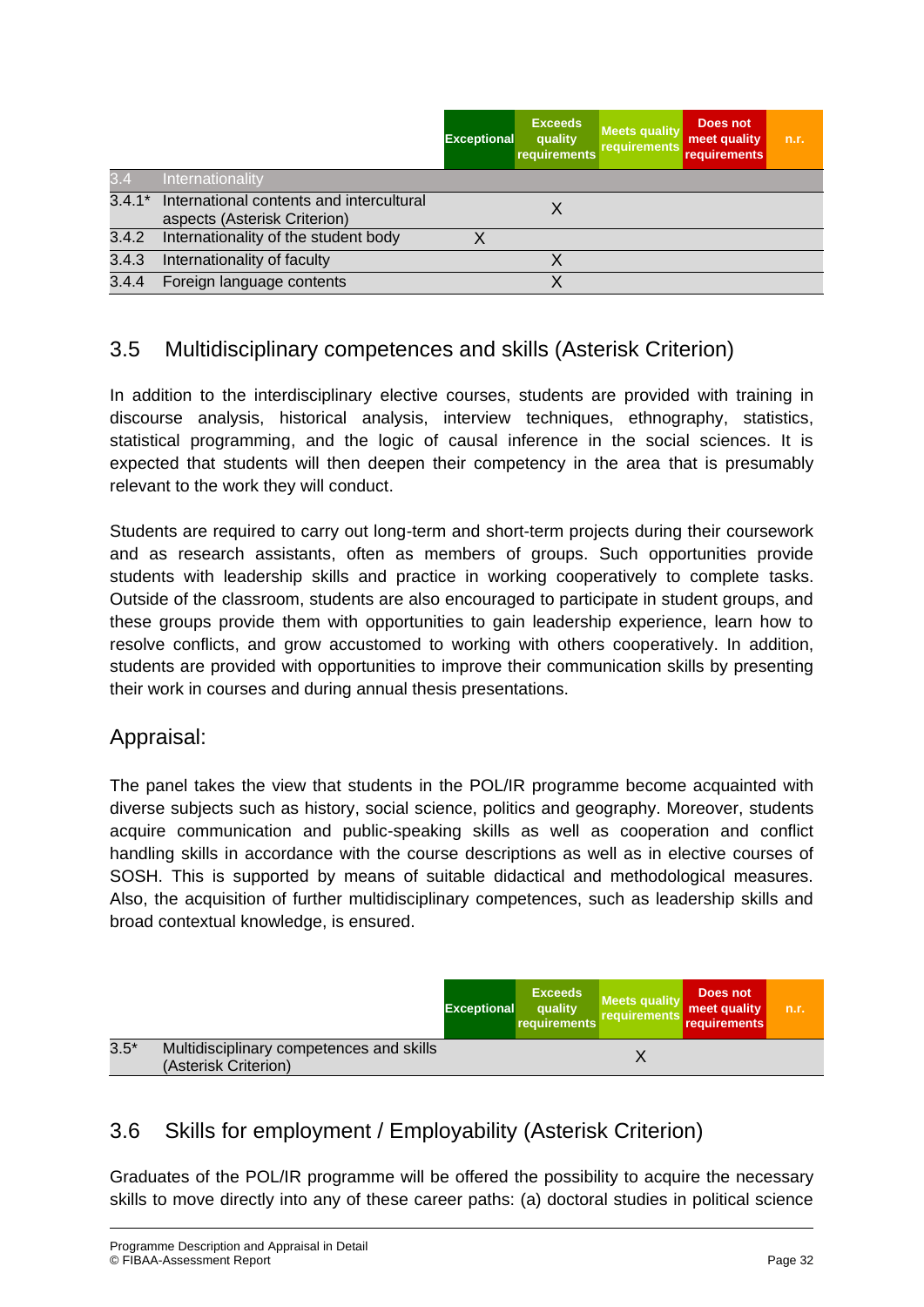| | | Exceptional | Exceeds quality requirements | Meets quality requirements | Does not meet quality requirements | n.r. |
|---|---|---|---|---|---|---|
| 3.4 | Internationality | | | | | |
| 3.4.1* | International contents and intercultural aspects (Asterisk Criterion) | | X | | | |
| 3.4.2 | Internationality of the student body | X | | | | |
| 3.4.3 | Internationality of faculty | | X | | | |
| 3.4.4 | Foreign language contents | | X | | | |

## 3.5 Multidisciplinary competences and skills (Asterisk Criterion)

In addition to the interdisciplinary elective courses, students are provided with training in discourse analysis, historical analysis, interview techniques, ethnography, statistics, statistical programming, and the logic of causal inference in the social sciences. It is expected that students will then deepen their competency in the area that is presumably relevant to the work they will conduct.

Students are required to carry out long-term and short-term projects during their coursework and as research assistants, often as members of groups. Such opportunities provide students with leadership skills and practice in working cooperatively to complete tasks. Outside of the classroom, students are also encouraged to participate in student groups, and these groups provide them with opportunities to gain leadership experience, learn how to resolve conflicts, and grow accustomed to working with others cooperatively. In addition, students are provided with opportunities to improve their communication skills by presenting their work in courses and during annual thesis presentations.

### Appraisal:

The panel takes the view that students in the POL/IR programme become acquainted with diverse subjects such as history, social science, politics and geography. Moreover, students acquire communication and public-speaking skills as well as cooperation and conflict handling skills in accordance with the course descriptions as well as in elective courses of SOSH. This is supported by means of suitable didactical and methodological measures. Also, the acquisition of further multidisciplinary competences, such as leadership skills and broad contextual knowledge, is ensured.

| | | Exceptional | Exceeds quality requirements | Meets quality requirements | Does not meet quality requirements | n.r. |
|---|---|---|---|---|---|---|
| 3.5* | Multidisciplinary competences and skills (Asterisk Criterion) | | | X | | |

## 3.6 Skills for employment / Employability (Asterisk Criterion)

Graduates of the POL/IR programme will be offered the possibility to acquire the necessary skills to move directly into any of these career paths: (a) doctoral studies in political science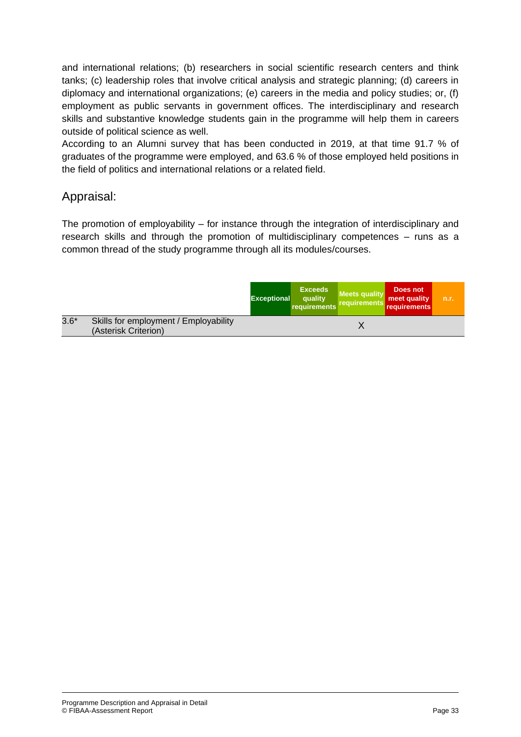and international relations; (b) researchers in social scientific research centers and think tanks; (c) leadership roles that involve critical analysis and strategic planning; (d) careers in diplomacy and international organizations; (e) careers in the media and policy studies; or, (f) employment as public servants in government offices. The interdisciplinary and research skills and substantive knowledge students gain in the programme will help them in careers outside of political science as well.

According to an Alumni survey that has been conducted in 2019, at that time 91.7 % of graduates of the programme were employed, and 63.6 % of those employed held positions in the field of politics and international relations or a related field.

## Appraisal:

The promotion of employability – for instance through the integration of interdisciplinary and research skills and through the promotion of multidisciplinary competences – runs as a common thread of the study programme through all its modules/courses.

| | | Exceptional | Exceeds quality requirements | Meets quality requirements | Does not meet quality requirements | n.r. |
|---|---|---|---|---|---|---|
| 3.6* | Skills for employment / Employability (Asterisk Criterion) | | | X | | |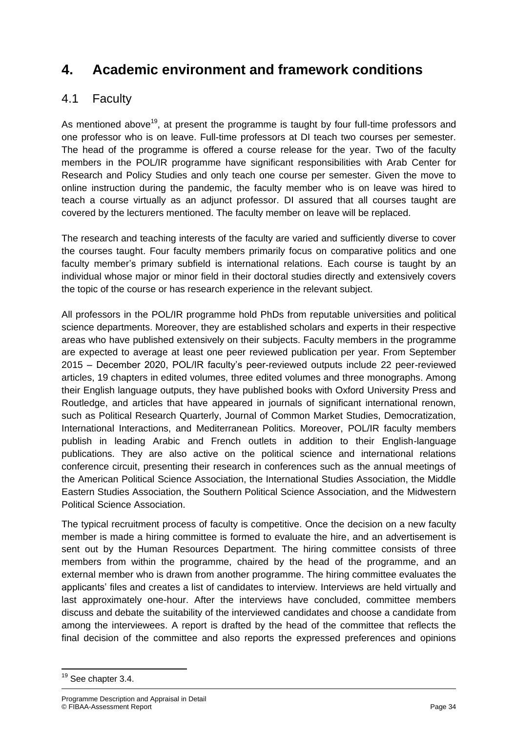# 4. Academic environment and framework conditions

## 4.1 Faculty

As mentioned above[19], at present the programme is taught by four full-time professors and one professor who is on leave. Full-time professors at DI teach two courses per semester. The head of the programme is offered a course release for the year. Two of the faculty members in the POL/IR programme have significant responsibilities with Arab Center for Research and Policy Studies and only teach one course per semester. Given the move to online instruction during the pandemic, the faculty member who is on leave was hired to teach a course virtually as an adjunct professor. DI assured that all courses taught are covered by the lecturers mentioned. The faculty member on leave will be replaced.

The research and teaching interests of the faculty are varied and sufficiently diverse to cover the courses taught. Four faculty members primarily focus on comparative politics and one faculty member's primary subfield is international relations. Each course is taught by an individual whose major or minor field in their doctoral studies directly and extensively covers the topic of the course or has research experience in the relevant subject.

All professors in the POL/IR programme hold PhDs from reputable universities and political science departments. Moreover, they are established scholars and experts in their respective areas who have published extensively on their subjects. Faculty members in the programme are expected to average at least one peer reviewed publication per year. From September 2015 – December 2020, POL/IR faculty's peer-reviewed outputs include 22 peer-reviewed articles, 19 chapters in edited volumes, three edited volumes and three monographs. Among their English language outputs, they have published books with Oxford University Press and Routledge, and articles that have appeared in journals of significant international renown, such as Political Research Quarterly, Journal of Common Market Studies, Democratization, International Interactions, and Mediterranean Politics. Moreover, POL/IR faculty members publish in leading Arabic and French outlets in addition to their English-language publications. They are also active on the political science and international relations conference circuit, presenting their research in conferences such as the annual meetings of the American Political Science Association, the International Studies Association, the Middle Eastern Studies Association, the Southern Political Science Association, and the Midwestern Political Science Association.

The typical recruitment process of faculty is competitive. Once the decision on a new faculty member is made a hiring committee is formed to evaluate the hire, and an advertisement is sent out by the Human Resources Department. The hiring committee consists of three members from within the programme, chaired by the head of the programme, and an external member who is drawn from another programme. The hiring committee evaluates the applicants' files and creates a list of candidates to interview. Interviews are held virtually and last approximately one-hour. After the interviews have concluded, committee members discuss and debate the suitability of the interviewed candidates and choose a candidate from among the interviewees. A report is drafted by the head of the committee that reflects the final decision of the committee and also reports the expressed preferences and opinions

[19] See chapter 3.4.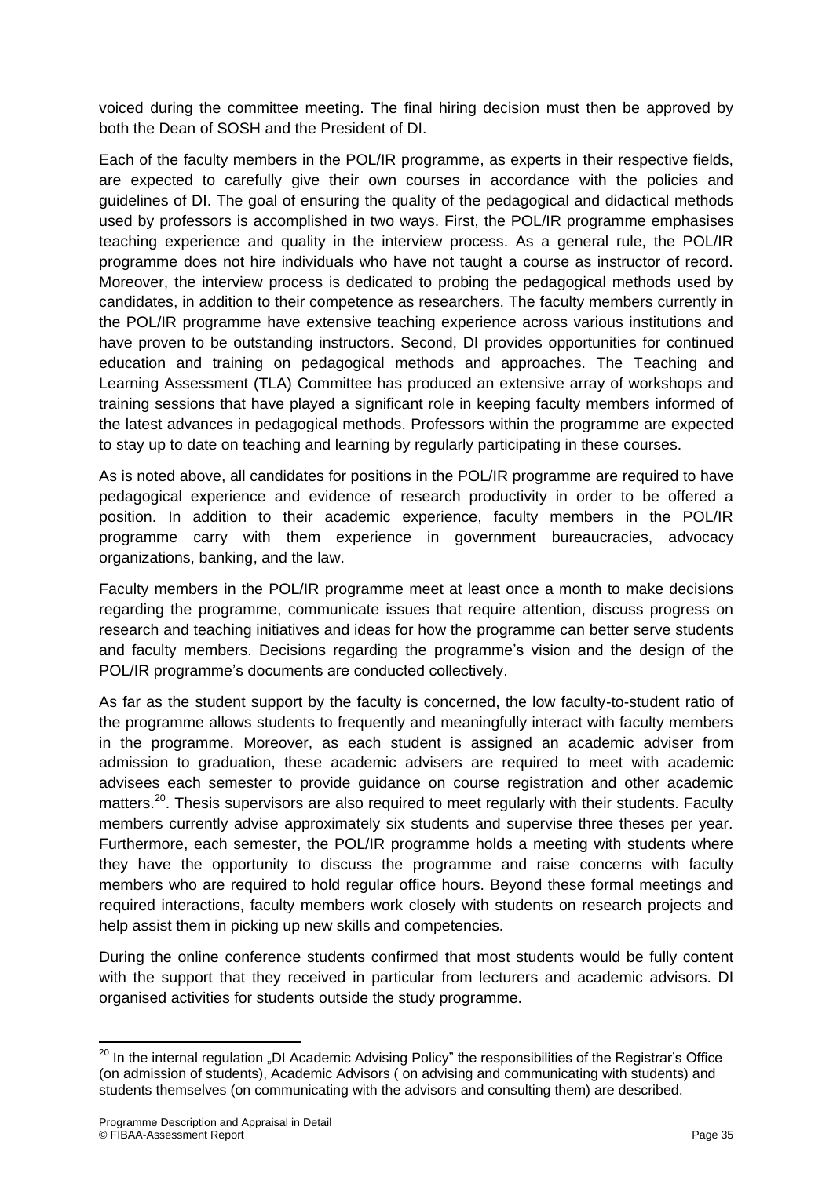voiced during the committee meeting. The final hiring decision must then be approved by both the Dean of SOSH and the President of DI.

Each of the faculty members in the POL/IR programme, as experts in their respective fields, are expected to carefully give their own courses in accordance with the policies and guidelines of DI. The goal of ensuring the quality of the pedagogical and didactical methods used by professors is accomplished in two ways. First, the POL/IR programme emphasises teaching experience and quality in the interview process. As a general rule, the POL/IR programme does not hire individuals who have not taught a course as instructor of record. Moreover, the interview process is dedicated to probing the pedagogical methods used by candidates, in addition to their competence as researchers. The faculty members currently in the POL/IR programme have extensive teaching experience across various institutions and have proven to be outstanding instructors. Second, DI provides opportunities for continued education and training on pedagogical methods and approaches. The Teaching and Learning Assessment (TLA) Committee has produced an extensive array of workshops and training sessions that have played a significant role in keeping faculty members informed of the latest advances in pedagogical methods. Professors within the programme are expected to stay up to date on teaching and learning by regularly participating in these courses.

As is noted above, all candidates for positions in the POL/IR programme are required to have pedagogical experience and evidence of research productivity in order to be offered a position. In addition to their academic experience, faculty members in the POL/IR programme carry with them experience in government bureaucracies, advocacy organizations, banking, and the law.

Faculty members in the POL/IR programme meet at least once a month to make decisions regarding the programme, communicate issues that require attention, discuss progress on research and teaching initiatives and ideas for how the programme can better serve students and faculty members. Decisions regarding the programme's vision and the design of the POL/IR programme's documents are conducted collectively.

As far as the student support by the faculty is concerned, the low faculty-to-student ratio of the programme allows students to frequently and meaningfully interact with faculty members in the programme. Moreover, as each student is assigned an academic adviser from admission to graduation, these academic advisers are required to meet with academic advisees each semester to provide guidance on course registration and other academic matters.[20]. Thesis supervisors are also required to meet regularly with their students. Faculty members currently advise approximately six students and supervise three theses per year. Furthermore, each semester, the POL/IR programme holds a meeting with students where they have the opportunity to discuss the programme and raise concerns with faculty members who are required to hold regular office hours. Beyond these formal meetings and required interactions, faculty members work closely with students on research projects and help assist them in picking up new skills and competencies.

During the online conference students confirmed that most students would be fully content with the support that they received in particular from lecturers and academic advisors. DI organised activities for students outside the study programme.

---

[20] In the internal regulation „DI Academic Advising Policy" the responsibilities of the Registrar's Office (on admission of students), Academic Advisors ( on advising and communicating with students) and students themselves (on communicating with the advisors and consulting them) are described.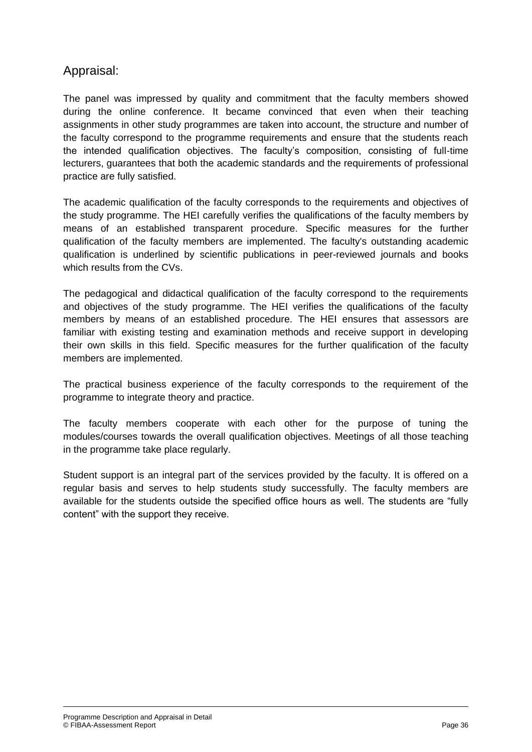## Appraisal:

The panel was impressed by quality and commitment that the faculty members showed during the online conference. It became convinced that even when their teaching assignments in other study programmes are taken into account, the structure and number of the faculty correspond to the programme requirements and ensure that the students reach the intended qualification objectives. The faculty's composition, consisting of full-time lecturers, guarantees that both the academic standards and the requirements of professional practice are fully satisfied.

The academic qualification of the faculty corresponds to the requirements and objectives of the study programme. The HEI carefully verifies the qualifications of the faculty members by means of an established transparent procedure. Specific measures for the further qualification of the faculty members are implemented. The faculty's outstanding academic qualification is underlined by scientific publications in peer-reviewed journals and books which results from the CVs.

The pedagogical and didactical qualification of the faculty correspond to the requirements and objectives of the study programme. The HEI verifies the qualifications of the faculty members by means of an established procedure. The HEI ensures that assessors are familiar with existing testing and examination methods and receive support in developing their own skills in this field. Specific measures for the further qualification of the faculty members are implemented.

The practical business experience of the faculty corresponds to the requirement of the programme to integrate theory and practice.

The faculty members cooperate with each other for the purpose of tuning the modules/courses towards the overall qualification objectives. Meetings of all those teaching in the programme take place regularly.

Student support is an integral part of the services provided by the faculty. It is offered on a regular basis and serves to help students study successfully. The faculty members are available for the students outside the specified office hours as well. The students are "fully content" with the support they receive.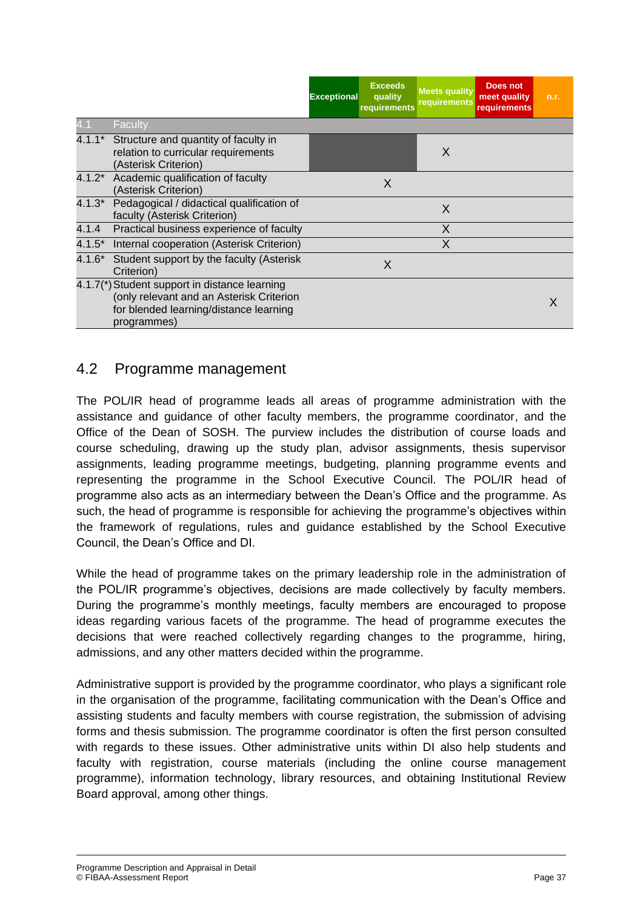| | | Exceptional | Exceeds quality requirements | Meets quality requirements | Does not meet quality requirements | n.r. |
|---|---|---|---|---|---|---|
| 4.1 | Faculty | | | | | |
| 4.1.1* | Structure and quantity of faculty in relation to curricular requirements (Asterisk Criterion) | | | X | | |
| 4.1.2* | Academic qualification of faculty (Asterisk Criterion) | | X | | | |
| 4.1.3* | Pedagogical / didactical qualification of faculty (Asterisk Criterion) | | | X | | |
| 4.1.4 | Practical business experience of faculty | | | X | | |
| 4.1.5* | Internal cooperation (Asterisk Criterion) | | | X | | |
| 4.1.6* | Student support by the faculty (Asterisk Criterion) | | X | | | |
| 4.1.7(*) | Student support in distance learning (only relevant and an Asterisk Criterion for blended learning/distance learning programmes) | | | | | X |

## 4.2 Programme management

The POL/IR head of programme leads all areas of programme administration with the assistance and guidance of other faculty members, the programme coordinator, and the Office of the Dean of SOSH. The purview includes the distribution of course loads and course scheduling, drawing up the study plan, advisor assignments, thesis supervisor assignments, leading programme meetings, budgeting, planning programme events and representing the programme in the School Executive Council. The POL/IR head of programme also acts as an intermediary between the Dean's Office and the programme. As such, the head of programme is responsible for achieving the programme's objectives within the framework of regulations, rules and guidance established by the School Executive Council, the Dean's Office and DI.

While the head of programme takes on the primary leadership role in the administration of the POL/IR programme's objectives, decisions are made collectively by faculty members. During the programme's monthly meetings, faculty members are encouraged to propose ideas regarding various facets of the programme. The head of programme executes the decisions that were reached collectively regarding changes to the programme, hiring, admissions, and any other matters decided within the programme.

Administrative support is provided by the programme coordinator, who plays a significant role in the organisation of the programme, facilitating communication with the Dean's Office and assisting students and faculty members with course registration, the submission of advising forms and thesis submission. The programme coordinator is often the first person consulted with regards to these issues. Other administrative units within DI also help students and faculty with registration, course materials (including the online course management programme), information technology, library resources, and obtaining Institutional Review Board approval, among other things.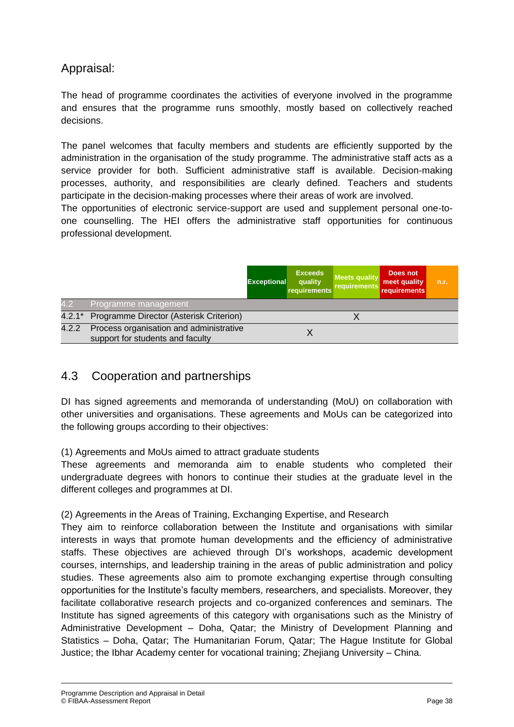## Appraisal:

The head of programme coordinates the activities of everyone involved in the programme and ensures that the programme runs smoothly, mostly based on collectively reached decisions.

The panel welcomes that faculty members and students are efficiently supported by the administration in the organisation of the study programme. The administrative staff acts as a service provider for both. Sufficient administrative staff is available. Decision-making processes, authority, and responsibilities are clearly defined. Teachers and students participate in the decision-making processes where their areas of work are involved.
The opportunities of electronic service-support are used and supplement personal one-to-one counselling. The HEI offers the administrative staff opportunities for continuous professional development.

| | | Exceptional | Exceeds quality requirements | Meets quality requirements | Does not meet quality requirements | n.r. |
|---|---|---|---|---|---|---|
| 4.2 | Programme management | | | | | |
| 4.2.1* | Programme Director (Asterisk Criterion) | | | X | | |
| 4.2.2 | Process organisation and administrative support for students and faculty | | X | | | |

## 4.3 Cooperation and partnerships

DI has signed agreements and memoranda of understanding (MoU) on collaboration with other universities and organisations. These agreements and MoUs can be categorized into the following groups according to their objectives:

(1) Agreements and MoUs aimed to attract graduate students
These agreements and memoranda aim to enable students who completed their undergraduate degrees with honors to continue their studies at the graduate level in the different colleges and programmes at DI.

(2) Agreements in the Areas of Training, Exchanging Expertise, and Research
They aim to reinforce collaboration between the Institute and organisations with similar interests in ways that promote human developments and the efficiency of administrative staffs. These objectives are achieved through DI's workshops, academic development courses, internships, and leadership training in the areas of public administration and policy studies. These agreements also aim to promote exchanging expertise through consulting opportunities for the Institute's faculty members, researchers, and specialists. Moreover, they facilitate collaborative research projects and co-organized conferences and seminars. The Institute has signed agreements of this category with organisations such as the Ministry of Administrative Development – Doha, Qatar; the Ministry of Development Planning and Statistics – Doha, Qatar; The Humanitarian Forum, Qatar; The Hague Institute for Global Justice; the Ibhar Academy center for vocational training; Zhejiang University – China.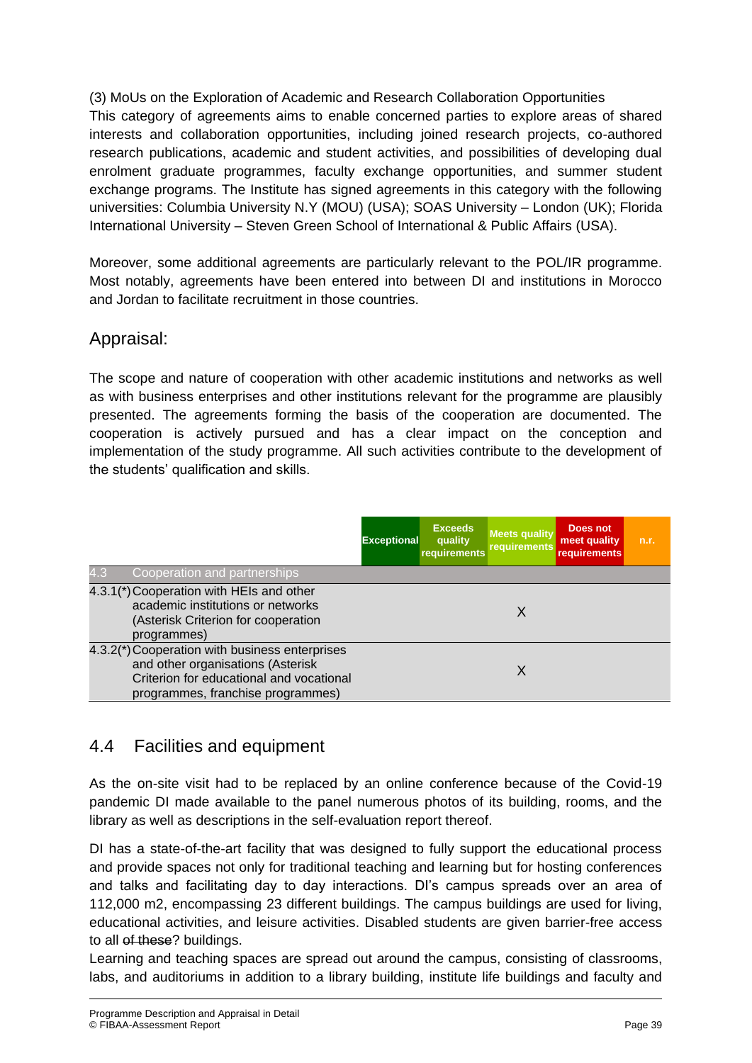(3) MoUs on the Exploration of Academic and Research Collaboration Opportunities

This category of agreements aims to enable concerned parties to explore areas of shared interests and collaboration opportunities, including joined research projects, co-authored research publications, academic and student activities, and possibilities of developing dual enrolment graduate programmes, faculty exchange opportunities, and summer student exchange programs. The Institute has signed agreements in this category with the following universities: Columbia University N.Y (MOU) (USA); SOAS University – London (UK); Florida International University – Steven Green School of International & Public Affairs (USA).

Moreover, some additional agreements are particularly relevant to the POL/IR programme. Most notably, agreements have been entered into between DI and institutions in Morocco and Jordan to facilitate recruitment in those countries.

## Appraisal:

The scope and nature of cooperation with other academic institutions and networks as well as with business enterprises and other institutions relevant for the programme are plausibly presented. The agreements forming the basis of the cooperation are documented. The cooperation is actively pursued and has a clear impact on the conception and implementation of the study programme. All such activities contribute to the development of the students' qualification and skills.

| | | Exceptional | Exceeds quality requirements | Meets quality requirements | Does not meet quality requirements | n.r. |
|---|---|---|---|---|---|---|
| 4.3 | Cooperation and partnerships | | | | | |
| 4.3.1(*) | Cooperation with HEIs and other academic institutions or networks (Asterisk Criterion for cooperation programmes) | | | X | | |
| 4.3.2(*) | Cooperation with business enterprises and other organisations (Asterisk Criterion for educational and vocational programmes, franchise programmes) | | | X | | |

## 4.4 Facilities and equipment

As the on-site visit had to be replaced by an online conference because of the Covid-19 pandemic DI made available to the panel numerous photos of its building, rooms, and the library as well as descriptions in the self-evaluation report thereof.

DI has a state-of-the-art facility that was designed to fully support the educational process and provide spaces not only for traditional teaching and learning but for hosting conferences and talks and facilitating day to day interactions. DI's campus spreads over an area of 112,000 m2, encompassing 23 different buildings. The campus buildings are used for living, educational activities, and leisure activities. Disabled students are given barrier-free access to all ~~of these~~? buildings.

Learning and teaching spaces are spread out around the campus, consisting of classrooms, labs, and auditoriums in addition to a library building, institute life buildings and faculty and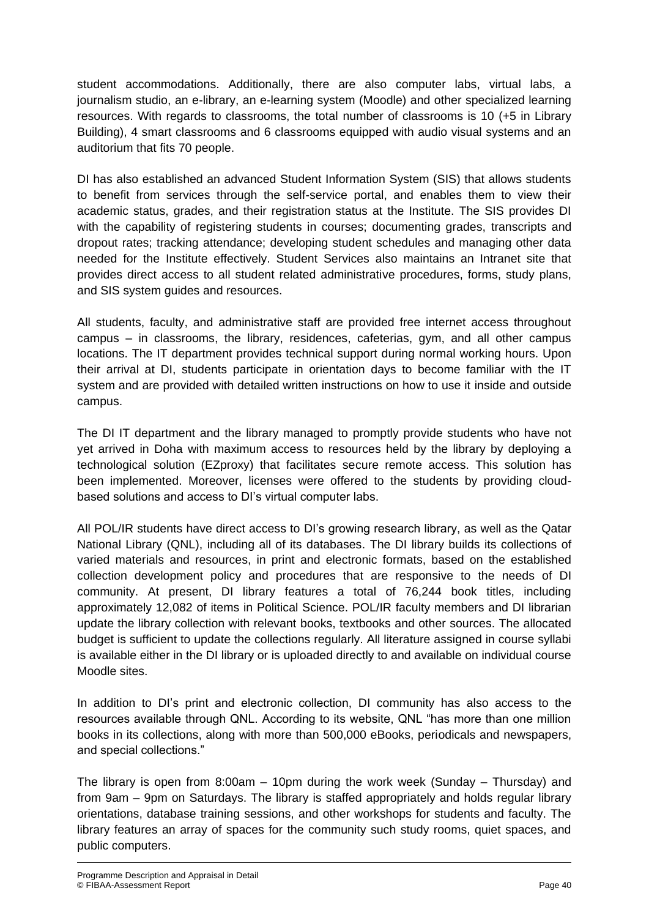student accommodations. Additionally, there are also computer labs, virtual labs, a journalism studio, an e-library, an e-learning system (Moodle) and other specialized learning resources. With regards to classrooms, the total number of classrooms is 10 (+5 in Library Building), 4 smart classrooms and 6 classrooms equipped with audio visual systems and an auditorium that fits 70 people.

DI has also established an advanced Student Information System (SIS) that allows students to benefit from services through the self-service portal, and enables them to view their academic status, grades, and their registration status at the Institute. The SIS provides DI with the capability of registering students in courses; documenting grades, transcripts and dropout rates; tracking attendance; developing student schedules and managing other data needed for the Institute effectively. Student Services also maintains an Intranet site that provides direct access to all student related administrative procedures, forms, study plans, and SIS system guides and resources.

All students, faculty, and administrative staff are provided free internet access throughout campus – in classrooms, the library, residences, cafeterias, gym, and all other campus locations. The IT department provides technical support during normal working hours. Upon their arrival at DI, students participate in orientation days to become familiar with the IT system and are provided with detailed written instructions on how to use it inside and outside campus.

The DI IT department and the library managed to promptly provide students who have not yet arrived in Doha with maximum access to resources held by the library by deploying a technological solution (EZproxy) that facilitates secure remote access. This solution has been implemented. Moreover, licenses were offered to the students by providing cloud-based solutions and access to DI's virtual computer labs.

All POL/IR students have direct access to DI's growing research library, as well as the Qatar National Library (QNL), including all of its databases. The DI library builds its collections of varied materials and resources, in print and electronic formats, based on the established collection development policy and procedures that are responsive to the needs of DI community. At present, DI library features a total of 76,244 book titles, including approximately 12,082 of items in Political Science. POL/IR faculty members and DI librarian update the library collection with relevant books, textbooks and other sources. The allocated budget is sufficient to update the collections regularly. All literature assigned in course syllabi is available either in the DI library or is uploaded directly to and available on individual course Moodle sites.

In addition to DI's print and electronic collection, DI community has also access to the resources available through QNL. According to its website, QNL "has more than one million books in its collections, along with more than 500,000 eBooks, periodicals and newspapers, and special collections."

The library is open from 8:00am – 10pm during the work week (Sunday – Thursday) and from 9am – 9pm on Saturdays. The library is staffed appropriately and holds regular library orientations, database training sessions, and other workshops for students and faculty. The library features an array of spaces for the community such study rooms, quiet spaces, and public computers.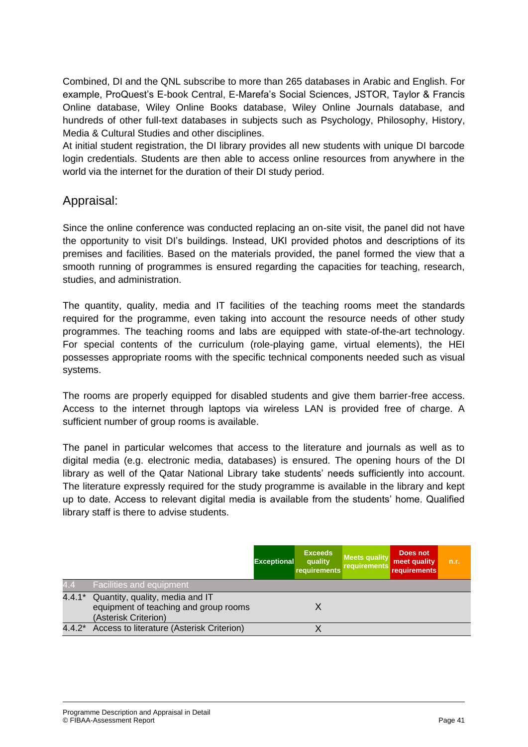Combined, DI and the QNL subscribe to more than 265 databases in Arabic and English. For example, ProQuest's E-book Central, E-Marefa's Social Sciences, JSTOR, Taylor & Francis Online database, Wiley Online Books database, Wiley Online Journals database, and hundreds of other full-text databases in subjects such as Psychology, Philosophy, History, Media & Cultural Studies and other disciplines.

At initial student registration, the DI library provides all new students with unique DI barcode login credentials. Students are then able to access online resources from anywhere in the world via the internet for the duration of their DI study period.

## Appraisal:

Since the online conference was conducted replacing an on-site visit, the panel did not have the opportunity to visit DI's buildings. Instead, UKI provided photos and descriptions of its premises and facilities. Based on the materials provided, the panel formed the view that a smooth running of programmes is ensured regarding the capacities for teaching, research, studies, and administration.

The quantity, quality, media and IT facilities of the teaching rooms meet the standards required for the programme, even taking into account the resource needs of other study programmes. The teaching rooms and labs are equipped with state-of-the-art technology. For special contents of the curriculum (role-playing game, virtual elements), the HEI possesses appropriate rooms with the specific technical components needed such as visual systems.

The rooms are properly equipped for disabled students and give them barrier-free access. Access to the internet through laptops via wireless LAN is provided free of charge. A sufficient number of group rooms is available.

The panel in particular welcomes that access to the literature and journals as well as to digital media (e.g. electronic media, databases) is ensured. The opening hours of the DI library as well of the Qatar National Library take students' needs sufficiently into account. The literature expressly required for the study programme is available in the library and kept up to date. Access to relevant digital media is available from the students' home. Qualified library staff is there to advise students.

| | | Exceptional | Exceeds quality requirements | Meets quality requirements | Does not meet quality requirements | n.r. |
|---|---|---|---|---|---|---|
| 4.4 | Facilities and equipment | | | | | |
| 4.4.1* | Quantity, quality, media and IT equipment of teaching and group rooms (Asterisk Criterion) | | X | | | |
| 4.4.2* | Access to literature (Asterisk Criterion) | | X | | | |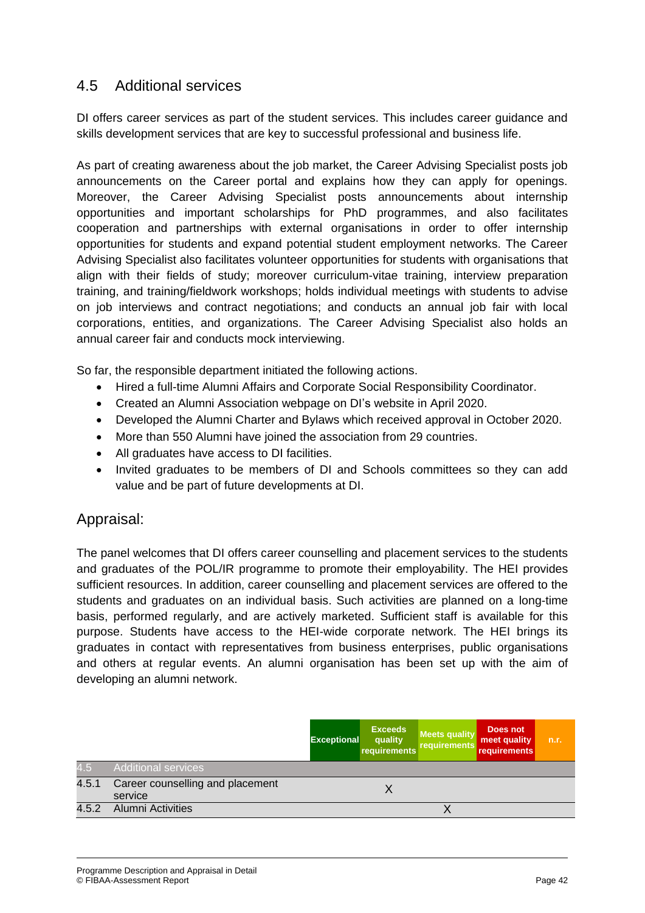## 4.5 Additional services

DI offers career services as part of the student services. This includes career guidance and skills development services that are key to successful professional and business life.

As part of creating awareness about the job market, the Career Advising Specialist posts job announcements on the Career portal and explains how they can apply for openings. Moreover, the Career Advising Specialist posts announcements about internship opportunities and important scholarships for PhD programmes, and also facilitates cooperation and partnerships with external organisations in order to offer internship opportunities for students and expand potential student employment networks. The Career Advising Specialist also facilitates volunteer opportunities for students with organisations that align with their fields of study; moreover curriculum-vitae training, interview preparation training, and training/fieldwork workshops; holds individual meetings with students to advise on job interviews and contract negotiations; and conducts an annual job fair with local corporations, entities, and organizations. The Career Advising Specialist also holds an annual career fair and conducts mock interviewing.

So far, the responsible department initiated the following actions.

- Hired a full-time Alumni Affairs and Corporate Social Responsibility Coordinator.
- Created an Alumni Association webpage on DI's website in April 2020.
- Developed the Alumni Charter and Bylaws which received approval in October 2020.
- More than 550 Alumni have joined the association from 29 countries.
- All graduates have access to DI facilities.
- Invited graduates to be members of DI and Schools committees so they can add value and be part of future developments at DI.

## Appraisal:

The panel welcomes that DI offers career counselling and placement services to the students and graduates of the POL/IR programme to promote their employability. The HEI provides sufficient resources. In addition, career counselling and placement services are offered to the students and graduates on an individual basis. Such activities are planned on a long-time basis, performed regularly, and are actively marketed. Sufficient staff is available for this purpose. Students have access to the HEI-wide corporate network. The HEI brings its graduates in contact with representatives from business enterprises, public organisations and others at regular events. An alumni organisation has been set up with the aim of developing an alumni network.

| | | Exceptional | Exceeds quality requirements | Meets quality requirements | Does not meet quality requirements | n.r. |
|---|---|---|---|---|---|---|
| 4.5 | Additional services | | | | | |
| 4.5.1 | Career counselling and placement service | | X | | | |
| 4.5.2 | Alumni Activities | | | X | | |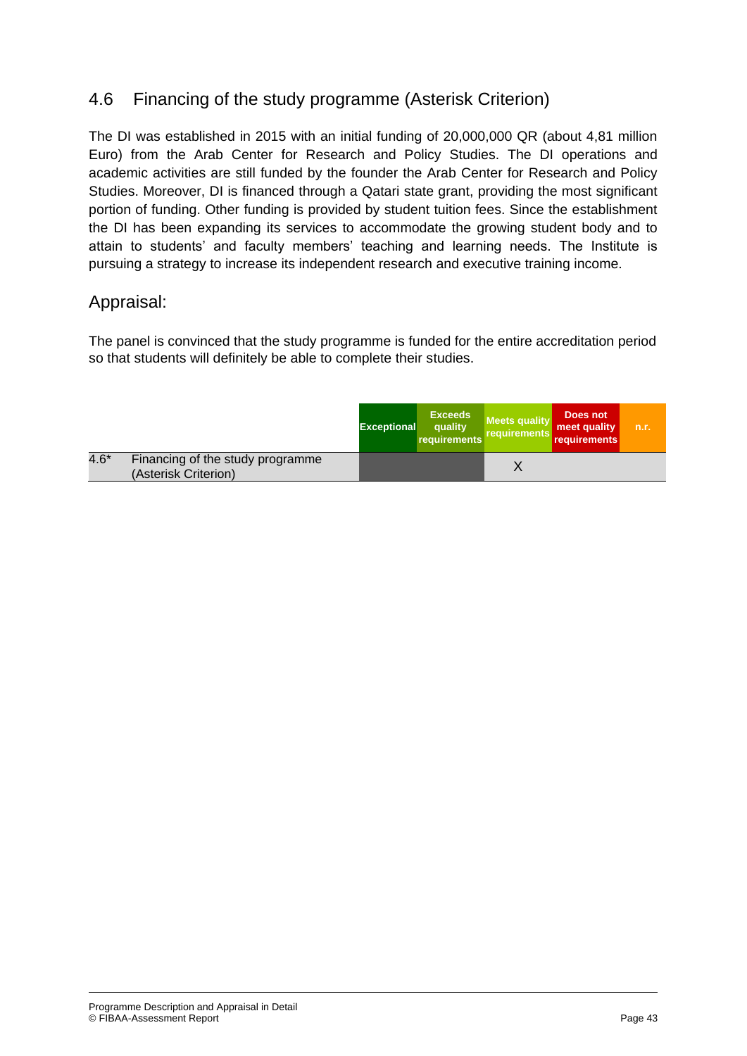## 4.6 Financing of the study programme (Asterisk Criterion)

The DI was established in 2015 with an initial funding of 20,000,000 QR (about 4,81 million Euro) from the Arab Center for Research and Policy Studies. The DI operations and academic activities are still funded by the founder the Arab Center for Research and Policy Studies. Moreover, DI is financed through a Qatari state grant, providing the most significant portion of funding. Other funding is provided by student tuition fees. Since the establishment the DI has been expanding its services to accommodate the growing student body and to attain to students' and faculty members' teaching and learning needs. The Institute is pursuing a strategy to increase its independent research and executive training income.

### Appraisal:

The panel is convinced that the study programme is funded for the entire accreditation period so that students will definitely be able to complete their studies.

| | | Exceptional | Exceeds quality requirements | Meets quality requirements | Does not meet quality requirements | n.r. |
|---|---|---|---|---|---|---|
| 4.6* | Financing of the study programme (Asterisk Criterion) | | | X | | |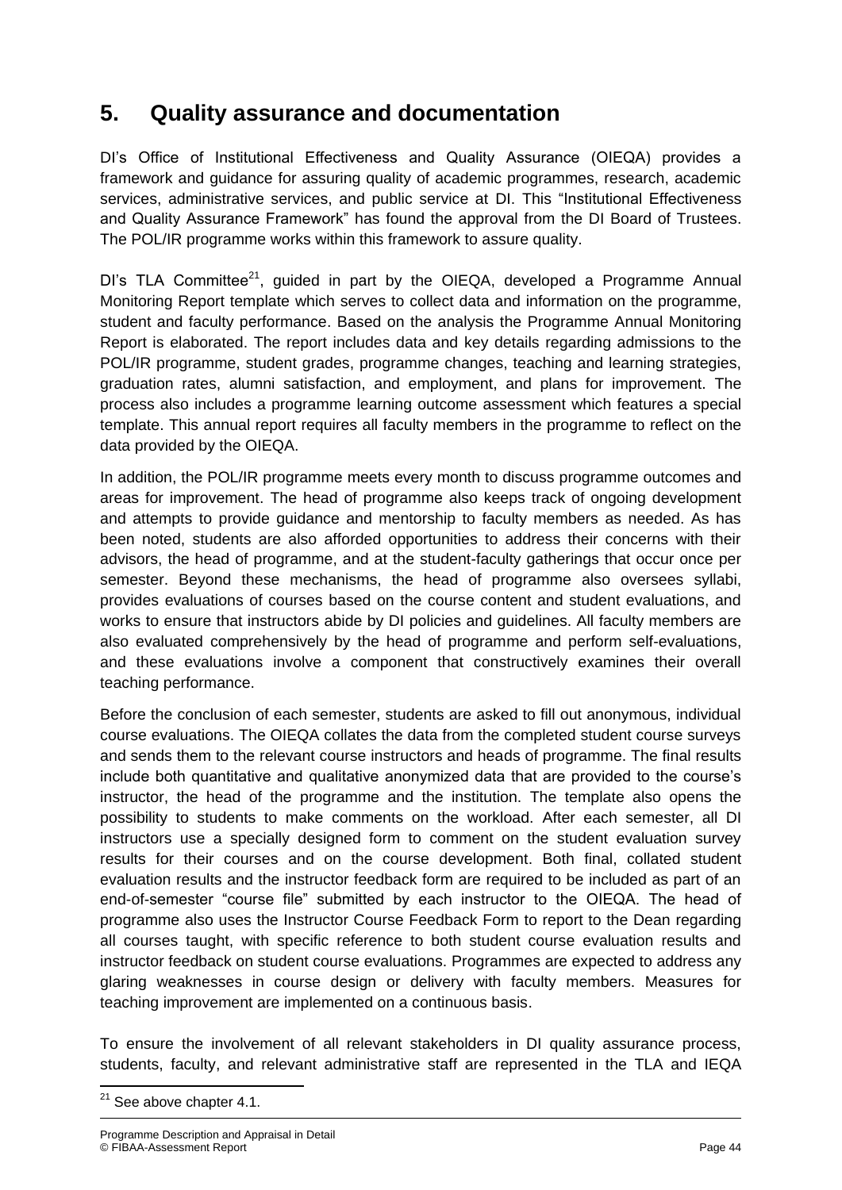# 5. Quality assurance and documentation

DI's Office of Institutional Effectiveness and Quality Assurance (OIEQA) provides a framework and guidance for assuring quality of academic programmes, research, academic services, administrative services, and public service at DI. This "Institutional Effectiveness and Quality Assurance Framework" has found the approval from the DI Board of Trustees. The POL/IR programme works within this framework to assure quality.

DI's TLA Committee[21], guided in part by the OIEQA, developed a Programme Annual Monitoring Report template which serves to collect data and information on the programme, student and faculty performance. Based on the analysis the Programme Annual Monitoring Report is elaborated. The report includes data and key details regarding admissions to the POL/IR programme, student grades, programme changes, teaching and learning strategies, graduation rates, alumni satisfaction, and employment, and plans for improvement. The process also includes a programme learning outcome assessment which features a special template. This annual report requires all faculty members in the programme to reflect on the data provided by the OIEQA.

In addition, the POL/IR programme meets every month to discuss programme outcomes and areas for improvement. The head of programme also keeps track of ongoing development and attempts to provide guidance and mentorship to faculty members as needed. As has been noted, students are also afforded opportunities to address their concerns with their advisors, the head of programme, and at the student-faculty gatherings that occur once per semester. Beyond these mechanisms, the head of programme also oversees syllabi, provides evaluations of courses based on the course content and student evaluations, and works to ensure that instructors abide by DI policies and guidelines. All faculty members are also evaluated comprehensively by the head of programme and perform self-evaluations, and these evaluations involve a component that constructively examines their overall teaching performance.

Before the conclusion of each semester, students are asked to fill out anonymous, individual course evaluations. The OIEQA collates the data from the completed student course surveys and sends them to the relevant course instructors and heads of programme. The final results include both quantitative and qualitative anonymized data that are provided to the course's instructor, the head of the programme and the institution. The template also opens the possibility to students to make comments on the workload. After each semester, all DI instructors use a specially designed form to comment on the student evaluation survey results for their courses and on the course development. Both final, collated student evaluation results and the instructor feedback form are required to be included as part of an end-of-semester "course file" submitted by each instructor to the OIEQA. The head of programme also uses the Instructor Course Feedback Form to report to the Dean regarding all courses taught, with specific reference to both student course evaluation results and instructor feedback on student course evaluations. Programmes are expected to address any glaring weaknesses in course design or delivery with faculty members. Measures for teaching improvement are implemented on a continuous basis.

To ensure the involvement of all relevant stakeholders in DI quality assurance process, students, faculty, and relevant administrative staff are represented in the TLA and IEQA

[21] See above chapter 4.1.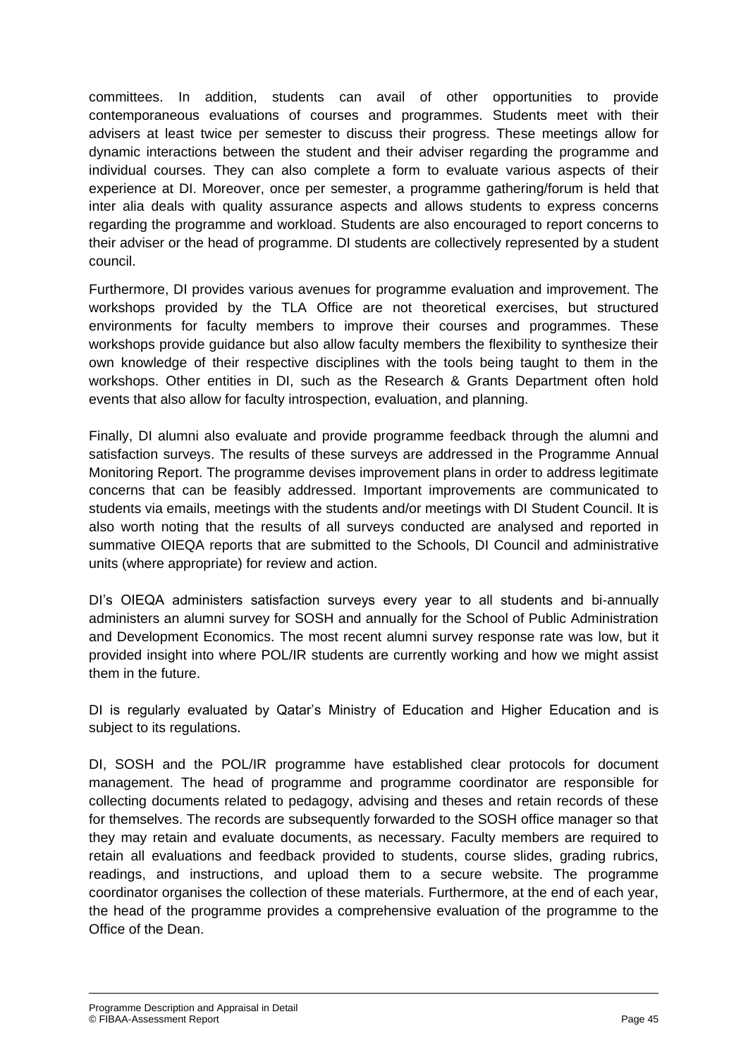committees. In addition, students can avail of other opportunities to provide contemporaneous evaluations of courses and programmes. Students meet with their advisers at least twice per semester to discuss their progress. These meetings allow for dynamic interactions between the student and their adviser regarding the programme and individual courses. They can also complete a form to evaluate various aspects of their experience at DI. Moreover, once per semester, a programme gathering/forum is held that inter alia deals with quality assurance aspects and allows students to express concerns regarding the programme and workload. Students are also encouraged to report concerns to their adviser or the head of programme. DI students are collectively represented by a student council.

Furthermore, DI provides various avenues for programme evaluation and improvement. The workshops provided by the TLA Office are not theoretical exercises, but structured environments for faculty members to improve their courses and programmes. These workshops provide guidance but also allow faculty members the flexibility to synthesize their own knowledge of their respective disciplines with the tools being taught to them in the workshops. Other entities in DI, such as the Research & Grants Department often hold events that also allow for faculty introspection, evaluation, and planning.

Finally, DI alumni also evaluate and provide programme feedback through the alumni and satisfaction surveys. The results of these surveys are addressed in the Programme Annual Monitoring Report. The programme devises improvement plans in order to address legitimate concerns that can be feasibly addressed. Important improvements are communicated to students via emails, meetings with the students and/or meetings with DI Student Council. It is also worth noting that the results of all surveys conducted are analysed and reported in summative OIEQA reports that are submitted to the Schools, DI Council and administrative units (where appropriate) for review and action.

DI's OIEQA administers satisfaction surveys every year to all students and bi-annually administers an alumni survey for SOSH and annually for the School of Public Administration and Development Economics. The most recent alumni survey response rate was low, but it provided insight into where POL/IR students are currently working and how we might assist them in the future.

DI is regularly evaluated by Qatar's Ministry of Education and Higher Education and is subject to its regulations.

DI, SOSH and the POL/IR programme have established clear protocols for document management. The head of programme and programme coordinator are responsible for collecting documents related to pedagogy, advising and theses and retain records of these for themselves. The records are subsequently forwarded to the SOSH office manager so that they may retain and evaluate documents, as necessary. Faculty members are required to retain all evaluations and feedback provided to students, course slides, grading rubrics, readings, and instructions, and upload them to a secure website. The programme coordinator organises the collection of these materials. Furthermore, at the end of each year, the head of the programme provides a comprehensive evaluation of the programme to the Office of the Dean.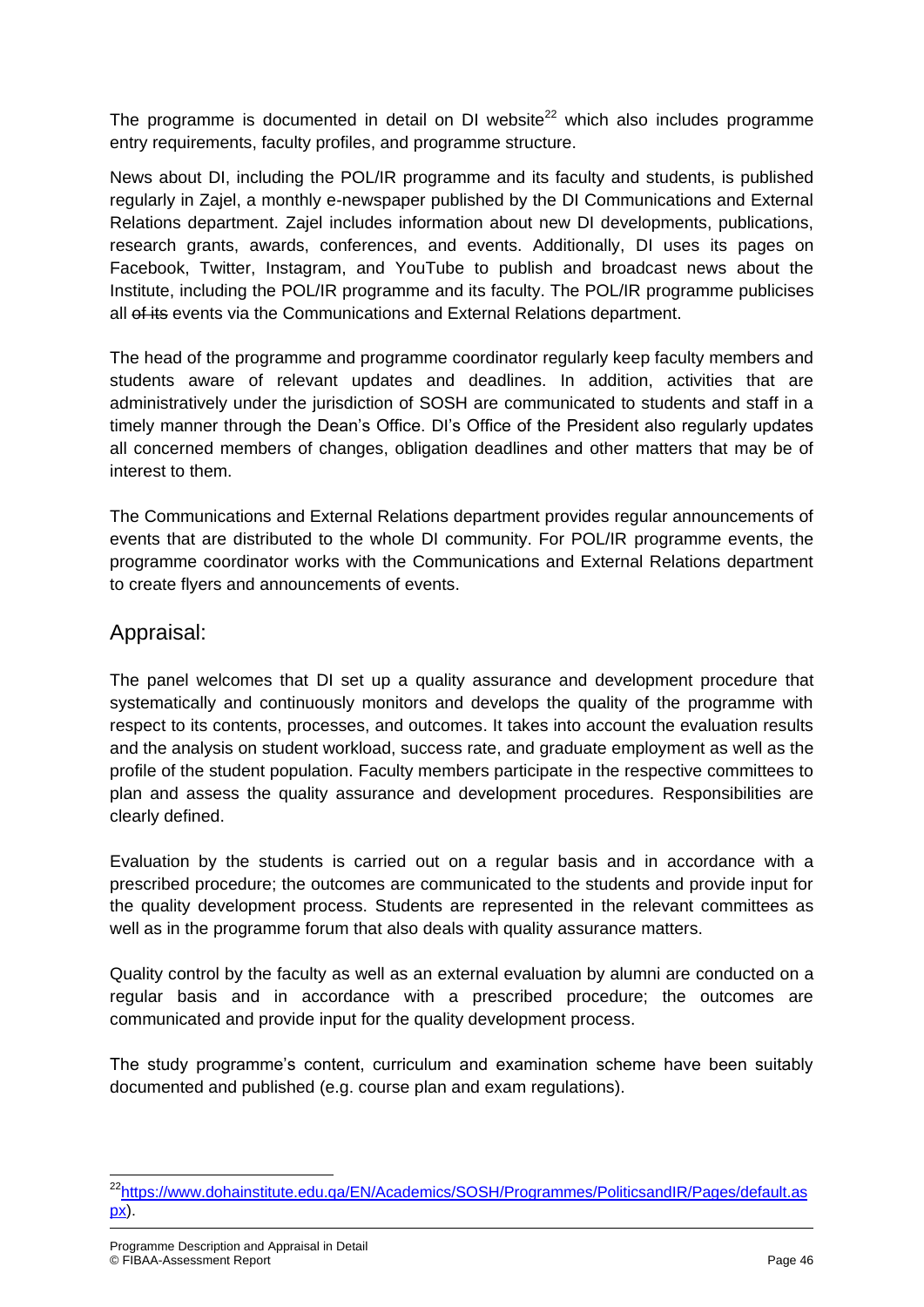The programme is documented in detail on DI website[22] which also includes programme entry requirements, faculty profiles, and programme structure.

News about DI, including the POL/IR programme and its faculty and students, is published regularly in Zajel, a monthly e-newspaper published by the DI Communications and External Relations department. Zajel includes information about new DI developments, publications, research grants, awards, conferences, and events. Additionally, DI uses its pages on Facebook, Twitter, Instagram, and YouTube to publish and broadcast news about the Institute, including the POL/IR programme and its faculty. The POL/IR programme publicises all ~~of its~~ events via the Communications and External Relations department.

The head of the programme and programme coordinator regularly keep faculty members and students aware of relevant updates and deadlines. In addition, activities that are administratively under the jurisdiction of SOSH are communicated to students and staff in a timely manner through the Dean's Office. DI's Office of the President also regularly updates all concerned members of changes, obligation deadlines and other matters that may be of interest to them.

The Communications and External Relations department provides regular announcements of events that are distributed to the whole DI community. For POL/IR programme events, the programme coordinator works with the Communications and External Relations department to create flyers and announcements of events.

## Appraisal:

The panel welcomes that DI set up a quality assurance and development procedure that systematically and continuously monitors and develops the quality of the programme with respect to its contents, processes, and outcomes. It takes into account the evaluation results and the analysis on student workload, success rate, and graduate employment as well as the profile of the student population. Faculty members participate in the respective committees to plan and assess the quality assurance and development procedures. Responsibilities are clearly defined.

Evaluation by the students is carried out on a regular basis and in accordance with a prescribed procedure; the outcomes are communicated to the students and provide input for the quality development process. Students are represented in the relevant committees as well as in the programme forum that also deals with quality assurance matters.

Quality control by the faculty as well as an external evaluation by alumni are conducted on a regular basis and in accordance with a prescribed procedure; the outcomes are communicated and provide input for the quality development process.

The study programme's content, curriculum and examination scheme have been suitably documented and published (e.g. course plan and exam regulations).

---

[22] https://www.dohainstitute.edu.qa/EN/Academics/SOSH/Programmes/PoliticsandIR/Pages/default.aspx).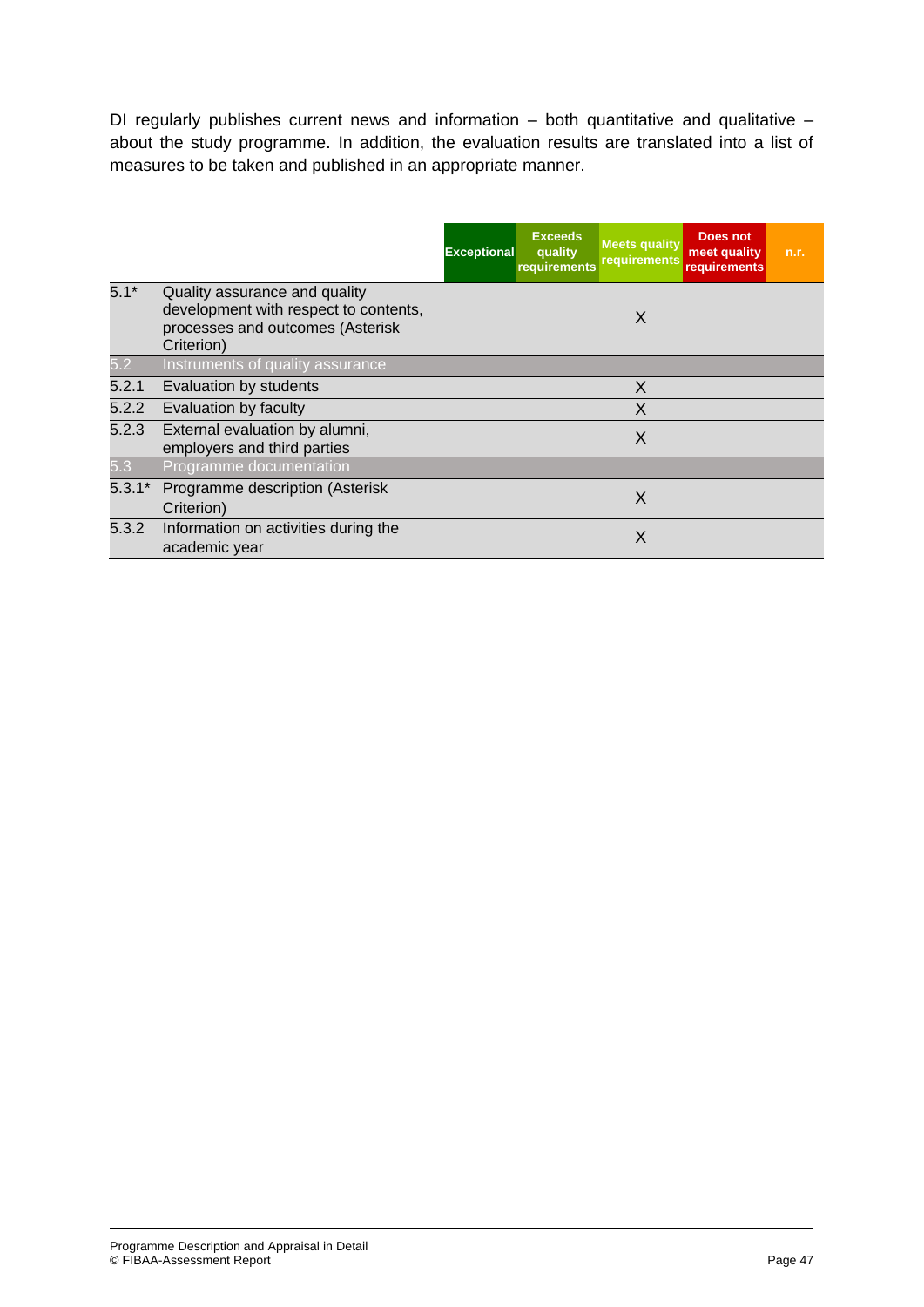DI regularly publishes current news and information – both quantitative and qualitative – about the study programme. In addition, the evaluation results are translated into a list of measures to be taken and published in an appropriate manner.

| | | Exceptional | Exceeds quality requirements | Meets quality requirements | Does not meet quality requirements | n.r. |
|---|---|---|---|---|---|---|
| 5.1* | Quality assurance and quality development with respect to contents, processes and outcomes (Asterisk Criterion) | | | X | | |
| 5.2 | Instruments of quality assurance | | | | | |
| 5.2.1 | Evaluation by students | | | X | | |
| 5.2.2 | Evaluation by faculty | | | X | | |
| 5.2.3 | External evaluation by alumni, employers and third parties | | | X | | |
| 5.3 | Programme documentation | | | | | |
| 5.3.1* | Programme description (Asterisk Criterion) | | | X | | |
| 5.3.2 | Information on activities during the academic year | | | X | | |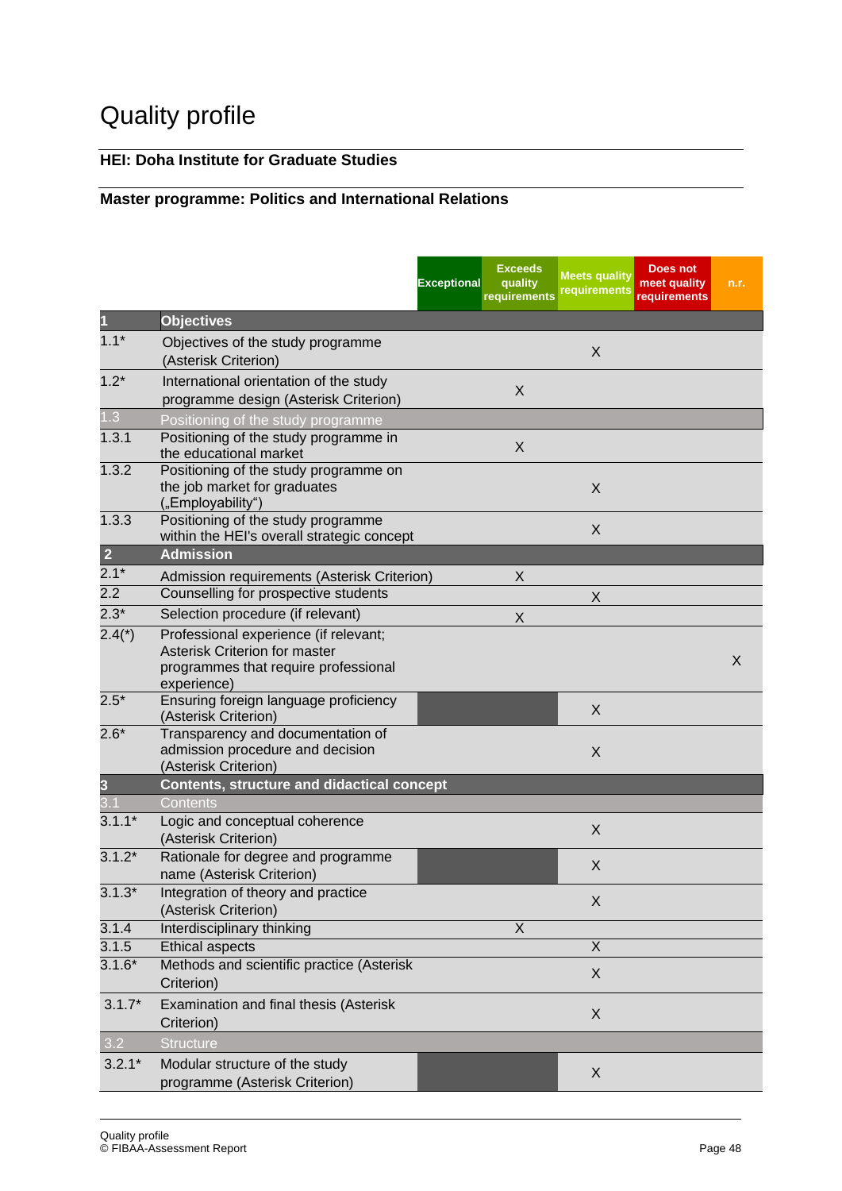# Quality profile

**HEI: Doha Institute for Graduate Studies**

**Master programme: Politics and International Relations**

| | | Exceptional | Exceeds quality requirements | Meets quality requirements | Does not meet quality requirements | n.r. |
|---|---|---|---|---|---|---|
| **1** | **Objectives** | | | | | |
| 1.1* | Objectives of the study programme (Asterisk Criterion) | | | X | | |
| 1.2* | International orientation of the study programme design (Asterisk Criterion) | | X | | | |
| 1.3 | Positioning of the study programme | | | | | |
| 1.3.1 | Positioning of the study programme in the educational market | | X | | | |
| 1.3.2 | Positioning of the study programme on the job market for graduates („Employability") | | | X | | |
| 1.3.3 | Positioning of the study programme within the HEI's overall strategic concept | | | X | | |
| **2** | **Admission** | | | | | |
| 2.1* | Admission requirements (Asterisk Criterion) | | X | | | |
| 2.2 | Counselling for prospective students | | | X | | |
| 2.3* | Selection procedure (if relevant) | | X | | | |
| 2.4(*) | Professional experience (if relevant; Asterisk Criterion for master programmes that require professional experience) | | | | | X |
| 2.5* | Ensuring foreign language proficiency (Asterisk Criterion) | | | X | | |
| 2.6* | Transparency and documentation of admission procedure and decision (Asterisk Criterion) | | | X | | |
| **3** | **Contents, structure and didactical concept** | | | | | |
| 3.1 | Contents | | | | | |
| 3.1.1* | Logic and conceptual coherence (Asterisk Criterion) | | | X | | |
| 3.1.2* | Rationale for degree and programme name (Asterisk Criterion) | | | X | | |
| 3.1.3* | Integration of theory and practice (Asterisk Criterion) | | | X | | |
| 3.1.4 | Interdisciplinary thinking | | X | | | |
| 3.1.5 | Ethical aspects | | | X | | |
| 3.1.6* | Methods and scientific practice (Asterisk Criterion) | | | X | | |
| 3.1.7* | Examination and final thesis (Asterisk Criterion) | | | X | | |
| 3.2 | Structure | | | | | |
| 3.2.1* | Modular structure of the study programme (Asterisk Criterion) | | | X | | |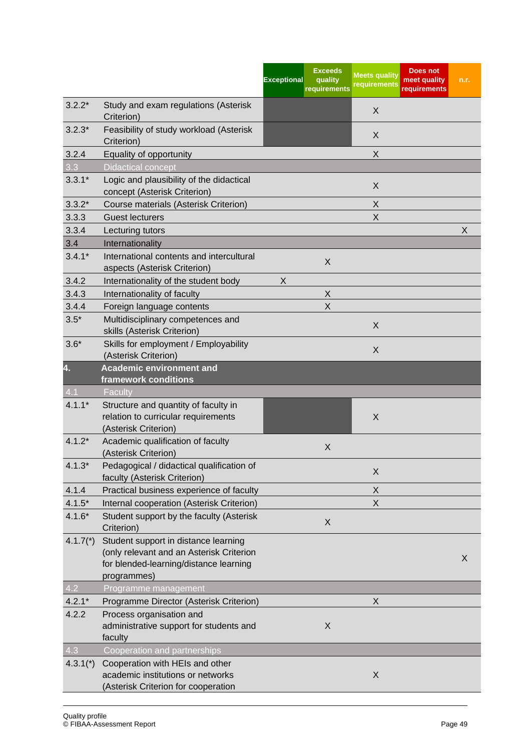| | | Exceptional | Exceeds quality requirements | Meets quality requirements | Does not meet quality requirements | n.r. |
|---|---|---|---|---|---|---|
| 3.2.2* | Study and exam regulations (Asterisk Criterion) | | | X | | |
| 3.2.3* | Feasibility of study workload (Asterisk Criterion) | | | X | | |
| 3.2.4 | Equality of opportunity | | | X | | |
| 3.3 | Didactical concept | | | | | |
| 3.3.1* | Logic and plausibility of the didactical concept (Asterisk Criterion) | | | X | | |
| 3.3.2* | Course materials (Asterisk Criterion) | | | X | | |
| 3.3.3 | Guest lecturers | | | X | | |
| 3.3.4 | Lecturing tutors | | | | | X |
| 3.4 | Internationality | | | | | |
| 3.4.1* | International contents and intercultural aspects (Asterisk Criterion) | | X | | | |
| 3.4.2 | Internationality of the student body | X | | | | |
| 3.4.3 | Internationality of faculty | | X | | | |
| 3.4.4 | Foreign language contents | | X | | | |
| 3.5* | Multidisciplinary competences and skills (Asterisk Criterion) | | | X | | |
| 3.6* | Skills for employment / Employability (Asterisk Criterion) | | | X | | |
| **4.** | **Academic environment and framework conditions** | | | | | |
| 4.1 | Faculty | | | | | |
| 4.1.1* | Structure and quantity of faculty in relation to curricular requirements (Asterisk Criterion) | | | X | | |
| 4.1.2* | Academic qualification of faculty (Asterisk Criterion) | | X | | | |
| 4.1.3* | Pedagogical / didactical qualification of faculty (Asterisk Criterion) | | | X | | |
| 4.1.4 | Practical business experience of faculty | | | X | | |
| 4.1.5* | Internal cooperation (Asterisk Criterion) | | | X | | |
| 4.1.6* | Student support by the faculty (Asterisk Criterion) | | X | | | |
| 4.1.7(*) | Student support in distance learning (only relevant and an Asterisk Criterion for blended-learning/distance learning programmes) | | | | | X |
| 4.2 | Programme management | | | | | |
| 4.2.1* | Programme Director (Asterisk Criterion) | | | X | | |
| 4.2.2 | Process organisation and administrative support for students and faculty | | X | | | |
| 4.3 | Cooperation and partnerships | | | | | |
| 4.3.1(*) | Cooperation with HEIs and other academic institutions or networks (Asterisk Criterion for cooperation | | | X | | |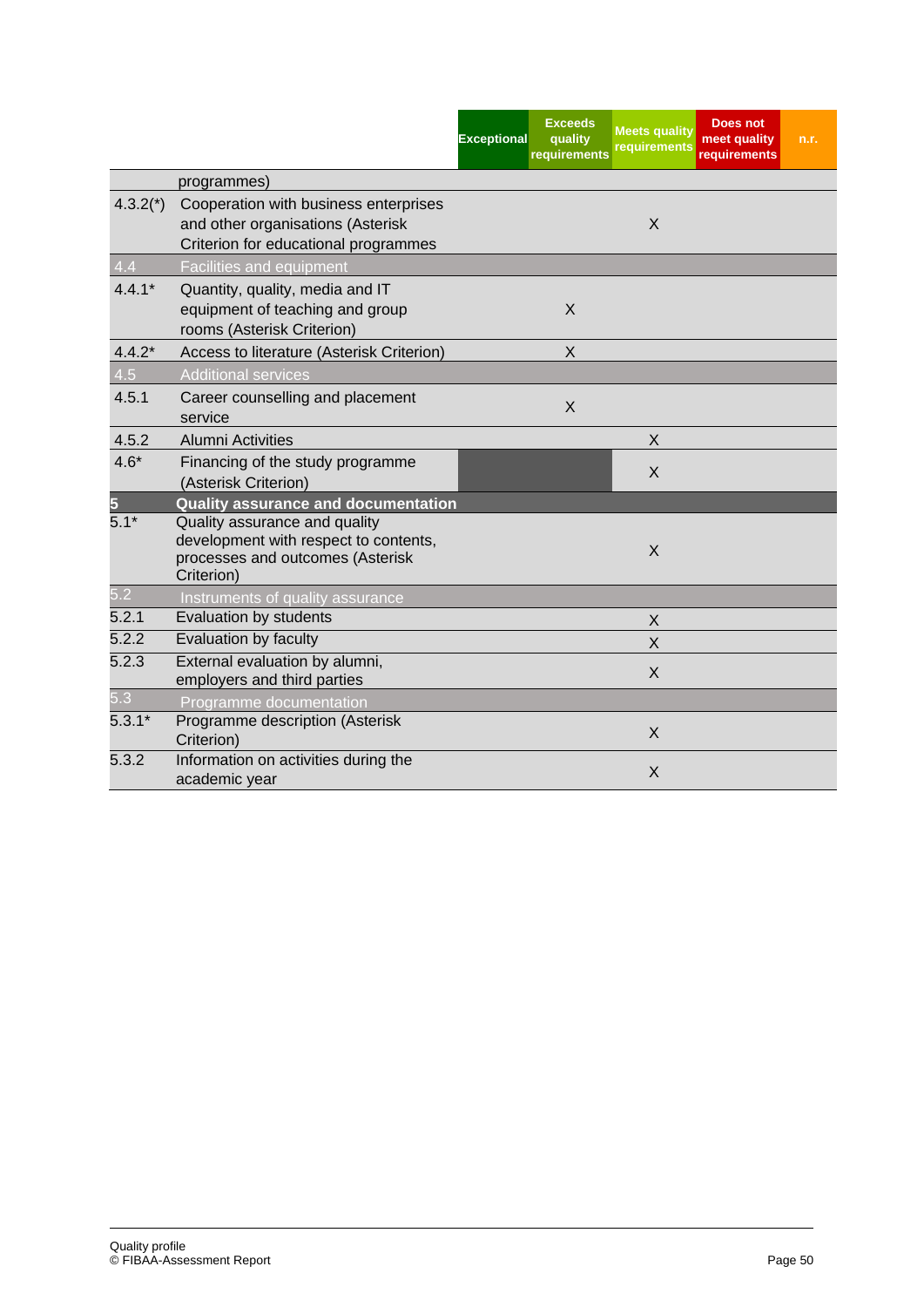| | | Exceptional | Exceeds quality requirements | Meets quality requirements | Does not meet quality requirements | n.r. |
|---|---|---|---|---|---|---|
| | programmes) | | | | | |
| 4.3.2(*) | Cooperation with business enterprises and other organisations (Asterisk Criterion for educational programmes | | | X | | |
| 4.4 | Facilities and equipment | | | | | |
| 4.4.1* | Quantity, quality, media and IT equipment of teaching and group rooms (Asterisk Criterion) | | X | | | |
| 4.4.2* | Access to literature (Asterisk Criterion) | | X | | | |
| 4.5 | Additional services | | | | | |
| 4.5.1 | Career counselling and placement service | | X | | | |
| 4.5.2 | Alumni Activities | | | X | | |
| 4.6* | Financing of the study programme (Asterisk Criterion) | | | X | | |
| **5** | **Quality assurance and documentation** | | | | | |
| 5.1* | Quality assurance and quality development with respect to contents, processes and outcomes (Asterisk Criterion) | | | X | | |
| 5.2 | Instruments of quality assurance | | | | | |
| 5.2.1 | Evaluation by students | | | X | | |
| 5.2.2 | Evaluation by faculty | | | X | | |
| 5.2.3 | External evaluation by alumni, employers and third parties | | | X | | |
| 5.3 | Programme documentation | | | | | |
| 5.3.1* | Programme description (Asterisk Criterion) | | | X | | |
| 5.3.2 | Information on activities during the academic year | | | X | | |